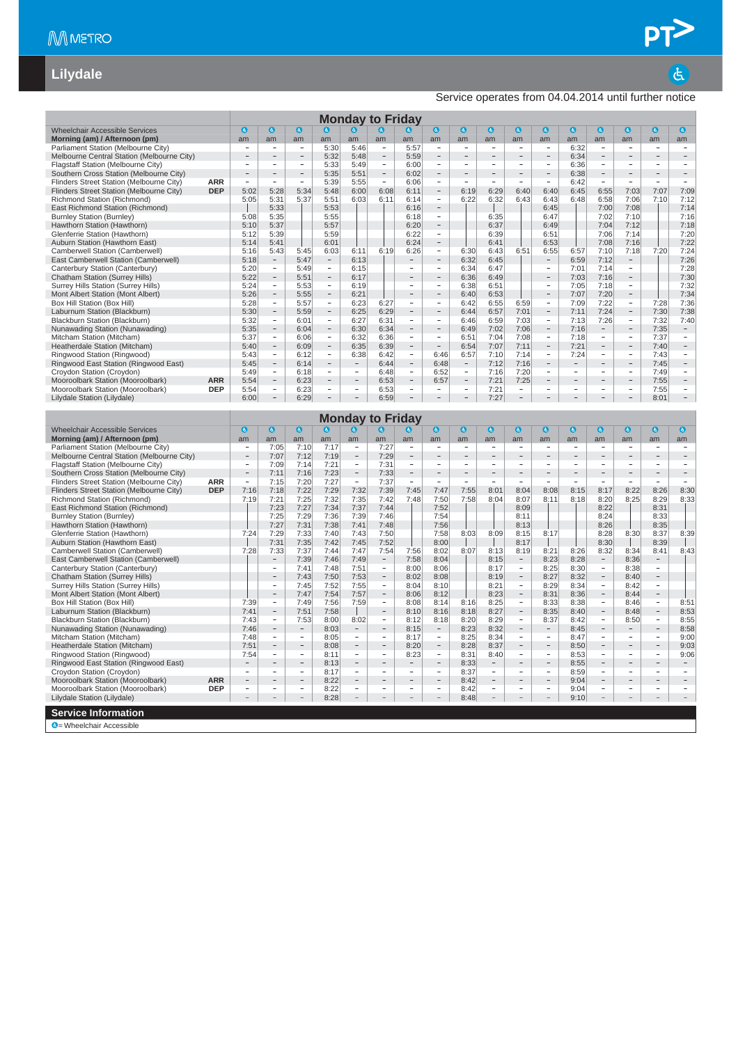# Lilydale

Service operates from 04.04.2014 until further notice

| Monday to Friday | | | | | | | | | | | | | | | | | | |
|---|---|---|---|---|---|---|---|---|---|---|---|---|---|---|---|---|---|---|
| Wheelchair Accessible Services | | ♿ | ♿ | ♿ | ♿ | ♿ | ♿ | ♿ | ♿ | ♿ | ♿ | ♿ | ♿ | ♿ | ♿ | ♿ | ♿ | ♿ |
| **Morning (am) / Afternoon (pm)** | | am | am | am | am | am | am | am | am | am | am | am | am | am | am | am | am | am |
| Parliament Station (Melbourne City) | | – | – | – | 5:30 | 5:46 | – | 5:57 | – | – | – | – | – | 6:32 | – | – | – | – |
| Melbourne Central Station (Melbourne City) | | – | – | – | 5:32 | 5:48 | – | 5:59 | – | – | – | – | – | 6:34 | – | – | – | – |
| Flagstaff Station (Melbourne City) | | – | – | – | 5:33 | 5:49 | – | 6:00 | – | – | – | – | – | 6:36 | – | – | – | – |
| Southern Cross Station (Melbourne City) | | – | – | – | 5:35 | 5:51 | – | 6:02 | – | – | – | – | – | 6:38 | – | – | – | – |
| Flinders Street Station (Melbourne City) | **ARR** | – | – | – | 5:39 | 5:55 | – | 6:06 | – | – | – | – | – | 6:42 | – | – | – | – |
| Flinders Street Station (Melbourne City) | **DEP** | 5:02 | 5:28 | 5:34 | 5:48 | 6:00 | 6:08 | 6:11 | – | 6:19 | 6:29 | 6:40 | 6:40 | 6:45 | 6:55 | 7:03 | 7:07 | 7:09 |
| Richmond Station (Richmond) | | 5:05 | 5:31 | 5:37 | 5:51 | 6:03 | 6:11 | 6:14 | – | 6:22 | 6:32 | 6:43 | 6:43 | 6:48 | 6:58 | 7:06 | 7:10 | 7:12 |
| East Richmond Station (Richmond) | | \| | 5:33 | | 5:53 | | | 6:16 | – | | \| | | 6:45 | | 7:00 | 7:08 | | 7:14 |
| Burnley Station (Burnley) | | 5:08 | 5:35 | | 5:55 | | | 6:18 | – | | 6:35 | | 6:47 | | 7:02 | 7:10 | | 7:16 |
| Hawthorn Station (Hawthorn) | | 5:10 | 5:37 | | 5:57 | | | 6:20 | – | | 6:37 | | 6:49 | | 7:04 | 7:12 | | 7:18 |
| Glenferrie Station (Hawthorn) | | 5:12 | 5:39 | | 5:59 | | | 6:22 | – | | 6:39 | | 6:51 | | 7:06 | 7:14 | | 7:20 |
| Auburn Station (Hawthorn East) | | 5:14 | 5:41 | | 6:01 | | | 6:24 | – | | 6:41 | | 6:53 | | 7:08 | 7:16 | | 7:22 |
| Camberwell Station (Camberwell) | | 5:16 | 5:43 | 5:45 | 6:03 | 6:11 | 6:19 | 6:26 | – | 6:30 | 6:43 | 6:51 | 6:55 | 6:57 | 7:10 | 7:18 | 7:20 | 7:24 |
| East Camberwell Station (Camberwell) | | 5:18 | – | 5:47 | – | 6:13 | | – | – | 6:32 | 6:45 | | – | 6:59 | 7:12 | – | | 7:26 |
| Canterbury Station (Canterbury) | | 5:20 | – | 5:49 | – | 6:15 | | – | – | 6:34 | 6:47 | | – | 7:01 | 7:14 | – | | 7:28 |
| Chatham Station (Surrey Hills) | | 5:22 | – | 5:51 | – | 6:17 | | – | – | 6:36 | 6:49 | | – | 7:03 | 7:16 | – | | 7:30 |
| Surrey Hills Station (Surrey Hills) | | 5:24 | – | 5:53 | – | 6:19 | | – | – | 6:38 | 6:51 | | – | 7:05 | 7:18 | – | | 7:32 |
| Mont Albert Station (Mont Albert) | | 5:26 | – | 5:55 | – | 6:21 | | – | – | 6:40 | 6:53 | | – | 7:07 | 7:20 | – | | 7:34 |
| Box Hill Station (Box Hill) | | 5:28 | – | 5:57 | – | 6:23 | 6:27 | – | – | 6:42 | 6:55 | 6:59 | – | 7:09 | 7:22 | – | 7:28 | 7:36 |
| Laburnum Station (Blackburn) | | 5:30 | – | 5:59 | – | 6:25 | 6:29 | – | – | 6:44 | 6:57 | 7:01 | – | 7:11 | 7:24 | – | 7:30 | 7:38 |
| Blackburn Station (Blackburn) | | 5:32 | – | 6:01 | – | 6:27 | 6:31 | – | – | 6:46 | 6:59 | 7:03 | – | 7:13 | 7:26 | – | 7:32 | 7:40 |
| Nunawading Station (Nunawading) | | 5:35 | – | 6:04 | – | 6:30 | 6:34 | – | – | 6:49 | 7:02 | 7:06 | – | 7:16 | – | – | 7:35 | – |
| Mitcham Station (Mitcham) | | 5:37 | – | 6:06 | – | 6:32 | 6:36 | – | – | 6:51 | 7:04 | 7:08 | – | 7:18 | – | – | 7:37 | – |
| Heatherdale Station (Mitcham) | | 5:40 | – | 6:09 | – | 6:35 | 6:39 | – | – | 6:54 | 7:07 | 7:11 | – | 7:21 | – | – | 7:40 | – |
| Ringwood Station (Ringwood) | | 5:43 | – | 6:12 | – | 6:38 | 6:42 | – | 6:46 | 6:57 | 7:10 | 7:14 | – | 7:24 | – | – | 7:43 | – |
| Ringwood East Station (Ringwood East) | | 5:45 | – | 6:14 | – | – | 6:44 | – | 6:48 | – | 7:12 | 7:16 | – | – | – | – | 7:45 | – |
| Croydon Station (Croydon) | | 5:49 | – | 6:18 | – | – | 6:48 | – | 6:52 | – | 7:16 | 7:20 | – | – | – | – | 7:49 | – |
| Mooroolbark Station (Mooroolbark) | **ARR** | 5:54 | – | 6:23 | – | – | 6:53 | – | 6:57 | – | 7:21 | 7:25 | – | – | – | – | 7:55 | – |
| Mooroolbark Station (Mooroolbark) | **DEP** | 5:54 | – | 6:23 | – | – | 6:53 | – | – | – | 7:21 | – | – | – | – | – | 7:55 | – |
| Lilydale Station (Lilydale) | | 6:00 | – | 6:29 | – | – | 6:59 | – | – | – | 7:27 | – | – | – | – | – | 8:01 | – |

| Monday to Friday | | | | | | | | | | | | | | | | | | |
|---|---|---|---|---|---|---|---|---|---|---|---|---|---|---|---|---|---|---|
| Wheelchair Accessible Services | | ♿ | ♿ | ♿ | ♿ | ♿ | ♿ | ♿ | ♿ | ♿ | ♿ | ♿ | ♿ | ♿ | ♿ | ♿ | ♿ | ♿ |
| **Morning (am) / Afternoon (pm)** | | am | am | am | am | am | am | am | am | am | am | am | am | am | am | am | am | am |
| Parliament Station (Melbourne City) | | – | 7:05 | 7:10 | 7:17 | – | 7:27 | – | – | – | – | – | – | – | – | – | – | – |
| Melbourne Central Station (Melbourne City) | | – | 7:07 | 7:12 | 7:19 | – | 7:29 | – | – | – | – | – | – | – | – | – | – | – |
| Flagstaff Station (Melbourne City) | | – | 7:09 | 7:14 | 7:21 | – | 7:31 | – | – | – | – | – | – | – | – | – | – | – |
| Southern Cross Station (Melbourne City) | | – | 7:11 | 7:16 | 7:23 | – | 7:33 | – | – | – | – | – | – | – | – | – | – | – |
| Flinders Street Station (Melbourne City) | **ARR** | – | 7:15 | 7:20 | 7:27 | – | 7:37 | – | – | – | – | – | – | – | – | – | – | – |
| Flinders Street Station (Melbourne City) | **DEP** | 7:16 | 7:18 | 7:22 | 7:29 | 7:32 | 7:39 | 7:45 | 7:47 | 7:55 | 8:01 | 8:04 | 8:08 | 8:15 | 8:17 | 8:22 | 8:26 | 8:30 |
| Richmond Station (Richmond) | | 7:19 | 7:21 | 7:25 | 7:32 | 7:35 | 7:42 | 7:48 | 7:50 | 7:58 | 8:04 | 8:07 | 8:11 | 8:18 | 8:20 | 8:25 | 8:29 | 8:33 |
| East Richmond Station (Richmond) | | \| | 7:23 | 7:27 | 7:34 | 7:37 | 7:44 | | 7:52 | | | 8:09 | | | 8:22 | | 8:31 | |
| Burnley Station (Burnley) | | | 7:25 | 7:29 | 7:36 | 7:39 | 7:46 | | 7:54 | | | 8:11 | | | 8:24 | | 8:33 | |
| Hawthorn Station (Hawthorn) | | | 7:27 | 7:31 | 7:38 | 7:41 | 7:48 | | 7:56 | | | 8:13 | | | 8:26 | | 8:35 | |
| Glenferrie Station (Hawthorn) | | 7:24 | 7:29 | 7:33 | 7:40 | 7:43 | 7:50 | | 7:58 | 8:03 | 8:09 | 8:15 | 8:17 | | 8:28 | 8:30 | 8:37 | 8:39 |
| Auburn Station (Hawthorn East) | | \| | 7:31 | 7:35 | 7:42 | 7:45 | 7:52 | | 8:00 | \| | \| | 8:17 | \| | | 8:30 | \| | 8:39 | |
| Camberwell Station (Camberwell) | | 7:28 | 7:33 | 7:37 | 7:44 | 7:47 | 7:54 | 7:56 | 8:02 | 8:07 | 8:13 | 8:19 | 8:21 | 8:26 | 8:32 | 8:34 | 8:41 | 8:43 |
| East Camberwell Station (Camberwell) | | | – | 7:39 | 7:46 | 7:49 | – | 7:58 | 8:04 | | 8:15 | – | 8:23 | 8:28 | – | 8:36 | – | |
| Canterbury Station (Canterbury) | | | – | 7:41 | 7:48 | 7:51 | – | 8:00 | 8:06 | | 8:17 | – | 8:25 | 8:30 | – | 8:38 | – | |
| Chatham Station (Surrey Hills) | | | – | 7:43 | 7:50 | 7:53 | – | 8:02 | 8:08 | | 8:19 | – | 8:27 | 8:32 | – | 8:40 | – | |
| Surrey Hills Station (Surrey Hills) | | | – | 7:45 | 7:52 | 7:55 | – | 8:04 | 8:10 | | 8:21 | – | 8:29 | 8:34 | – | 8:42 | – | |
| Mont Albert Station (Mont Albert) | | | – | 7:47 | 7:54 | 7:57 | – | 8:06 | 8:12 | | 8:23 | – | 8:31 | 8:36 | – | 8:44 | – | |
| Box Hill Station (Box Hill) | | 7:39 | – | 7:49 | 7:56 | 7:59 | – | 8:08 | 8:14 | 8:16 | 8:25 | – | 8:33 | 8:38 | – | 8:46 | – | 8:51 |
| Laburnum Station (Blackburn) | | 7:41 | – | 7:51 | 7:58 | \| | – | 8:10 | 8:16 | 8:18 | 8:27 | – | 8:35 | 8:40 | – | 8:48 | – | 8:53 |
| Blackburn Station (Blackburn) | | 7:43 | – | 7:53 | 8:00 | 8:02 | – | 8:12 | 8:18 | 8:20 | 8:29 | – | 8:37 | 8:42 | – | 8:50 | – | 8:55 |
| Nunawading Station (Nunawading) | | 7:46 | – | – | 8:03 | – | – | 8:15 | – | 8:23 | 8:32 | – | – | 8:45 | – | – | – | 8:58 |
| Mitcham Station (Mitcham) | | 7:48 | – | – | 8:05 | – | – | 8:17 | – | 8:25 | 8:34 | – | – | 8:47 | – | – | – | 9:00 |
| Heatherdale Station (Mitcham) | | 7:51 | – | – | 8:08 | – | – | 8:20 | – | 8:28 | 8:37 | – | – | 8:50 | – | – | – | 9:03 |
| Ringwood Station (Ringwood) | | 7:54 | – | – | 8:11 | – | – | 8:23 | – | 8:31 | 8:40 | – | – | 8:53 | – | – | – | 9:06 |
| Ringwood East Station (Ringwood East) | | – | – | – | 8:13 | – | – | – | – | 8:33 | – | – | – | 8:55 | – | – | – | – |
| Croydon Station (Croydon) | | – | – | – | 8:17 | – | – | – | – | 8:37 | – | – | – | 8:59 | – | – | – | – |
| Mooroolbark Station (Mooroolbark) | **ARR** | – | – | – | 8:22 | – | – | – | – | 8:42 | – | – | – | 9:04 | – | – | – | – |
| Mooroolbark Station (Mooroolbark) | **DEP** | – | – | – | 8:22 | – | – | – | – | 8:42 | – | – | – | 9:04 | – | – | – | – |
| Lilydale Station (Lilydale) | | – | – | – | 8:28 | – | – | – | – | 8:48 | – | – | – | 9:10 | – | – | – | – |

## Service Information

♿ = Wheelchair Accessible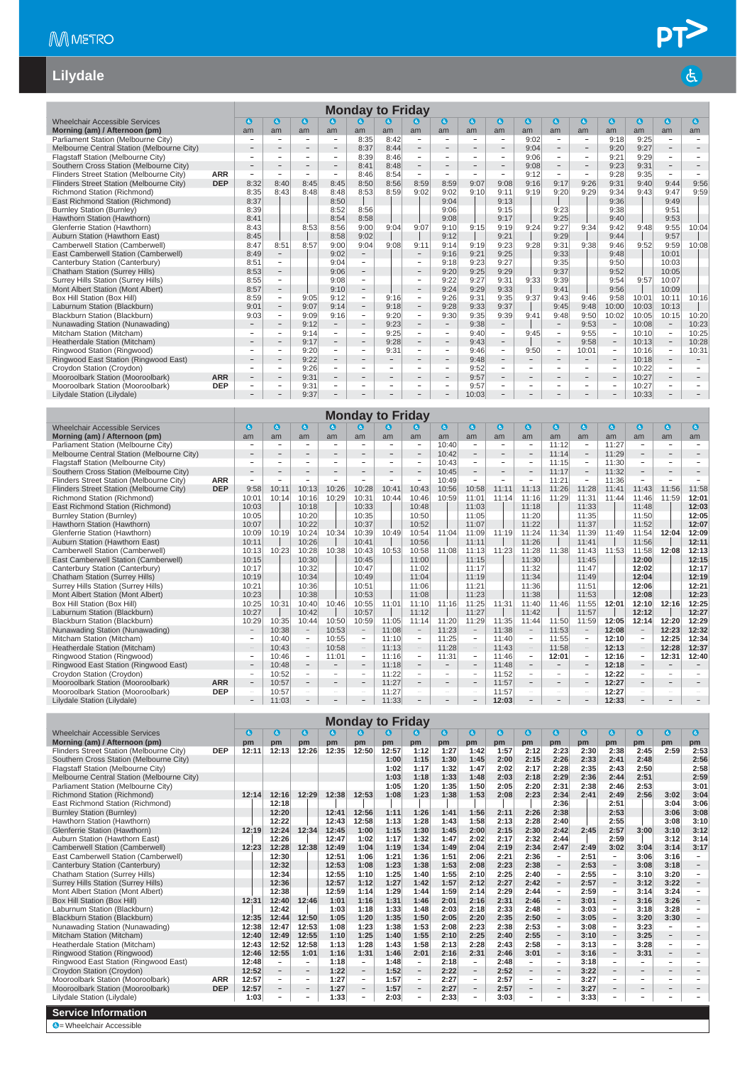# Lilydale

## Monday to Friday

| Wheelchair Accessible Services | | ♿ | ♿ | ♿ | ♿ | ♿ | ♿ | ♿ | ♿ | ♿ | ♿ | ♿ | ♿ | ♿ | ♿ | ♿ | ♿ | ♿ |
|---|---|---|---|---|---|---|---|---|---|---|---|---|---|---|---|---|---|---|
| Morning (am) / Afternoon (pm) | | am | am | am | am | am | am | am | am | am | am | am | am | am | am | am | am | am |
| Parliament Station (Melbourne City) | | – | – | – | – | 8:35 | 8:42 | – | – | – | – | 9:02 | – | – | 9:18 | 9:25 | – | – |
| Melbourne Central Station (Melbourne City) | | – | – | – | – | 8:37 | 8:44 | – | – | – | – | 9:04 | – | – | 9:20 | 9:27 | – | – |
| Flagstaff Station (Melbourne City) | | – | – | – | – | 8:39 | 8:46 | – | – | – | – | 9:06 | – | – | 9:21 | 9:29 | – | – |
| Southern Cross Station (Melbourne City) | | – | – | – | – | 8:41 | 8:48 | – | – | – | – | 9:08 | – | – | 9:23 | 9:31 | – | – |
| Flinders Street Station (Melbourne City) | ARR | – | – | – | – | 8:46 | 8:54 | – | – | – | – | 9:12 | – | – | 9:28 | 9:35 | – | – |
| Flinders Street Station (Melbourne City) | DEP | 8:32 | 8:40 | 8:45 | 8:45 | 8:50 | 8:56 | 8:59 | 8:59 | 9:07 | 9:08 | 9:16 | 9:17 | 9:26 | 9:31 | 9:40 | 9:44 | 9:56 |
| Richmond Station (Richmond) | | 8:35 | 8:43 | 8:48 | 8:48 | 8:53 | 8:59 | 9:02 | 9:02 | 9:10 | 9:11 | 9:19 | 9:20 | 9:29 | 9:34 | 9:43 | 9:47 | 9:59 |
| East Richmond Station (Richmond) | | 8:37 | | | 8:50 | | | | 9:04 | | 9:13 | | | | 9:36 | | 9:49 | |
| Burnley Station (Burnley) | | 8:39 | | | 8:52 | 8:56 | | | 9:06 | | 9:15 | | 9:23 | | 9:38 | | 9:51 | |
| Hawthorn Station (Hawthorn) | | 8:41 | | | 8:54 | 8:58 | | | 9:08 | | 9:17 | | 9:25 | | 9:40 | | 9:53 | |
| Glenferrie Station (Hawthorn) | | 8:43 | | 8:53 | 8:56 | 9:00 | 9:04 | 9:07 | 9:10 | 9:15 | 9:19 | 9:24 | 9:27 | 9:34 | 9:42 | 9:48 | 9:55 | 10:04 |
| Auburn Station (Hawthorn East) | | 8:45 | | | 8:58 | 9:02 | | | 9:12 | | 9:21 | | 9:29 | | 9:44 | | 9:57 | |
| Camberwell Station (Camberwell) | | 8:47 | 8:51 | 8:57 | 9:00 | 9:04 | 9:08 | 9:11 | 9:14 | 9:19 | 9:23 | 9:28 | 9:31 | 9:38 | 9:46 | 9:52 | 9:59 | 10:08 |
| East Camberwell Station (Camberwell) | | 8:49 | – | | 9:02 | – | | – | 9:16 | 9:21 | 9:25 | | 9:33 | | 9:48 | | 10:01 | |
| Canterbury Station (Canterbury) | | 8:51 | – | | 9:04 | – | | – | 9:18 | 9:23 | 9:27 | | 9:35 | | 9:50 | | 10:03 | |
| Chatham Station (Surrey Hills) | | 8:53 | – | | 9:06 | – | | – | 9:20 | 9:25 | 9:29 | | 9:37 | | 9:52 | | 10:05 | |
| Surrey Hills Station (Surrey Hills) | | 8:55 | – | | 9:08 | – | | – | 9:22 | 9:27 | 9:31 | 9:33 | 9:39 | | 9:54 | 9:57 | 10:07 | |
| Mont Albert Station (Mont Albert) | | 8:57 | – | | 9:10 | – | | – | 9:24 | 9:29 | 9:33 | | 9:41 | | 9:56 | | 10:09 | |
| Box Hill Station (Box Hill) | | 8:59 | – | 9:05 | 9:12 | – | 9:16 | – | 9:26 | 9:31 | 9:35 | 9:37 | 9:43 | 9:46 | 9:58 | 10:01 | 10:11 | 10:16 |
| Laburnum Station (Blackburn) | | 9:01 | – | 9:07 | 9:14 | – | 9:18 | – | 9:28 | 9:33 | 9:37 | | 9:45 | 9:48 | 10:00 | 10:03 | 10:13 | |
| Blackburn Station (Blackburn) | | 9:03 | – | 9:09 | 9:16 | – | 9:20 | – | 9:30 | 9:35 | 9:39 | 9:41 | 9:48 | 9:50 | 10:02 | 10:05 | 10:15 | 10:20 |
| Nunawading Station (Nunawading) | | – | – | 9:12 | – | – | 9:23 | – | – | 9:38 | – | | – | 9:53 | – | 10:08 | – | 10:23 |
| Mitcham Station (Mitcham) | | – | – | 9:14 | – | – | 9:25 | – | – | 9:40 | – | 9:45 | – | 9:55 | – | 10:10 | – | 10:25 |
| Heatherdale Station (Mitcham) | | – | – | 9:17 | – | – | 9:28 | – | – | 9:43 | – | | – | 9:58 | – | 10:13 | – | 10:28 |
| Ringwood Station (Ringwood) | | – | – | 9:20 | – | – | 9:31 | – | – | 9:46 | – | 9:50 | – | 10:01 | – | 10:16 | – | 10:31 |
| Ringwood East Station (Ringwood East) | | – | – | 9:22 | – | – | – | – | – | 9:48 | – | – | – | – | – | 10:18 | – | – |
| Croydon Station (Croydon) | | – | – | 9:26 | – | – | – | – | – | 9:52 | – | – | – | – | – | 10:22 | – | – |
| Mooroolbark Station (Mooroolbark) | ARR | – | – | 9:31 | – | – | – | – | – | 9:57 | – | – | – | – | – | 10:27 | – | – |
| Mooroolbark Station (Mooroolbark) | DEP | – | – | 9:31 | – | – | – | – | – | 9:57 | – | – | – | – | – | 10:27 | – | – |
| Lilydale Station (Lilydale) | | – | – | 9:37 | – | – | – | – | – | 10:03 | – | – | – | – | – | 10:33 | – | – |

## Monday to Friday

| Wheelchair Accessible Services | | ♿ | ♿ | ♿ | ♿ | ♿ | ♿ | ♿ | ♿ | ♿ | ♿ | ♿ | ♿ | ♿ | ♿ | ♿ | ♿ | ♿ |
|---|---|---|---|---|---|---|---|---|---|---|---|---|---|---|---|---|---|---|
| Morning (am) / Afternoon (pm) | | am | am | am | am | am | am | am | am | am | am | am | am | am | am | am | am | am |
| Parliament Station (Melbourne City) | | – | – | – | – | – | – | – | 10:40 | – | – | – | 11:12 | – | 11:27 | – | – | – |
| Melbourne Central Station (Melbourne City) | | – | – | – | – | – | – | – | 10:42 | – | – | – | 11:14 | – | 11:29 | – | – | – |
| Flagstaff Station (Melbourne City) | | – | – | – | – | – | – | – | 10:43 | – | – | – | 11:15 | – | 11:30 | – | – | – |
| Southern Cross Station (Melbourne City) | | – | – | – | – | – | – | – | 10:45 | – | – | – | 11:17 | – | 11:32 | – | – | – |
| Flinders Street Station (Melbourne City) | ARR | – | – | – | – | – | – | – | 10:49 | – | – | – | 11:21 | – | 11:36 | – | – | – |
| Flinders Street Station (Melbourne City) | DEP | 9:58 | 10:11 | 10:13 | 10:26 | 10:28 | 10:41 | 10:43 | 10:56 | 10:58 | 11:11 | 11:13 | 11:26 | 11:28 | 11:41 | 11:43 | 11:56 | 11:58 |
| Richmond Station (Richmond) | | 10:01 | 10:14 | 10:16 | 10:29 | 10:31 | 10:44 | 10:46 | 10:59 | 11:01 | 11:14 | 11:16 | 11:29 | 11:31 | 11:44 | 11:46 | 11:59 | 12:01 |
| East Richmond Station (Richmond) | | 10:03 | | 10:18 | | 10:33 | | 10:48 | | 11:03 | | 11:18 | | 11:33 | | 11:48 | | 12:03 |
| Burnley Station (Burnley) | | 10:05 | | 10:20 | | 10:35 | | 10:50 | | 11:05 | | 11:20 | | 11:35 | | 11:50 | | 12:05 |
| Hawthorn Station (Hawthorn) | | 10:07 | | 10:22 | | 10:37 | | 10:52 | | 11:07 | | 11:22 | | 11:37 | | 11:52 | | 12:07 |
| Glenferrie Station (Hawthorn) | | 10:09 | 10:19 | 10:24 | 10:34 | 10:39 | 10:49 | 10:54 | 11:04 | 11:09 | 11:19 | 11:24 | 11:34 | 11:39 | 11:49 | 11:54 | 12:04 | 12:09 |
| Auburn Station (Hawthorn East) | | 10:11 | | 10:26 | | 10:41 | | 10:56 | | 11:11 | | 11:26 | | 11:41 | | 11:56 | | 12:11 |
| Camberwell Station (Camberwell) | | 10:13 | 10:23 | 10:28 | 10:38 | 10:43 | 10:53 | 10:58 | 11:08 | 11:13 | 11:23 | 11:28 | 11:38 | 11:43 | 11:53 | 11:58 | 12:08 | 12:13 |
| East Camberwell Station (Camberwell) | | 10:15 | | 10:30 | | 10:45 | | 11:00 | | 11:15 | | 11:30 | | 11:45 | | 12:00 | | 12:15 |
| Canterbury Station (Canterbury) | | 10:17 | | 10:32 | | 10:47 | | 11:02 | | 11:17 | | 11:32 | | 11:47 | | 12:02 | | 12:17 |
| Chatham Station (Surrey Hills) | | 10:19 | | 10:34 | | 10:49 | | 11:04 | | 11:19 | | 11:34 | | 11:49 | | 12:04 | | 12:19 |
| Surrey Hills Station (Surrey Hills) | | 10:21 | | 10:36 | | 10:51 | | 11:06 | | 11:21 | | 11:36 | | 11:51 | | 12:06 | | 12:21 |
| Mont Albert Station (Mont Albert) | | 10:23 | | 10:38 | | 10:53 | | 11:08 | | 11:23 | | 11:38 | | 11:53 | | 12:08 | | 12:23 |
| Box Hill Station (Box Hill) | | 10:25 | 10:31 | 10:40 | 10:46 | 10:55 | 11:01 | 11:10 | 11:16 | 11:25 | 11:31 | 11:40 | 11:46 | 11:55 | 12:01 | 12:10 | 12:16 | 12:25 |
| Laburnum Station (Blackburn) | | 10:27 | | 10:42 | | 10:57 | | 11:12 | | 11:27 | | 11:42 | | 11:57 | | 12:12 | | 12:27 |
| Blackburn Station (Blackburn) | | 10:29 | 10:35 | 10:44 | 10:50 | 10:59 | 11:05 | 11:14 | 11:20 | 11:29 | 11:35 | 11:44 | 11:50 | 11:59 | 12:05 | 12:14 | 12:20 | 12:29 |
| Nunawading Station (Nunawading) | | – | 10:38 | – | 10:53 | – | 11:08 | – | 11:23 | – | 11:38 | – | 11:53 | – | 12:08 | – | 12:23 | 12:32 |
| Mitcham Station (Mitcham) | | – | 10:40 | – | 10:55 | – | 11:10 | – | 11:25 | – | 11:40 | – | 11:55 | – | 12:10 | – | 12:25 | 12:34 |
| Heatherdale Station (Mitcham) | | – | 10:43 | – | 10:58 | – | 11:13 | – | 11:28 | – | 11:43 | – | 11:58 | – | 12:13 | – | 12:28 | 12:37 |
| Ringwood Station (Ringwood) | | – | 10:46 | – | 11:01 | – | 11:16 | – | 11:31 | – | 11:46 | – | 12:01 | – | 12:16 | – | 12:31 | 12:40 |
| Ringwood East Station (Ringwood East) | | – | 10:48 | – | – | – | 11:18 | – | – | – | 11:48 | – | – | – | 12:18 | – | – | – |
| Croydon Station (Croydon) | | – | 10:52 | – | – | – | 11:22 | – | – | – | 11:52 | – | – | – | 12:22 | – | – | – |
| Mooroolbark Station (Mooroolbark) | ARR | – | 10:57 | – | – | – | 11:27 | – | – | – | 11:57 | – | – | – | 12:27 | – | – | – |
| Mooroolbark Station (Mooroolbark) | DEP | – | 10:57 | – | – | – | 11:27 | – | – | – | 11:57 | – | – | – | 12:27 | – | – | – |
| Lilydale Station (Lilydale) | | – | 11:03 | – | – | – | 11:33 | – | – | – | 12:03 | – | – | – | 12:33 | – | – | – |

## Monday to Friday

| Wheelchair Accessible Services | | ♿ | ♿ | ♿ | ♿ | ♿ | ♿ | ♿ | ♿ | ♿ | ♿ | ♿ | ♿ | ♿ | ♿ | ♿ | ♿ | ♿ |
|---|---|---|---|---|---|---|---|---|---|---|---|---|---|---|---|---|---|---|
| Morning (am) / Afternoon (pm) | | pm | pm | pm | pm | pm | pm | pm | pm | pm | pm | pm | pm | pm | pm | pm | pm | pm |
| Flinders Street Station (Melbourne City) | DEP | 12:11 | 12:13 | 12:26 | 12:35 | 12:50 | 12:57 | 1:12 | 1:27 | 1:42 | 1:57 | 2:12 | 2:23 | 2:30 | 2:38 | 2:45 | 2:59 | 2:53 |
| Southern Cross Station (Melbourne City) | | | | | | | 1:00 | 1:15 | 1:30 | 1:45 | 2:00 | 2:15 | 2:26 | 2:33 | 2:41 | 2:48 | | 2:56 |
| Flagstaff Station (Melbourne City) | | | | | | | 1:02 | 1:17 | 1:32 | 1:47 | 2:02 | 2:17 | 2:28 | 2:35 | 2:43 | 2:50 | | 2:58 |
| Melbourne Central Station (Melbourne City) | | | | | | | 1:03 | 1:18 | 1:33 | 1:48 | 2:03 | 2:18 | 2:29 | 2:36 | 2:44 | 2:51 | | 2:59 |
| Parliament Station (Melbourne City) | | | | | | | 1:05 | 1:20 | 1:35 | 1:50 | 2:05 | 2:20 | 2:31 | 2:38 | 2:46 | 2:53 | | 3:01 |
| Richmond Station (Richmond) | | 12:14 | 12:16 | 12:29 | 12:38 | 12:53 | 1:08 | 1:23 | 1:38 | 1:53 | 2:08 | 2:23 | 2:34 | 2:41 | 2:49 | 2:56 | 3:02 | 3:04 |
| East Richmond Station (Richmond) | | | 12:18 | | | | | | | | | | 2:36 | | 2:51 | | 3:04 | 3:06 |
| Burnley Station (Burnley) | | | 12:20 | | 12:41 | 12:56 | 1:11 | 1:26 | 1:41 | 1:56 | 2:11 | 2:26 | 2:38 | | 2:53 | | 3:06 | 3:08 |
| Hawthorn Station (Hawthorn) | | | 12:22 | | 12:43 | 12:58 | 1:13 | 1:28 | 1:43 | 1:58 | 2:13 | 2:28 | 2:40 | | 2:55 | | 3:08 | 3:10 |
| Glenferrie Station (Hawthorn) | | 12:19 | 12:24 | 12:34 | 12:45 | 1:00 | 1:15 | 1:30 | 1:45 | 2:00 | 2:15 | 2:30 | 2:42 | 2:45 | 2:57 | 3:00 | 3:10 | 3:12 |
| Auburn Station (Hawthorn East) | | | 12:26 | | 12:47 | 1:02 | 1:17 | 1:32 | 1:47 | 2:02 | 2:17 | 2:32 | 2:44 | | 2:59 | | 3:12 | 3:14 |
| Camberwell Station (Camberwell) | | 12:23 | 12:28 | 12:38 | 12:49 | 1:04 | 1:19 | 1:34 | 1:49 | 2:04 | 2:19 | 2:34 | 2:47 | 2:49 | 3:02 | 3:04 | 3:14 | 3:17 |
| East Camberwell Station (Camberwell) | | | 12:30 | | 12:51 | 1:06 | 1:21 | 1:36 | 1:51 | 2:06 | 2:21 | 2:36 | – | 2:51 | – | 3:06 | 3:16 | – |
| Canterbury Station (Canterbury) | | | 12:32 | | 12:53 | 1:08 | 1:23 | 1:38 | 1:53 | 2:08 | 2:23 | 2:38 | – | 2:53 | – | 3:08 | 3:18 | – |
| Chatham Station (Surrey Hills) | | | 12:34 | | 12:55 | 1:10 | 1:25 | 1:40 | 1:55 | 2:10 | 2:25 | 2:40 | – | 2:55 | – | 3:10 | 3:20 | – |
| Surrey Hills Station (Surrey Hills) | | | 12:36 | | 12:57 | 1:12 | 1:27 | 1:42 | 1:57 | 2:12 | 2:27 | 2:42 | – | 2:57 | – | 3:12 | 3:22 | – |
| Mont Albert Station (Mont Albert) | | | 12:38 | | 12:59 | 1:14 | 1:29 | 1:44 | 1:59 | 2:14 | 2:29 | 2:44 | – | 2:59 | – | 3:14 | 3:24 | – |
| Box Hill Station (Box Hill) | | 12:31 | 12:40 | 12:46 | 1:01 | 1:16 | 1:31 | 1:46 | 2:01 | 2:16 | 2:31 | 2:46 | – | 3:01 | – | 3:16 | 3:26 | – |
| Laburnum Station (Blackburn) | | | 12:42 | | 1:03 | 1:18 | 1:33 | 1:48 | 2:03 | 2:18 | 2:33 | 2:48 | – | 3:03 | – | 3:18 | 3:28 | – |
| Blackburn Station (Blackburn) | | 12:35 | 12:44 | 12:50 | 1:05 | 1:20 | 1:35 | 1:50 | 2:05 | 2:20 | 2:35 | 2:50 | – | 3:05 | – | 3:20 | 3:30 | – |
| Nunawading Station (Nunawading) | | 12:38 | 12:47 | 12:53 | 1:08 | 1:23 | 1:38 | 1:53 | 2:08 | 2:23 | 2:38 | 2:53 | – | 3:08 | – | 3:23 | – | – |
| Mitcham Station (Mitcham) | | 12:40 | 12:49 | 12:55 | 1:10 | 1:25 | 1:40 | 1:55 | 2:10 | 2:25 | 2:40 | 2:55 | – | 3:10 | – | 3:25 | – | – |
| Heatherdale Station (Mitcham) | | 12:43 | 12:52 | 12:58 | 1:13 | 1:28 | 1:43 | 1:58 | 2:13 | 2:28 | 2:43 | 2:58 | – | 3:13 | – | 3:28 | – | – |
| Ringwood Station (Ringwood) | | 12:46 | 12:55 | 1:01 | 1:16 | 1:31 | 1:46 | 2:01 | 2:16 | 2:31 | 2:46 | 3:01 | – | 3:16 | – | 3:31 | – | – |
| Ringwood East Station (Ringwood East) | | 12:48 | – | – | 1:18 | – | 1:48 | – | 2:18 | – | 2:48 | – | – | 3:18 | – | – | – | – |
| Croydon Station (Croydon) | | 12:52 | – | – | 1:22 | – | 1:52 | – | 2:22 | – | 2:52 | – | – | 3:22 | – | – | – | – |
| Mooroolbark Station (Mooroolbark) | ARR | 12:57 | – | – | 1:27 | – | 1:57 | – | 2:27 | – | 2:57 | – | – | 3:27 | – | – | – | – |
| Mooroolbark Station (Mooroolbark) | DEP | 12:57 | – | – | 1:27 | – | 1:57 | – | 2:27 | – | 2:57 | – | – | 3:27 | – | – | – | – |
| Lilydale Station (Lilydale) | | 1:03 | – | – | 1:33 | – | 2:03 | – | 2:33 | – | 3:03 | – | – | 3:33 | – | – | – | – |

## Service Information

♿ = Wheelchair Accessible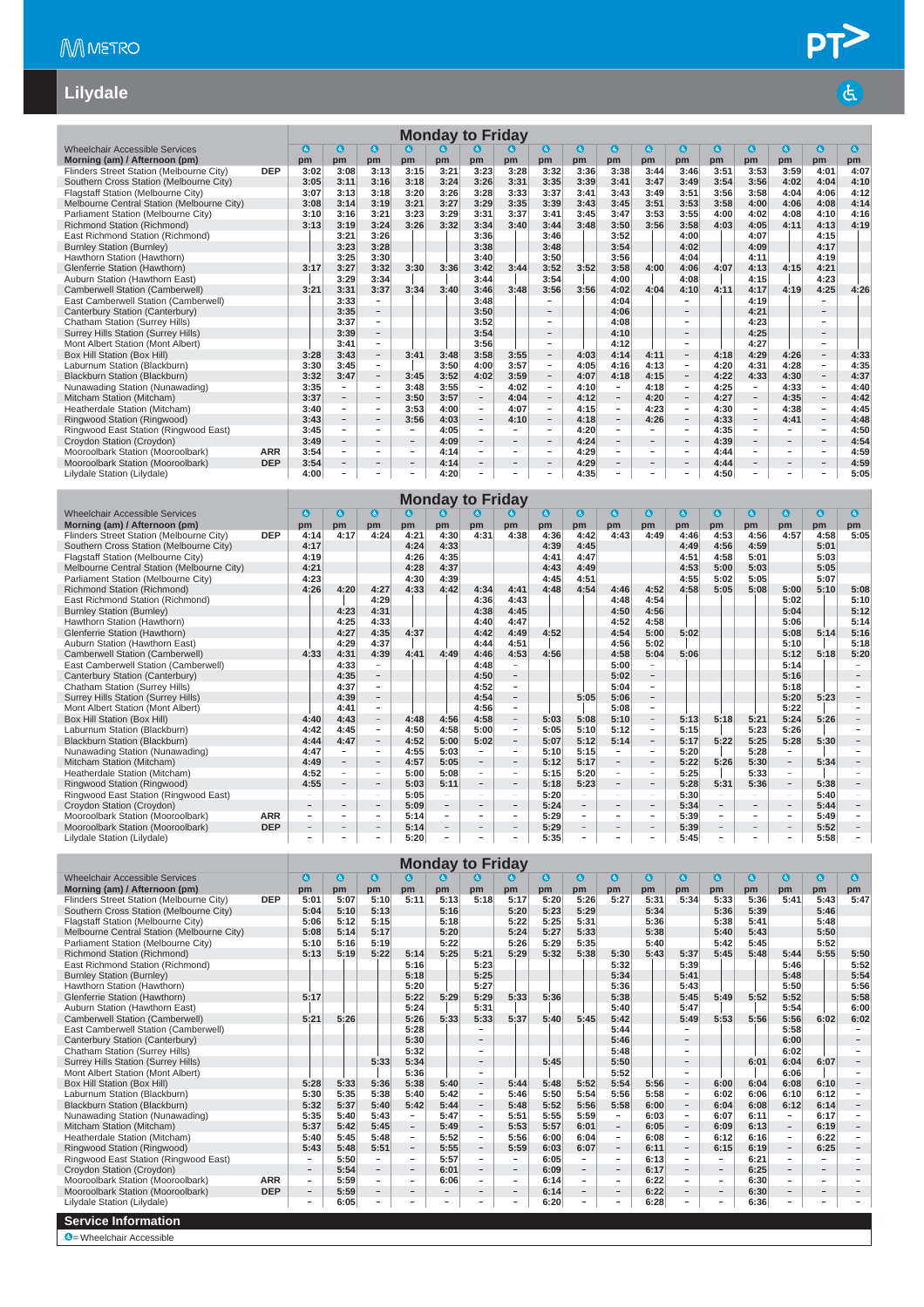# Lilydale

## Monday to Friday

| Wheelchair Accessible Services | | ♿ | ♿ | ♿ | ♿ | ♿ | ♿ | ♿ | ♿ | ♿ | ♿ | ♿ | ♿ | ♿ | ♿ | ♿ | ♿ | ♿ |
|---|---|---|---|---|---|---|---|---|---|---|---|---|---|---|---|---|---|---|
| Morning (am) / Afternoon (pm) | | pm | pm | pm | pm | pm | pm | pm | pm | pm | pm | pm | pm | pm | pm | pm | pm | pm |
| Flinders Street Station (Melbourne City) | DEP | 3:02 | 3:08 | 3:13 | 3:15 | 3:21 | 3:23 | 3:28 | 3:32 | 3:36 | 3:38 | 3:44 | 3:46 | 3:51 | 3:53 | 3:59 | 4:01 | 4:07 |
| Southern Cross Station (Melbourne City) | | 3:05 | 3:11 | 3:16 | 3:18 | 3:24 | 3:26 | 3:31 | 3:35 | 3:39 | 3:41 | 3:47 | 3:49 | 3:54 | 3:56 | 4:02 | 4:04 | 4:10 |
| Flagstaff Station (Melbourne City) | | 3:07 | 3:13 | 3:18 | 3:20 | 3:26 | 3:28 | 3:33 | 3:37 | 3:41 | 3:43 | 3:49 | 3:51 | 3:56 | 3:58 | 4:04 | 4:06 | 4:12 |
| Melbourne Central Station (Melbourne City) | | 3:08 | 3:14 | 3:19 | 3:21 | 3:27 | 3:29 | 3:35 | 3:39 | 3:43 | 3:45 | 3:51 | 3:53 | 3:58 | 4:00 | 4:06 | 4:08 | 4:14 |
| Parliament Station (Melbourne City) | | 3:10 | 3:16 | 3:21 | 3:23 | 3:29 | 3:31 | 3:37 | 3:41 | 3:45 | 3:47 | 3:53 | 3:55 | 4:00 | 4:02 | 4:08 | 4:10 | 4:16 |
| Richmond Station (Richmond) | | 3:13 | 3:19 | 3:24 | 3:26 | 3:32 | 3:34 | 3:40 | 3:44 | 3:48 | 3:50 | 3:56 | 3:58 | 4:03 | 4:05 | 4:11 | 4:13 | 4:19 |
| East Richmond Station (Richmond) | | | 3:21 | 3:26 | | | 3:36 | | 3:46 | | 3:52 | | 4:00 | | 4:07 | | 4:15 | |
| Burnley Station (Burnley) | | | 3:23 | 3:28 | | | 3:38 | | 3:48 | | 3:54 | | 4:02 | | 4:09 | | 4:17 | |
| Hawthorn Station (Hawthorn) | | | 3:25 | 3:30 | | | 3:40 | | 3:50 | | 3:56 | | 4:04 | | 4:11 | | 4:19 | |
| Glenferrie Station (Hawthorn) | | 3:17 | 3:27 | 3:32 | 3:30 | 3:36 | 3:42 | 3:44 | 3:52 | 3:52 | 3:58 | 4:00 | 4:06 | 4:07 | 4:13 | 4:15 | 4:21 | |
| Auburn Station (Hawthorn East) | | | 3:29 | 3:34 | | | 3:44 | | 3:54 | | 4:00 | | 4:08 | | 4:15 | | 4:23 | |
| Camberwell Station (Camberwell) | | 3:21 | 3:31 | 3:37 | 3:34 | 3:40 | 3:46 | 3:48 | 3:56 | 3:56 | 4:02 | 4:04 | 4:10 | 4:11 | 4:17 | 4:19 | 4:25 | 4:26 |
| East Camberwell Station (Camberwell) | | | 3:33 | – | | | 3:48 | | – | | 4:04 | | – | | 4:19 | | – | |
| Canterbury Station (Canterbury) | | | 3:35 | – | | | 3:50 | | – | | 4:06 | | – | | 4:21 | | – | |
| Chatham Station (Surrey Hills) | | | 3:37 | – | | | 3:52 | | – | | 4:08 | | – | | 4:23 | | – | |
| Surrey Hills Station (Surrey Hills) | | | 3:39 | – | | | 3:54 | | – | | 4:10 | | – | | 4:25 | | – | |
| Mont Albert Station (Mont Albert) | | | 3:41 | – | | | 3:56 | | – | | 4:12 | | – | | 4:27 | | – | |
| Box Hill Station (Box Hill) | | 3:28 | 3:43 | – | 3:41 | 3:48 | 3:58 | 3:55 | – | 4:03 | 4:14 | 4:11 | – | 4:18 | 4:29 | 4:26 | – | 4:33 |
| Laburnum Station (Blackburn) | | 3:30 | 3:45 | – | | 3:50 | 4:00 | 3:57 | – | 4:05 | 4:16 | 4:13 | – | 4:20 | 4:31 | 4:28 | – | 4:35 |
| Blackburn Station (Blackburn) | | 3:32 | 3:47 | – | 3:45 | 3:52 | 4:02 | 3:59 | – | 4:07 | 4:18 | 4:15 | – | 4:22 | 4:33 | 4:30 | – | 4:37 |
| Nunawading Station (Nunawading) | | 3:35 | – | – | 3:48 | 3:55 | – | 4:02 | – | 4:10 | – | 4:18 | – | 4:25 | – | 4:33 | – | 4:40 |
| Mitcham Station (Mitcham) | | 3:37 | – | – | 3:50 | 3:57 | – | 4:04 | – | 4:12 | – | 4:20 | – | 4:27 | – | 4:35 | – | 4:42 |
| Heatherdale Station (Mitcham) | | 3:40 | – | – | 3:53 | 4:00 | – | 4:07 | – | 4:15 | – | 4:23 | – | 4:30 | – | 4:38 | – | 4:45 |
| Ringwood Station (Ringwood) | | 3:43 | – | – | 3:56 | 4:03 | – | 4:10 | – | 4:18 | – | 4:26 | – | 4:33 | – | 4:41 | – | 4:48 |
| Ringwood East Station (Ringwood East) | | 3:45 | – | – | – | 4:05 | – | – | – | 4:20 | – | – | – | 4:35 | – | – | – | 4:50 |
| Croydon Station (Croydon) | | 3:49 | – | – | – | 4:09 | – | – | – | 4:24 | – | – | – | 4:39 | – | – | – | 4:54 |
| Mooroolbark Station (Mooroolbark) | ARR | 3:54 | – | – | – | 4:14 | – | – | – | 4:29 | – | – | – | 4:44 | – | – | – | 4:59 |
| Mooroolbark Station (Mooroolbark) | DEP | 3:54 | – | – | – | 4:14 | – | – | – | 4:29 | – | – | – | 4:44 | – | – | – | 4:59 |
| Lilydale Station (Lilydale) | | 4:00 | – | – | – | 4:20 | – | – | – | 4:35 | – | – | – | 4:50 | – | – | – | 5:05 |

## Monday to Friday

| Wheelchair Accessible Services | | ♿ | ♿ | ♿ | ♿ | ♿ | ♿ | ♿ | ♿ | ♿ | ♿ | ♿ | ♿ | ♿ | ♿ | ♿ | ♿ | ♿ |
|---|---|---|---|---|---|---|---|---|---|---|---|---|---|---|---|---|---|---|
| Morning (am) / Afternoon (pm) | | pm | pm | pm | pm | pm | pm | pm | pm | pm | pm | pm | pm | pm | pm | pm | pm | pm |
| Flinders Street Station (Melbourne City) | DEP | 4:14 | 4:17 | 4:24 | 4:21 | 4:30 | 4:31 | 4:38 | 4:36 | 4:42 | 4:43 | 4:49 | 4:46 | 4:53 | 4:56 | 4:57 | 4:58 | 5:05 |
| Southern Cross Station (Melbourne City) | | 4:17 | | | 4:24 | 4:33 | | | 4:39 | 4:45 | | | 4:49 | 4:56 | 4:59 | | 5:01 | |
| Flagstaff Station (Melbourne City) | | 4:19 | | | 4:26 | 4:35 | | | 4:41 | 4:47 | | | 4:51 | 4:58 | 5:01 | | 5:03 | |
| Melbourne Central Station (Melbourne City) | | 4:21 | | | 4:28 | 4:37 | | | 4:43 | 4:49 | | | 4:53 | 5:00 | 5:03 | | 5:05 | |
| Parliament Station (Melbourne City) | | 4:23 | | | 4:30 | 4:39 | | | 4:45 | 4:51 | | | 4:55 | 5:02 | 5:05 | | 5:07 | |
| Richmond Station (Richmond) | | 4:26 | 4:20 | 4:27 | 4:33 | 4:42 | 4:34 | 4:41 | 4:48 | 4:54 | 4:46 | 4:52 | 4:58 | 5:05 | 5:08 | 5:00 | 5:10 | 5:08 |
| East Richmond Station (Richmond) | | | | 4:29 | | | 4:36 | 4:43 | | | 4:48 | 4:54 | | | | 5:02 | | 5:10 |
| Burnley Station (Burnley) | | | 4:23 | 4:31 | | | 4:38 | 4:45 | | | 4:50 | 4:56 | | | | 5:04 | | 5:12 |
| Hawthorn Station (Hawthorn) | | | 4:25 | 4:33 | | | 4:40 | 4:47 | | | 4:52 | 4:58 | | | | 5:06 | | 5:14 |
| Glenferrie Station (Hawthorn) | | | 4:27 | 4:35 | 4:37 | | 4:42 | 4:49 | 4:52 | | 4:54 | 5:00 | 5:02 | | | 5:08 | 5:14 | 5:16 |
| Auburn Station (Hawthorn East) | | | 4:29 | 4:37 | | | 4:44 | 4:51 | | | 4:56 | 5:02 | | | | 5:10 | | 5:18 |
| Camberwell Station (Camberwell) | | 4:33 | 4:31 | 4:39 | 4:41 | 4:49 | 4:46 | 4:53 | 4:56 | | 4:58 | 5:04 | 5:06 | | | 5:12 | 5:18 | 5:20 |
| East Camberwell Station (Camberwell) | | | 4:33 | – | | | 4:48 | – | | | 5:00 | – | | | | 5:14 | | – |
| Canterbury Station (Canterbury) | | | 4:35 | – | | | 4:50 | – | | | 5:02 | – | | | | 5:16 | | – |
| Chatham Station (Surrey Hills) | | | 4:37 | – | | | 4:52 | – | | | 5:04 | – | | | | 5:18 | | – |
| Surrey Hills Station (Surrey Hills) | | | 4:39 | – | | | 4:54 | – | | 5:05 | 5:06 | – | | | | 5:20 | 5:23 | – |
| Mont Albert Station (Mont Albert) | | | 4:41 | – | | | 4:56 | – | | | 5:08 | – | | | | 5:22 | | – |
| Box Hill Station (Box Hill) | | 4:40 | 4:43 | – | 4:48 | 4:56 | 4:58 | – | 5:03 | 5:08 | 5:10 | – | 5:13 | 5:18 | 5:21 | 5:24 | 5:26 | – |
| Laburnum Station (Blackburn) | | 4:42 | 4:45 | – | 4:50 | 4:58 | 5:00 | – | 5:05 | 5:10 | 5:12 | – | 5:15 | | 5:23 | 5:26 | | – |
| Blackburn Station (Blackburn) | | 4:44 | 4:47 | – | 4:52 | 5:00 | 5:02 | – | 5:07 | 5:12 | 5:14 | – | 5:17 | 5:22 | 5:25 | 5:28 | 5:30 | – |
| Nunawading Station (Nunawading) | | 4:47 | – | – | 4:55 | 5:03 | – | – | 5:10 | 5:15 | – | – | 5:20 | | 5:28 | – | | – |
| Mitcham Station (Mitcham) | | 4:49 | – | – | 4:57 | 5:05 | – | – | 5:12 | 5:17 | – | – | 5:22 | 5:26 | 5:30 | – | 5:34 | – |
| Heatherdale Station (Mitcham) | | 4:52 | – | – | 5:00 | 5:08 | – | – | 5:15 | 5:20 | – | – | 5:25 | | 5:33 | – | | – |
| Ringwood Station (Ringwood) | | 4:55 | – | – | 5:03 | 5:11 | – | – | 5:18 | 5:23 | – | – | 5:28 | 5:31 | 5:36 | – | 5:38 | – |
| Ringwood East Station (Ringwood East) | | – | – | – | 5:05 | – | – | – | 5:20 | – | – | – | 5:30 | – | – | – | 5:40 | – |
| Croydon Station (Croydon) | | – | – | – | 5:09 | – | – | – | 5:24 | – | – | – | 5:34 | – | – | – | 5:44 | – |
| Mooroolbark Station (Mooroolbark) | ARR | – | – | – | 5:14 | – | – | – | 5:29 | – | – | – | 5:39 | – | – | – | 5:49 | – |
| Mooroolbark Station (Mooroolbark) | DEP | – | – | – | 5:14 | – | – | – | 5:29 | – | – | – | 5:39 | – | – | – | 5:52 | – |
| Lilydale Station (Lilydale) | | – | – | – | 5:20 | – | – | – | 5:35 | – | – | – | 5:45 | – | – | – | 5:58 | – |

## Monday to Friday

| Wheelchair Accessible Services | | ♿ | ♿ | ♿ | ♿ | ♿ | ♿ | ♿ | ♿ | ♿ | ♿ | ♿ | ♿ | ♿ | ♿ | ♿ | ♿ | ♿ |
|---|---|---|---|---|---|---|---|---|---|---|---|---|---|---|---|---|---|---|
| Morning (am) / Afternoon (pm) | | pm | pm | pm | pm | pm | pm | pm | pm | pm | pm | pm | pm | pm | pm | pm | pm | pm |
| Flinders Street Station (Melbourne City) | DEP | 5:01 | 5:07 | 5:10 | 5:11 | 5:13 | 5:18 | 5:17 | 5:20 | 5:26 | 5:27 | 5:31 | 5:34 | 5:33 | 5:36 | 5:41 | 5:43 | 5:47 |
| Southern Cross Station (Melbourne City) | | 5:04 | 5:10 | 5:13 | | 5:16 | | 5:20 | 5:23 | 5:29 | | 5:34 | | 5:36 | 5:39 | | 5:46 | |
| Flagstaff Station (Melbourne City) | | 5:06 | 5:12 | 5:15 | | 5:18 | | 5:22 | 5:25 | 5:31 | | 5:36 | | 5:38 | 5:41 | | 5:48 | |
| Melbourne Central Station (Melbourne City) | | 5:08 | 5:14 | 5:17 | | 5:20 | | 5:24 | 5:27 | 5:33 | | 5:38 | | 5:40 | 5:43 | | 5:50 | |
| Parliament Station (Melbourne City) | | 5:10 | 5:16 | 5:19 | | 5:22 | | 5:26 | 5:29 | 5:35 | | 5:40 | | 5:42 | 5:45 | | 5:52 | |
| Richmond Station (Richmond) | | 5:13 | 5:19 | 5:22 | 5:14 | 5:25 | 5:21 | 5:29 | 5:32 | 5:38 | 5:30 | 5:43 | 5:37 | 5:45 | 5:48 | 5:44 | 5:55 | 5:50 |
| East Richmond Station (Richmond) | | | | | 5:16 | | 5:23 | | | | 5:32 | | 5:39 | | | 5:46 | | 5:52 |
| Burnley Station (Burnley) | | | | | 5:18 | | 5:25 | | | | 5:34 | | 5:41 | | | 5:48 | | 5:54 |
| Hawthorn Station (Hawthorn) | | | | | 5:20 | | 5:27 | | | | 5:36 | | 5:43 | | | 5:50 | | 5:56 |
| Glenferrie Station (Hawthorn) | | 5:17 | | | 5:22 | 5:29 | 5:29 | 5:33 | 5:36 | | 5:38 | | 5:45 | 5:49 | 5:52 | 5:52 | | 5:58 |
| Auburn Station (Hawthorn East) | | | | | 5:24 | | 5:31 | | | | 5:40 | | 5:47 | | | 5:54 | | 6:00 |
| Camberwell Station (Camberwell) | | 5:21 | 5:26 | | 5:26 | 5:33 | 5:33 | 5:37 | 5:40 | 5:45 | 5:42 | | 5:49 | 5:53 | 5:56 | 5:56 | 6:02 | 6:02 |
| East Camberwell Station (Camberwell) | | | | | 5:28 | | – | | | | 5:44 | | – | | | 5:58 | | – |
| Canterbury Station (Canterbury) | | | | | 5:30 | | – | | | | 5:46 | | – | | | 6:00 | | – |
| Chatham Station (Surrey Hills) | | | | | 5:32 | | – | | | | 5:48 | | – | | | 6:02 | | – |
| Surrey Hills Station (Surrey Hills) | | | | 5:33 | 5:34 | | – | | 5:45 | | 5:50 | | – | | 6:01 | 6:04 | 6:07 | – |
| Mont Albert Station (Mont Albert) | | | | | 5:36 | | – | | | | 5:52 | | – | | | 6:06 | | – |
| Box Hill Station (Box Hill) | | 5:28 | 5:33 | 5:36 | 5:38 | 5:40 | – | 5:44 | 5:48 | 5:52 | 5:54 | 5:56 | – | 6:00 | 6:04 | 6:08 | 6:10 | – |
| Laburnum Station (Blackburn) | | 5:30 | 5:35 | 5:38 | 5:40 | 5:42 | – | 5:46 | 5:50 | 5:54 | 5:56 | 5:58 | – | 6:02 | 6:06 | 6:10 | 6:12 | – |
| Blackburn Station (Blackburn) | | 5:32 | 5:37 | 5:40 | 5:42 | 5:44 | – | 5:48 | 5:52 | 5:56 | 5:58 | 6:00 | – | 6:04 | 6:08 | 6:12 | 6:14 | – |
| Nunawading Station (Nunawading) | | 5:35 | 5:40 | 5:43 | – | 5:47 | – | 5:51 | 5:55 | 5:59 | – | 6:03 | – | 6:07 | 6:11 | – | 6:17 | – |
| Mitcham Station (Mitcham) | | 5:37 | 5:42 | 5:45 | – | 5:49 | – | 5:53 | 5:57 | 6:01 | – | 6:05 | – | 6:09 | 6:13 | – | 6:19 | – |
| Heatherdale Station (Mitcham) | | 5:40 | 5:45 | 5:48 | – | 5:52 | – | 5:56 | 6:00 | 6:04 | – | 6:08 | – | 6:12 | 6:16 | – | 6:22 | – |
| Ringwood Station (Ringwood) | | 5:43 | 5:48 | 5:51 | – | 5:55 | – | 5:59 | 6:03 | 6:07 | – | 6:11 | – | 6:15 | 6:19 | – | 6:25 | – |
| Ringwood East Station (Ringwood East) | | – | 5:50 | – | – | 5:57 | – | – | 6:05 | – | – | 6:13 | – | – | 6:21 | – | – | – |
| Croydon Station (Croydon) | | – | 5:54 | – | – | 6:01 | – | – | 6:09 | – | – | 6:17 | – | – | 6:25 | – | – | – |
| Mooroolbark Station (Mooroolbark) | ARR | – | 5:59 | – | – | 6:06 | – | – | 6:14 | – | – | 6:22 | – | – | 6:30 | – | – | – |
| Mooroolbark Station (Mooroolbark) | DEP | – | 5:59 | – | – | – | – | – | 6:14 | – | – | 6:22 | – | – | 6:30 | – | – | – |
| Lilydale Station (Lilydale) | | – | 6:05 | – | – | – | – | – | 6:20 | – | – | 6:28 | – | – | 6:36 | – | – | – |

## Service Information

♿ = Wheelchair Accessible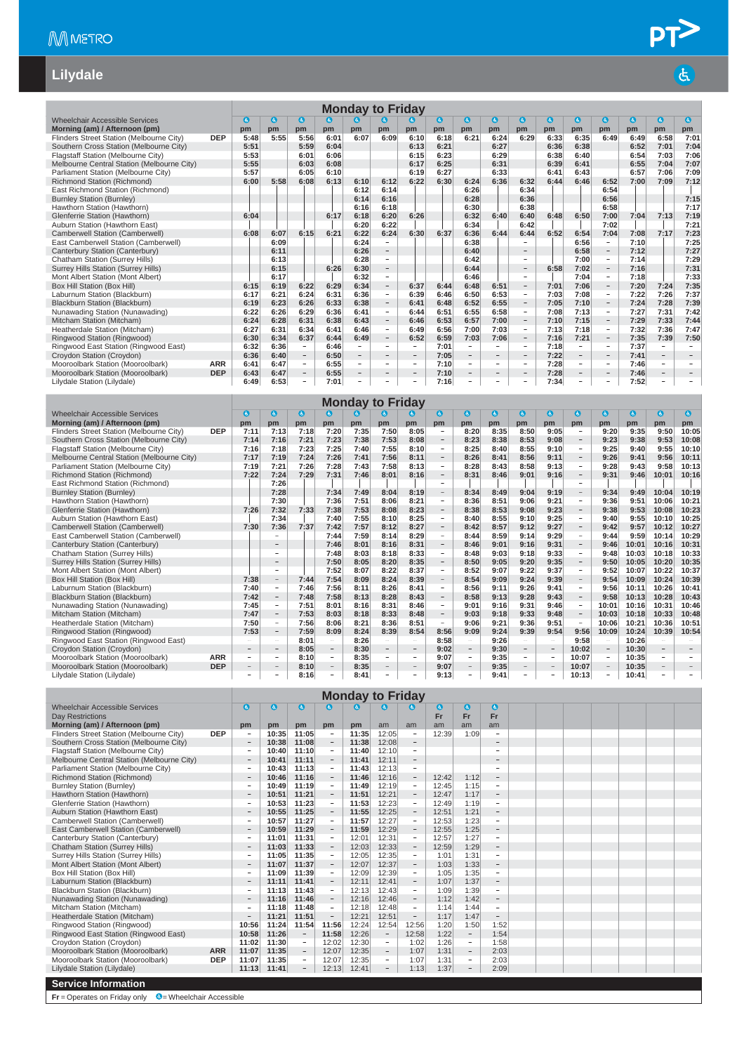# Lilydale

## Monday to Friday

| Wheelchair Accessible Services | | ♿ | ♿ | ♿ | ♿ | ♿ | ♿ | ♿ | ♿ | ♿ | ♿ | ♿ | ♿ | ♿ | ♿ | ♿ | ♿ | ♿ |
|---|---|---|---|---|---|---|---|---|---|---|---|---|---|---|---|---|---|---|
| **Morning (am) / Afternoon (pm)** | | pm | pm | pm | pm | pm | pm | pm | pm | pm | pm | pm | pm | pm | pm | pm | pm | pm |
| Flinders Street Station (Melbourne City) | DEP | 5:48 | 5:55 | 5:56 | 6:01 | 6:07 | 6:09 | 6:10 | 6:18 | 6:21 | 6:24 | 6:29 | 6:33 | 6:35 | 6:49 | 6:49 | 6:58 | 7:01 |
| Southern Cross Station (Melbourne City) | | 5:51 | | 5:59 | 6:04 | | | 6:13 | 6:21 | | 6:27 | | 6:36 | 6:38 | | 6:52 | 7:01 | 7:04 |
| Flagstaff Station (Melbourne City) | | 5:53 | | 6:01 | 6:06 | | | 6:15 | 6:23 | | 6:29 | | 6:38 | 6:40 | | 6:54 | 7:03 | 7:06 |
| Melbourne Central Station (Melbourne City) | | 5:55 | | 6:03 | 6:08 | | | 6:17 | 6:25 | | 6:31 | | 6:39 | 6:41 | | 6:55 | 7:04 | 7:07 |
| Parliament Station (Melbourne City) | | 5:57 | | 6:05 | 6:10 | | | 6:19 | 6:27 | | 6:33 | | 6:41 | 6:43 | | 6:57 | 7:06 | 7:09 |
| Richmond Station (Richmond) | | 6:00 | 5:58 | 6:08 | 6:13 | 6:10 | 6:12 | 6:22 | 6:30 | 6:24 | 6:36 | 6:32 | 6:44 | 6:46 | 6:52 | 7:00 | 7:09 | 7:12 |
| East Richmond Station (Richmond) | | | | | | 6:12 | 6:14 | | | 6:26 | | 6:34 | | | 6:54 | | | |
| Burnley Station (Burnley) | | | | | | 6:14 | 6:16 | | | 6:28 | | 6:36 | | | 6:56 | | | 7:15 |
| Hawthorn Station (Hawthorn) | | | | | | 6:16 | 6:18 | | | 6:30 | | 6:38 | | | 6:58 | | | 7:17 |
| Glenferrie Station (Hawthorn) | | 6:04 | | | 6:17 | 6:18 | 6:20 | 6:26 | | 6:32 | 6:40 | 6:40 | 6:48 | 6:50 | 7:00 | 7:04 | 7:13 | 7:19 |
| Auburn Station (Hawthorn East) | | | | | | 6:20 | 6:22 | | | 6:34 | | 6:42 | | | 7:02 | | | 7:21 |
| Camberwell Station (Camberwell) | | 6:08 | 6:07 | 6:15 | 6:21 | 6:22 | 6:24 | 6:30 | 6:37 | 6:36 | 6:44 | 6:44 | 6:52 | 6:54 | 7:04 | 7:08 | 7:17 | 7:23 |
| East Camberwell Station (Camberwell) | | | 6:09 | | | 6:24 | – | | | 6:38 | | – | | 6:56 | – | 7:10 | | 7:25 |
| Canterbury Station (Canterbury) | | | 6:11 | | | 6:26 | – | | | 6:40 | | – | | 6:58 | – | 7:12 | | 7:27 |
| Chatham Station (Surrey Hills) | | | 6:13 | | | 6:28 | – | | | 6:42 | | – | | 7:00 | – | 7:14 | | 7:29 |
| Surrey Hills Station (Surrey Hills) | | | 6:15 | | 6:26 | 6:30 | – | | | 6:44 | | – | 6:58 | 7:02 | – | 7:16 | | 7:31 |
| Mont Albert Station (Mont Albert) | | | 6:17 | | | 6:32 | – | | | 6:46 | | – | | 7:04 | – | 7:18 | | 7:33 |
| Box Hill Station (Box Hill) | | 6:15 | 6:19 | 6:22 | 6:29 | 6:34 | – | 6:37 | 6:44 | 6:48 | 6:51 | – | 7:01 | 7:06 | – | 7:20 | 7:24 | 7:35 |
| Laburnum Station (Blackburn) | | 6:17 | 6:21 | 6:24 | 6:31 | 6:36 | – | 6:39 | 6:46 | 6:50 | 6:53 | – | 7:03 | 7:08 | – | 7:22 | 7:26 | 7:37 |
| Blackburn Station (Blackburn) | | 6:19 | 6:23 | 6:26 | 6:33 | 6:38 | – | 6:41 | 6:48 | 6:52 | 6:55 | – | 7:05 | 7:10 | – | 7:24 | 7:28 | 7:39 |
| Nunawading Station (Nunawading) | | 6:22 | 6:26 | 6:29 | 6:36 | 6:41 | – | 6:44 | 6:51 | 6:55 | 6:58 | – | 7:08 | 7:13 | – | 7:27 | 7:31 | 7:42 |
| Mitcham Station (Mitcham) | | 6:24 | 6:28 | 6:31 | 6:38 | 6:43 | – | 6:46 | 6:53 | 6:57 | 7:00 | – | 7:10 | 7:15 | – | 7:29 | 7:33 | 7:44 |
| Heatherdale Station (Mitcham) | | 6:27 | 6:31 | 6:34 | 6:41 | 6:46 | – | 6:49 | 6:56 | 7:00 | 7:03 | – | 7:13 | 7:18 | – | 7:32 | 7:36 | 7:47 |
| Ringwood Station (Ringwood) | | 6:30 | 6:34 | 6:37 | 6:44 | 6:49 | – | 6:52 | 6:59 | 7:03 | 7:06 | – | 7:16 | 7:21 | – | 7:35 | 7:39 | 7:50 |
| Ringwood East Station (Ringwood East) | | 6:32 | 6:36 | – | 6:46 | – | – | – | 7:01 | – | – | – | 7:18 | – | – | 7:37 | – | – |
| Croydon Station (Croydon) | | 6:36 | 6:40 | – | 6:50 | – | – | – | 7:05 | – | – | – | 7:22 | – | – | 7:41 | – | – |
| Mooroolbark Station (Mooroolbark) | ARR | 6:41 | 6:47 | – | 6:55 | – | – | – | 7:10 | – | – | – | 7:28 | – | – | 7:46 | – | – |
| Mooroolbark Station (Mooroolbark) | DEP | 6:43 | 6:47 | – | 6:55 | – | – | – | 7:10 | – | – | – | 7:28 | – | – | 7:46 | – | – |
| Lilydale Station (Lilydale) | | 6:49 | 6:53 | – | 7:01 | – | – | – | 7:16 | – | – | – | 7:34 | – | – | 7:52 | – | – |

## Monday to Friday

| Wheelchair Accessible Services | | ♿ | ♿ | ♿ | ♿ | ♿ | ♿ | ♿ | ♿ | ♿ | ♿ | ♿ | ♿ | ♿ | ♿ | ♿ | ♿ | ♿ |
|---|---|---|---|---|---|---|---|---|---|---|---|---|---|---|---|---|---|---|
| **Morning (am) / Afternoon (pm)** | | pm | pm | pm | pm | pm | pm | pm | pm | pm | pm | pm | pm | pm | pm | pm | pm | pm |
| Flinders Street Station (Melbourne City) | DEP | 7:11 | 7:13 | 7:18 | 7:20 | 7:35 | 7:50 | 8:05 | – | 8:20 | 8:35 | 8:50 | 9:05 | – | 9:20 | 9:35 | 9:50 | 10:05 |
| Southern Cross Station (Melbourne City) | | 7:14 | 7:16 | 7:21 | 7:23 | 7:38 | 7:53 | 8:08 | – | 8:23 | 8:38 | 8:53 | 9:08 | – | 9:23 | 9:38 | 9:53 | 10:08 |
| Flagstaff Station (Melbourne City) | | 7:16 | 7:18 | 7:23 | 7:25 | 7:40 | 7:55 | 8:10 | – | 8:25 | 8:40 | 8:55 | 9:10 | – | 9:25 | 9:40 | 9:55 | 10:10 |
| Melbourne Central Station (Melbourne City) | | 7:17 | 7:19 | 7:24 | 7:26 | 7:41 | 7:56 | 8:11 | – | 8:26 | 8:41 | 8:56 | 9:11 | – | 9:26 | 9:41 | 9:56 | 10:11 |
| Parliament Station (Melbourne City) | | 7:19 | 7:21 | 7:26 | 7:28 | 7:43 | 7:58 | 8:13 | – | 8:28 | 8:43 | 8:58 | 9:13 | – | 9:28 | 9:43 | 9:58 | 10:13 |
| Richmond Station (Richmond) | | 7:22 | 7:24 | 7:29 | 7:31 | 7:46 | 8:01 | 8:16 | – | 8:31 | 8:46 | 9:01 | 9:16 | – | 9:31 | 9:46 | 10:01 | 10:16 |
| East Richmond Station (Richmond) | | | 7:26 | | | | | | – | | | | | – | | | | |
| Burnley Station (Burnley) | | | 7:28 | | 7:34 | 7:49 | 8:04 | 8:19 | – | 8:34 | 8:49 | 9:04 | 9:19 | – | 9:34 | 9:49 | 10:04 | 10:19 |
| Hawthorn Station (Hawthorn) | | | 7:30 | | 7:36 | 7:51 | 8:06 | 8:21 | – | 8:36 | 8:51 | 9:06 | 9:21 | – | 9:36 | 9:51 | 10:06 | 10:21 |
| Glenferrie Station (Hawthorn) | | 7:26 | 7:32 | 7:33 | 7:38 | 7:53 | 8:08 | 8:23 | – | 8:38 | 8:53 | 9:08 | 9:23 | – | 9:38 | 9:53 | 10:08 | 10:23 |
| Auburn Station (Hawthorn East) | | | 7:34 | | 7:40 | 7:55 | 8:10 | 8:25 | – | 8:40 | 8:55 | 9:10 | 9:25 | – | 9:40 | 9:55 | 10:10 | 10:25 |
| Camberwell Station (Camberwell) | | 7:30 | 7:36 | 7:37 | 7:42 | 7:57 | 8:12 | 8:27 | – | 8:42 | 8:57 | 9:12 | 9:27 | – | 9:42 | 9:57 | 10:12 | 10:27 |
| East Camberwell Station (Camberwell) | | | – | | 7:44 | 7:59 | 8:14 | 8:29 | – | 8:44 | 8:59 | 9:14 | 9:29 | – | 9:44 | 9:59 | 10:14 | 10:29 |
| Canterbury Station (Canterbury) | | | – | | 7:46 | 8:01 | 8:16 | 8:31 | – | 8:46 | 9:01 | 9:16 | 9:31 | – | 9:46 | 10:01 | 10:16 | 10:31 |
| Chatham Station (Surrey Hills) | | | – | | 7:48 | 8:03 | 8:18 | 8:33 | – | 8:48 | 9:03 | 9:18 | 9:33 | – | 9:48 | 10:03 | 10:18 | 10:33 |
| Surrey Hills Station (Surrey Hills) | | | – | | 7:50 | 8:05 | 8:20 | 8:35 | – | 8:50 | 9:05 | 9:20 | 9:35 | – | 9:50 | 10:05 | 10:20 | 10:35 |
| Mont Albert Station (Mont Albert) | | | – | | 7:52 | 8:07 | 8:22 | 8:37 | – | 8:52 | 9:07 | 9:22 | 9:37 | – | 9:52 | 10:07 | 10:22 | 10:37 |
| Box Hill Station (Box Hill) | | 7:38 | – | 7:44 | 7:54 | 8:09 | 8:24 | 8:39 | – | 8:54 | 9:09 | 9:24 | 9:39 | – | 9:54 | 10:09 | 10:24 | 10:39 |
| Laburnum Station (Blackburn) | | 7:40 | – | 7:46 | 7:56 | 8:11 | 8:26 | 8:41 | – | 8:56 | 9:11 | 9:26 | 9:41 | – | 9:56 | 10:11 | 10:26 | 10:41 |
| Blackburn Station (Blackburn) | | 7:42 | – | 7:48 | 7:58 | 8:13 | 8:28 | 8:43 | – | 8:58 | 9:13 | 9:28 | 9:43 | – | 9:58 | 10:13 | 10:28 | 10:43 |
| Nunawading Station (Nunawading) | | 7:45 | – | 7:51 | 8:01 | 8:16 | 8:31 | 8:46 | – | 9:01 | 9:16 | 9:31 | 9:46 | – | 10:01 | 10:16 | 10:31 | 10:46 |
| Mitcham Station (Mitcham) | | 7:47 | – | 7:53 | 8:03 | 8:18 | 8:33 | 8:48 | – | 9:03 | 9:18 | 9:33 | 9:48 | – | 10:03 | 10:18 | 10:33 | 10:48 |
| Heatherdale Station (Mitcham) | | 7:50 | – | 7:56 | 8:06 | 8:21 | 8:36 | 8:51 | – | 9:06 | 9:21 | 9:36 | 9:51 | – | 10:06 | 10:21 | 10:36 | 10:51 |
| Ringwood Station (Ringwood) | | 7:53 | – | 7:59 | 8:09 | 8:24 | 8:39 | 8:54 | 8:56 | 9:09 | 9:24 | 9:39 | 9:54 | 9:56 | 10:09 | 10:24 | 10:39 | 10:54 |
| Ringwood East Station (Ringwood East) | | – | – | 8:01 | – | 8:26 | – | – | 8:58 | – | 9:26 | – | – | 9:58 | – | 10:26 | – | – |
| Croydon Station (Croydon) | | – | – | 8:05 | – | 8:30 | – | – | 9:02 | – | 9:30 | – | – | 10:02 | – | 10:30 | – | – |
| Mooroolbark Station (Mooroolbark) | ARR | – | – | 8:10 | – | 8:35 | – | – | 9:07 | – | 9:35 | – | – | 10:07 | – | 10:35 | – | – |
| Mooroolbark Station (Mooroolbark) | DEP | – | – | 8:10 | – | 8:35 | – | – | 9:07 | – | 9:35 | – | – | 10:07 | – | 10:35 | – | – |
| Lilydale Station (Lilydale) | | – | – | 8:16 | – | 8:41 | – | – | 9:13 | – | 9:41 | – | – | 10:13 | – | 10:41 | – | – |

## Monday to Friday

| Wheelchair Accessible Services | | ♿ | ♿ | ♿ | ♿ | ♿ | ♿ | ♿ | ♿ | ♿ | ♿ |
|---|---|---|---|---|---|---|---|---|---|---|---|
| Day Restrictions | | | | | | | | | Fr | Fr | Fr |
| **Morning (am) / Afternoon (pm)** | | pm | pm | pm | pm | pm | am | am | am | am | am |
| Flinders Street Station (Melbourne City) | DEP | – | 10:35 | 11:05 | – | 11:35 | 12:05 | – | 12:39 | 1:09 | – |
| Southern Cross Station (Melbourne City) | | – | 10:38 | 11:08 | – | 11:38 | 12:08 | – | | | – |
| Flagstaff Station (Melbourne City) | | – | 10:40 | 11:10 | – | 11:40 | 12:10 | – | | | – |
| Melbourne Central Station (Melbourne City) | | – | 10:41 | 11:11 | – | 11:41 | 12:11 | – | | | – |
| Parliament Station (Melbourne City) | | – | 10:43 | 11:13 | – | 11:43 | 12:13 | – | | | – |
| Richmond Station (Richmond) | | – | 10:46 | 11:16 | – | 11:46 | 12:16 | – | 12:42 | 1:12 | – |
| Burnley Station (Burnley) | | – | 10:49 | 11:19 | – | 11:49 | 12:19 | – | 12:45 | 1:15 | – |
| Hawthorn Station (Hawthorn) | | – | 10:51 | 11:21 | – | 11:51 | 12:21 | – | 12:47 | 1:17 | – |
| Glenferrie Station (Hawthorn) | | – | 10:53 | 11:23 | – | 11:53 | 12:23 | – | 12:49 | 1:19 | – |
| Auburn Station (Hawthorn East) | | – | 10:55 | 11:25 | – | 11:55 | 12:25 | – | 12:51 | 1:21 | – |
| Camberwell Station (Camberwell) | | – | 10:57 | 11:27 | – | 11:57 | 12:27 | – | 12:53 | 1:23 | – |
| East Camberwell Station (Camberwell) | | – | 10:59 | 11:29 | – | 11:59 | 12:29 | – | 12:55 | 1:25 | – |
| Canterbury Station (Canterbury) | | – | 11:01 | 11:31 | – | 12:01 | 12:31 | – | 12:57 | 1:27 | – |
| Chatham Station (Surrey Hills) | | – | 11:03 | 11:33 | – | 12:03 | 12:33 | – | 12:59 | 1:29 | – |
| Surrey Hills Station (Surrey Hills) | | – | 11:05 | 11:35 | – | 12:05 | 12:35 | – | 1:01 | 1:31 | – |
| Mont Albert Station (Mont Albert) | | – | 11:07 | 11:37 | – | 12:07 | 12:37 | – | 1:03 | 1:33 | – |
| Box Hill Station (Box Hill) | | – | 11:09 | 11:39 | – | 12:09 | 12:39 | – | 1:05 | 1:35 | – |
| Laburnum Station (Blackburn) | | – | 11:11 | 11:41 | – | 12:11 | 12:41 | – | 1:07 | 1:37 | – |
| Blackburn Station (Blackburn) | | – | 11:13 | 11:43 | – | 12:13 | 12:43 | – | 1:09 | 1:39 | – |
| Nunawading Station (Nunawading) | | – | 11:16 | 11:46 | – | 12:16 | 12:46 | – | 1:12 | 1:42 | – |
| Mitcham Station (Mitcham) | | – | 11:18 | 11:48 | – | 12:18 | 12:48 | – | 1:14 | 1:44 | – |
| Heatherdale Station (Mitcham) | | – | 11:21 | 11:51 | – | 12:21 | 12:51 | – | 1:17 | 1:47 | – |
| Ringwood Station (Ringwood) | | 10:56 | 11:24 | 11:54 | 11:56 | 12:24 | 12:54 | 12:56 | 1:20 | 1:50 | 1:52 |
| Ringwood East Station (Ringwood East) | | 10:58 | 11:26 | – | 11:58 | 12:26 | – | 12:58 | 1:22 | – | 1:54 |
| Croydon Station (Croydon) | | 11:02 | 11:30 | – | 12:02 | 12:30 | – | 1:02 | 1:26 | – | 1:58 |
| Mooroolbark Station (Mooroolbark) | ARR | 11:07 | 11:35 | – | 12:07 | 12:35 | – | 1:07 | 1:31 | – | 2:03 |
| Mooroolbark Station (Mooroolbark) | DEP | 11:07 | 11:35 | – | 12:07 | 12:35 | – | 1:07 | 1:31 | – | 2:03 |
| Lilydale Station (Lilydale) | | 11:13 | 11:41 | – | 12:13 | 12:41 | – | 1:13 | 1:37 | – | 2:09 |

## Service Information

**Fr** = Operates on Friday only ♿ = Wheelchair Accessible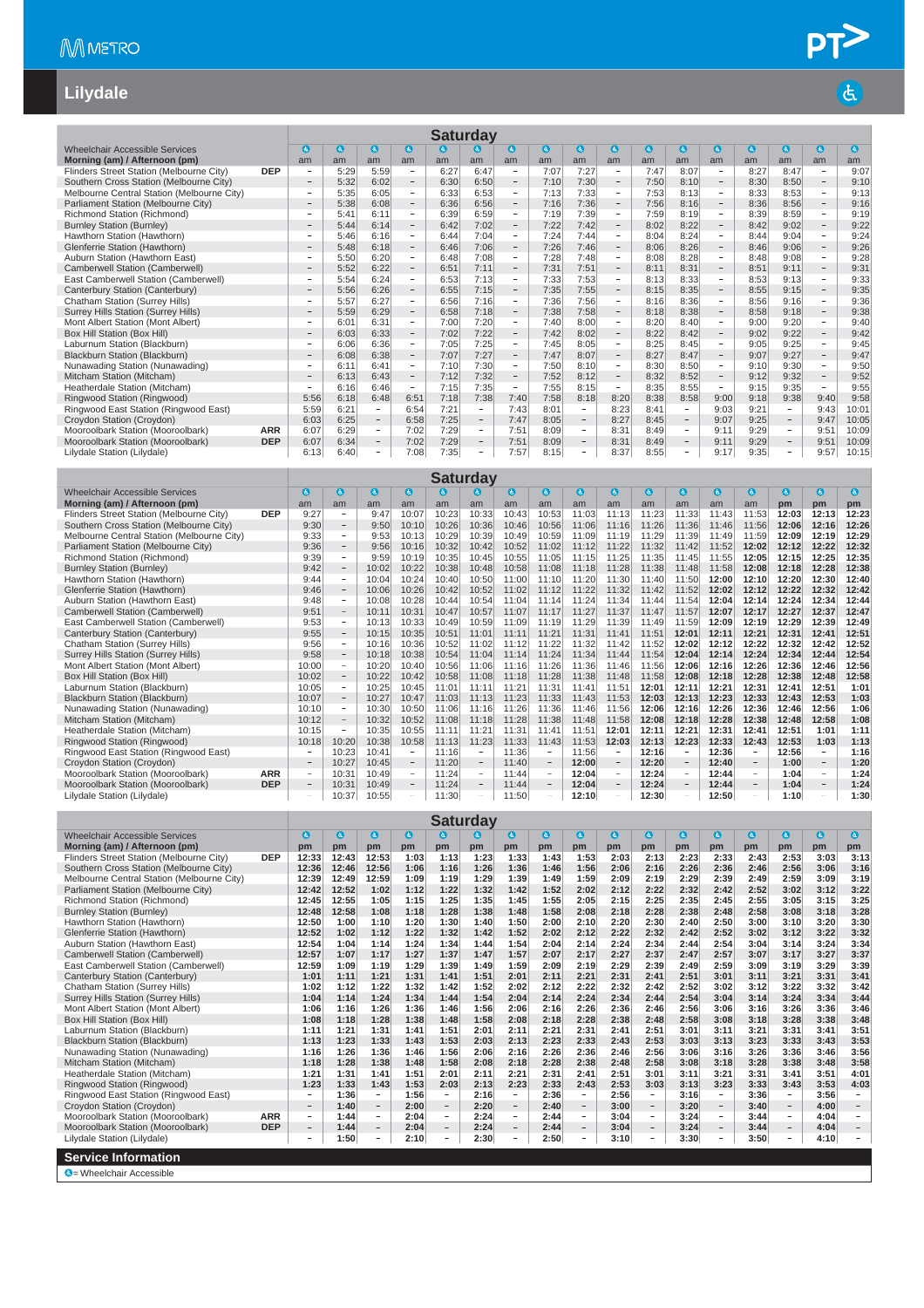# Lilydale

## Saturday

| Wheelchair Accessible Services | | ♿ | ♿ | ♿ | ♿ | ♿ | ♿ | ♿ | ♿ | ♿ | ♿ | ♿ | ♿ | ♿ | ♿ | ♿ | ♿ | ♿ |
|---|---|---|---|---|---|---|---|---|---|---|---|---|---|---|---|---|---|---|
| Morning (am) / Afternoon (pm) | | am | am | am | am | am | am | am | am | am | am | am | am | am | am | am | am | am |
| Flinders Street Station (Melbourne City) | DEP | – | 5:29 | 5:59 | – | 6:27 | 6:47 | – | 7:07 | 7:27 | – | 7:47 | 8:07 | – | 8:27 | 8:47 | – | 9:07 |
| Southern Cross Station (Melbourne City) | | – | 5:32 | 6:02 | – | 6:30 | 6:50 | – | 7:10 | 7:30 | – | 7:50 | 8:10 | – | 8:30 | 8:50 | – | 9:10 |
| Melbourne Central Station (Melbourne City) | | – | 5:35 | 6:05 | – | 6:33 | 6:53 | – | 7:13 | 7:33 | – | 7:53 | 8:13 | – | 8:33 | 8:53 | – | 9:13 |
| Parliament Station (Melbourne City) | | – | 5:38 | 6:08 | – | 6:36 | 6:56 | – | 7:16 | 7:36 | – | 7:56 | 8:16 | – | 8:36 | 8:56 | – | 9:16 |
| Richmond Station (Richmond) | | – | 5:41 | 6:11 | – | 6:39 | 6:59 | – | 7:19 | 7:39 | – | 7:59 | 8:19 | – | 8:39 | 8:59 | – | 9:19 |
| Burnley Station (Burnley) | | – | 5:44 | 6:14 | – | 6:42 | 7:02 | – | 7:22 | 7:42 | – | 8:02 | 8:22 | – | 8:42 | 9:02 | – | 9:22 |
| Hawthorn Station (Hawthorn) | | – | 5:46 | 6:16 | – | 6:44 | 7:04 | – | 7:24 | 7:44 | – | 8:04 | 8:24 | – | 8:44 | 9:04 | – | 9:24 |
| Glenferrie Station (Hawthorn) | | – | 5:48 | 6:18 | – | 6:46 | 7:06 | – | 7:26 | 7:46 | – | 8:06 | 8:26 | – | 8:46 | 9:06 | – | 9:26 |
| Auburn Station (Hawthorn East) | | – | 5:50 | 6:20 | – | 6:48 | 7:08 | – | 7:28 | 7:48 | – | 8:08 | 8:28 | – | 8:48 | 9:08 | – | 9:28 |
| Camberwell Station (Camberwell) | | – | 5:52 | 6:22 | – | 6:51 | 7:11 | – | 7:31 | 7:51 | – | 8:11 | 8:31 | – | 8:51 | 9:11 | – | 9:31 |
| East Camberwell Station (Camberwell) | | – | 5:54 | 6:24 | – | 6:53 | 7:13 | – | 7:33 | 7:53 | – | 8:13 | 8:33 | – | 8:53 | 9:13 | – | 9:33 |
| Canterbury Station (Canterbury) | | – | 5:56 | 6:26 | – | 6:55 | 7:15 | – | 7:35 | 7:55 | – | 8:15 | 8:35 | – | 8:55 | 9:15 | – | 9:35 |
| Chatham Station (Surrey Hills) | | – | 5:57 | 6:27 | – | 6:56 | 7:16 | – | 7:36 | 7:56 | – | 8:16 | 8:36 | – | 8:56 | 9:16 | – | 9:36 |
| Surrey Hills Station (Surrey Hills) | | – | 5:59 | 6:29 | – | 6:58 | 7:18 | – | 7:38 | 7:58 | – | 8:18 | 8:38 | – | 8:58 | 9:18 | – | 9:38 |
| Mont Albert Station (Mont Albert) | | – | 6:01 | 6:31 | – | 7:00 | 7:20 | – | 7:40 | 8:00 | – | 8:20 | 8:40 | – | 9:00 | 9:20 | – | 9:40 |
| Box Hill Station (Box Hill) | | – | 6:03 | 6:33 | – | 7:02 | 7:22 | – | 7:42 | 8:02 | – | 8:22 | 8:42 | – | 9:02 | 9:22 | – | 9:42 |
| Laburnum Station (Blackburn) | | – | 6:06 | 6:36 | – | 7:05 | 7:25 | – | 7:45 | 8:05 | – | 8:25 | 8:45 | – | 9:05 | 9:25 | – | 9:45 |
| Blackburn Station (Blackburn) | | – | 6:08 | 6:38 | – | 7:07 | 7:27 | – | 7:47 | 8:07 | – | 8:27 | 8:47 | – | 9:07 | 9:27 | – | 9:47 |
| Nunawading Station (Nunawading) | | – | 6:11 | 6:41 | – | 7:10 | 7:30 | – | 7:50 | 8:10 | – | 8:30 | 8:50 | – | 9:10 | 9:30 | – | 9:50 |
| Mitcham Station (Mitcham) | | – | 6:13 | 6:43 | – | 7:12 | 7:32 | – | 7:52 | 8:12 | – | 8:32 | 8:52 | – | 9:12 | 9:32 | – | 9:52 |
| Heatherdale Station (Mitcham) | | – | 6:16 | 6:46 | – | 7:15 | 7:35 | – | 7:55 | 8:15 | – | 8:35 | 8:55 | – | 9:15 | 9:35 | – | 9:55 |
| Ringwood Station (Ringwood) | | 5:56 | 6:18 | 6:48 | 6:51 | 7:18 | 7:38 | 7:40 | 7:58 | 8:18 | 8:20 | 8:38 | 8:58 | 9:00 | 9:18 | 9:38 | 9:40 | 9:58 |
| Ringwood East Station (Ringwood East) | | 5:59 | 6:21 | – | 6:54 | 7:21 | – | 7:43 | 8:01 | – | 8:23 | 8:41 | – | 9:03 | 9:21 | – | 9:43 | 10:01 |
| Croydon Station (Croydon) | | 6:03 | 6:25 | – | 6:58 | 7:25 | – | 7:47 | 8:05 | – | 8:27 | 8:45 | – | 9:07 | 9:25 | – | 9:47 | 10:05 |
| Mooroolbark Station (Mooroolbark) | ARR | 6:07 | 6:29 | – | 7:02 | 7:29 | – | 7:51 | 8:09 | – | 8:31 | 8:49 | – | 9:11 | 9:29 | – | 9:51 | 10:09 |
| Mooroolbark Station (Mooroolbark) | DEP | 6:07 | 6:34 | – | 7:02 | 7:29 | – | 7:51 | 8:09 | – | 8:31 | 8:49 | – | 9:11 | 9:29 | – | 9:51 | 10:09 |
| Lilydale Station (Lilydale) | | 6:13 | 6:40 | – | 7:08 | 7:35 | – | 7:57 | 8:15 | – | 8:37 | 8:55 | – | 9:17 | 9:35 | – | 9:57 | 10:15 |

## Saturday

| Wheelchair Accessible Services | | ♿ | ♿ | ♿ | ♿ | ♿ | ♿ | ♿ | ♿ | ♿ | ♿ | ♿ | ♿ | ♿ | ♿ | ♿ | ♿ | ♿ |
|---|---|---|---|---|---|---|---|---|---|---|---|---|---|---|---|---|---|---|
| Morning (am) / Afternoon (pm) | | am | am | am | am | am | am | am | am | am | am | am | am | am | am | pm | pm | pm |
| Flinders Street Station (Melbourne City) | DEP | 9:27 | – | 9:47 | 10:07 | 10:23 | 10:33 | 10:43 | 10:53 | 11:03 | 11:13 | 11:23 | 11:33 | 11:43 | 11:53 | 12:03 | 12:13 | 12:23 |
| Southern Cross Station (Melbourne City) | | 9:30 | – | 9:50 | 10:10 | 10:26 | 10:36 | 10:46 | 10:56 | 11:06 | 11:16 | 11:26 | 11:36 | 11:46 | 11:56 | 12:06 | 12:16 | 12:26 |
| Melbourne Central Station (Melbourne City) | | 9:33 | – | 9:53 | 10:13 | 10:29 | 10:39 | 10:49 | 10:59 | 11:09 | 11:19 | 11:29 | 11:39 | 11:49 | 11:59 | 12:09 | 12:19 | 12:29 |
| Parliament Station (Melbourne City) | | 9:36 | – | 9:56 | 10:16 | 10:32 | 10:42 | 10:52 | 11:02 | 11:12 | 11:22 | 11:32 | 11:42 | 11:52 | 12:02 | 12:12 | 12:22 | 12:32 |
| Richmond Station (Richmond) | | 9:39 | – | 9:59 | 10:19 | 10:35 | 10:45 | 10:55 | 11:05 | 11:15 | 11:25 | 11:35 | 11:45 | 11:55 | 12:05 | 12:15 | 12:25 | 12:35 |
| Burnley Station (Burnley) | | 9:42 | – | 10:02 | 10:22 | 10:38 | 10:48 | 10:58 | 11:08 | 11:18 | 11:28 | 11:38 | 11:48 | 11:58 | 12:08 | 12:18 | 12:28 | 12:38 |
| Hawthorn Station (Hawthorn) | | 9:44 | – | 10:04 | 10:24 | 10:40 | 10:50 | 11:00 | 11:10 | 11:20 | 11:30 | 11:40 | 11:50 | 12:00 | 12:10 | 12:20 | 12:30 | 12:40 |
| Glenferrie Station (Hawthorn) | | 9:46 | – | 10:06 | 10:26 | 10:42 | 10:52 | 11:02 | 11:12 | 11:22 | 11:32 | 11:42 | 11:52 | 12:02 | 12:12 | 12:22 | 12:32 | 12:42 |
| Auburn Station (Hawthorn East) | | 9:48 | – | 10:08 | 10:28 | 10:44 | 10:54 | 11:04 | 11:14 | 11:24 | 11:34 | 11:44 | 11:54 | 12:04 | 12:14 | 12:24 | 12:34 | 12:44 |
| Camberwell Station (Camberwell) | | 9:51 | – | 10:11 | 10:31 | 10:47 | 10:57 | 11:07 | 11:17 | 11:27 | 11:37 | 11:47 | 11:57 | 12:07 | 12:17 | 12:27 | 12:37 | 12:47 |
| East Camberwell Station (Camberwell) | | 9:53 | – | 10:13 | 10:33 | 10:49 | 10:59 | 11:09 | 11:19 | 11:29 | 11:39 | 11:49 | 11:59 | 12:09 | 12:19 | 12:29 | 12:39 | 12:49 |
| Canterbury Station (Canterbury) | | 9:55 | – | 10:15 | 10:35 | 10:51 | 11:01 | 11:11 | 11:21 | 11:31 | 11:41 | 11:51 | 12:01 | 12:11 | 12:21 | 12:31 | 12:41 | 12:51 |
| Chatham Station (Surrey Hills) | | 9:56 | – | 10:16 | 10:36 | 10:52 | 11:02 | 11:12 | 11:22 | 11:32 | 11:42 | 11:52 | 12:02 | 12:12 | 12:22 | 12:32 | 12:42 | 12:52 |
| Surrey Hills Station (Surrey Hills) | | 9:58 | – | 10:18 | 10:38 | 10:54 | 11:04 | 11:14 | 11:24 | 11:34 | 11:44 | 11:54 | 12:04 | 12:14 | 12:24 | 12:34 | 12:44 | 12:54 |
| Mont Albert Station (Mont Albert) | | 10:00 | – | 10:20 | 10:40 | 10:56 | 11:06 | 11:16 | 11:26 | 11:36 | 11:46 | 11:56 | 12:06 | 12:16 | 12:26 | 12:36 | 12:46 | 12:56 |
| Box Hill Station (Box Hill) | | 10:02 | – | 10:22 | 10:42 | 10:58 | 11:08 | 11:18 | 11:28 | 11:38 | 11:48 | 11:58 | 12:08 | 12:18 | 12:28 | 12:38 | 12:48 | 12:58 |
| Laburnum Station (Blackburn) | | 10:05 | – | 10:25 | 10:45 | 11:01 | 11:11 | 11:21 | 11:31 | 11:41 | 11:51 | 12:01 | 12:11 | 12:21 | 12:31 | 12:41 | 12:51 | 1:01 |
| Blackburn Station (Blackburn) | | 10:07 | – | 10:27 | 10:47 | 11:03 | 11:13 | 11:23 | 11:33 | 11:43 | 11:53 | 12:03 | 12:13 | 12:23 | 12:33 | 12:43 | 12:53 | 1:03 |
| Nunawading Station (Nunawading) | | 10:10 | – | 10:30 | 10:50 | 11:06 | 11:16 | 11:26 | 11:36 | 11:46 | 11:56 | 12:06 | 12:16 | 12:26 | 12:36 | 12:46 | 12:56 | 1:06 |
| Mitcham Station (Mitcham) | | 10:12 | – | 10:32 | 10:52 | 11:08 | 11:18 | 11:28 | 11:38 | 11:48 | 11:58 | 12:08 | 12:18 | 12:28 | 12:38 | 12:48 | 12:58 | 1:08 |
| Heatherdale Station (Mitcham) | | 10:15 | – | 10:35 | 10:55 | 11:11 | 11:21 | 11:31 | 11:41 | 11:51 | 12:01 | 12:11 | 12:21 | 12:31 | 12:41 | 12:51 | 1:01 | 1:11 |
| Ringwood Station (Ringwood) | | 10:18 | 10:20 | 10:38 | 10:58 | 11:13 | 11:23 | 11:33 | 11:43 | 11:53 | 12:03 | 12:13 | 12:23 | 12:33 | 12:43 | 12:53 | 1:03 | 1:13 |
| Ringwood East Station (Ringwood East) | | – | 10:23 | 10:41 | – | 11:16 | – | 11:36 | – | 11:56 | – | 12:16 | – | 12:36 | – | 12:56 | – | 1:16 |
| Croydon Station (Croydon) | | – | 10:27 | 10:45 | – | 11:20 | – | 11:40 | – | 12:00 | – | 12:20 | – | 12:40 | – | 1:00 | – | 1:20 |
| Mooroolbark Station (Mooroolbark) | ARR | – | 10:31 | 10:49 | – | 11:24 | – | 11:44 | – | 12:04 | – | 12:24 | – | 12:44 | – | 1:04 | – | 1:24 |
| Mooroolbark Station (Mooroolbark) | DEP | – | 10:31 | 10:49 | – | 11:24 | – | 11:44 | – | 12:04 | – | 12:24 | – | 12:44 | – | 1:04 | – | 1:24 |
| Lilydale Station (Lilydale) | | – | 10:37 | 10:55 | – | 11:30 | – | 11:50 | – | 12:10 | – | 12:30 | – | 12:50 | – | 1:10 | – | 1:30 |

## Saturday

| Wheelchair Accessible Services | | ♿ | ♿ | ♿ | ♿ | ♿ | ♿ | ♿ | ♿ | ♿ | ♿ | ♿ | ♿ | ♿ | ♿ | ♿ | ♿ | ♿ |
|---|---|---|---|---|---|---|---|---|---|---|---|---|---|---|---|---|---|---|
| Morning (am) / Afternoon (pm) | | pm | pm | pm | pm | pm | pm | pm | pm | pm | pm | pm | pm | pm | pm | pm | pm | pm |
| Flinders Street Station (Melbourne City) | DEP | 12:33 | 12:43 | 12:53 | 1:03 | 1:13 | 1:23 | 1:33 | 1:43 | 1:53 | 2:03 | 2:13 | 2:23 | 2:33 | 2:43 | 2:53 | 3:03 | 3:13 |
| Southern Cross Station (Melbourne City) | | 12:36 | 12:46 | 12:56 | 1:06 | 1:16 | 1:26 | 1:36 | 1:46 | 1:56 | 2:06 | 2:16 | 2:26 | 2:36 | 2:46 | 2:56 | 3:06 | 3:16 |
| Melbourne Central Station (Melbourne City) | | 12:39 | 12:49 | 12:59 | 1:09 | 1:19 | 1:29 | 1:39 | 1:49 | 1:59 | 2:09 | 2:19 | 2:29 | 2:39 | 2:49 | 2:59 | 3:09 | 3:19 |
| Parliament Station (Melbourne City) | | 12:42 | 12:52 | 1:02 | 1:12 | 1:22 | 1:32 | 1:42 | 1:52 | 2:02 | 2:12 | 2:22 | 2:32 | 2:42 | 2:52 | 3:02 | 3:12 | 3:22 |
| Richmond Station (Richmond) | | 12:45 | 12:55 | 1:05 | 1:15 | 1:25 | 1:35 | 1:45 | 1:55 | 2:05 | 2:15 | 2:25 | 2:35 | 2:45 | 2:55 | 3:05 | 3:15 | 3:25 |
| Burnley Station (Burnley) | | 12:48 | 12:58 | 1:08 | 1:18 | 1:28 | 1:38 | 1:48 | 1:58 | 2:08 | 2:18 | 2:28 | 2:38 | 2:48 | 2:58 | 3:08 | 3:18 | 3:28 |
| Hawthorn Station (Hawthorn) | | 12:50 | 1:00 | 1:10 | 1:20 | 1:30 | 1:40 | 1:50 | 2:00 | 2:10 | 2:20 | 2:30 | 2:40 | 2:50 | 3:00 | 3:10 | 3:20 | 3:30 |
| Glenferrie Station (Hawthorn) | | 12:52 | 1:02 | 1:12 | 1:22 | 1:32 | 1:42 | 1:52 | 2:02 | 2:12 | 2:22 | 2:32 | 2:42 | 2:52 | 3:02 | 3:12 | 3:22 | 3:32 |
| Auburn Station (Hawthorn East) | | 12:54 | 1:04 | 1:14 | 1:24 | 1:34 | 1:44 | 1:54 | 2:04 | 2:14 | 2:24 | 2:34 | 2:44 | 2:54 | 3:04 | 3:14 | 3:24 | 3:34 |
| Camberwell Station (Camberwell) | | 12:57 | 1:07 | 1:17 | 1:27 | 1:37 | 1:47 | 1:57 | 2:07 | 2:17 | 2:27 | 2:37 | 2:47 | 2:57 | 3:07 | 3:17 | 3:27 | 3:37 |
| East Camberwell Station (Camberwell) | | 12:59 | 1:09 | 1:19 | 1:29 | 1:39 | 1:49 | 1:59 | 2:09 | 2:19 | 2:29 | 2:39 | 2:49 | 2:59 | 3:09 | 3:19 | 3:29 | 3:39 |
| Canterbury Station (Canterbury) | | 1:01 | 1:11 | 1:21 | 1:31 | 1:41 | 1:51 | 2:01 | 2:11 | 2:21 | 2:31 | 2:41 | 2:51 | 3:01 | 3:11 | 3:21 | 3:31 | 3:41 |
| Chatham Station (Surrey Hills) | | 1:02 | 1:12 | 1:22 | 1:32 | 1:42 | 1:52 | 2:02 | 2:12 | 2:22 | 2:32 | 2:42 | 2:52 | 3:02 | 3:12 | 3:22 | 3:32 | 3:42 |
| Surrey Hills Station (Surrey Hills) | | 1:04 | 1:14 | 1:24 | 1:34 | 1:44 | 1:54 | 2:04 | 2:14 | 2:24 | 2:34 | 2:44 | 2:54 | 3:04 | 3:14 | 3:24 | 3:34 | 3:44 |
| Mont Albert Station (Mont Albert) | | 1:06 | 1:16 | 1:26 | 1:36 | 1:46 | 1:56 | 2:06 | 2:16 | 2:26 | 2:36 | 2:46 | 2:56 | 3:06 | 3:16 | 3:26 | 3:36 | 3:46 |
| Box Hill Station (Box Hill) | | 1:08 | 1:18 | 1:28 | 1:38 | 1:48 | 1:58 | 2:08 | 2:18 | 2:28 | 2:38 | 2:48 | 2:58 | 3:08 | 3:18 | 3:28 | 3:38 | 3:48 |
| Laburnum Station (Blackburn) | | 1:11 | 1:21 | 1:31 | 1:41 | 1:51 | 2:01 | 2:11 | 2:21 | 2:31 | 2:41 | 2:51 | 3:01 | 3:11 | 3:21 | 3:31 | 3:41 | 3:51 |
| Blackburn Station (Blackburn) | | 1:13 | 1:23 | 1:33 | 1:43 | 1:53 | 2:03 | 2:13 | 2:23 | 2:33 | 2:43 | 2:53 | 3:03 | 3:13 | 3:23 | 3:33 | 3:43 | 3:53 |
| Nunawading Station (Nunawading) | | 1:16 | 1:26 | 1:36 | 1:46 | 1:56 | 2:06 | 2:16 | 2:26 | 2:36 | 2:46 | 2:56 | 3:06 | 3:16 | 3:26 | 3:36 | 3:46 | 3:56 |
| Mitcham Station (Mitcham) | | 1:18 | 1:28 | 1:38 | 1:48 | 1:58 | 2:08 | 2:18 | 2:28 | 2:38 | 2:48 | 2:58 | 3:08 | 3:18 | 3:28 | 3:38 | 3:48 | 3:58 |
| Heatherdale Station (Mitcham) | | 1:21 | 1:31 | 1:41 | 1:51 | 2:01 | 2:11 | 2:21 | 2:31 | 2:41 | 2:51 | 3:01 | 3:11 | 3:21 | 3:31 | 3:41 | 3:51 | 4:01 |
| Ringwood Station (Ringwood) | | 1:23 | 1:33 | 1:43 | 1:53 | 2:03 | 2:13 | 2:23 | 2:33 | 2:43 | 2:53 | 3:03 | 3:13 | 3:23 | 3:33 | 3:43 | 3:53 | 4:03 |
| Ringwood East Station (Ringwood East) | | – | 1:36 | – | 1:56 | – | 2:16 | – | 2:36 | – | 2:56 | – | 3:16 | – | 3:36 | – | 3:56 | – |
| Croydon Station (Croydon) | | – | 1:40 | – | 2:00 | – | 2:20 | – | 2:40 | – | 3:00 | – | 3:20 | – | 3:40 | – | 4:00 | – |
| Mooroolbark Station (Mooroolbark) | ARR | – | 1:44 | – | 2:04 | – | 2:24 | – | 2:44 | – | 3:04 | – | 3:24 | – | 3:44 | – | 4:04 | – |
| Mooroolbark Station (Mooroolbark) | DEP | – | 1:44 | – | 2:04 | – | 2:24 | – | 2:44 | – | 3:04 | – | 3:24 | – | 3:44 | – | 4:04 | – |
| Lilydale Station (Lilydale) | | – | 1:50 | – | 2:10 | – | 2:30 | – | 2:50 | – | 3:10 | – | 3:30 | – | 3:50 | – | 4:10 | – |

## Service Information

♿ = Wheelchair Accessible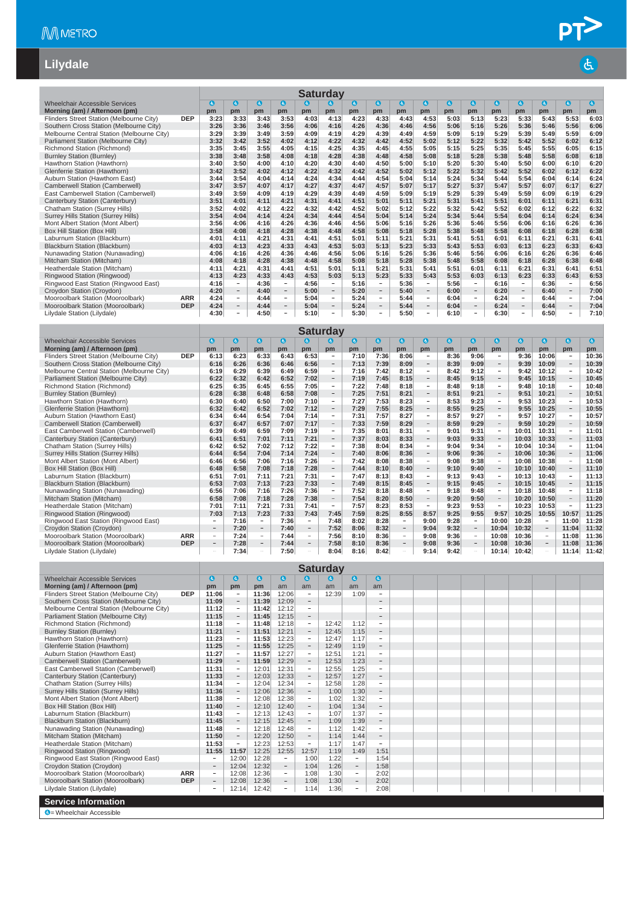# Lilydale

## Saturday

| Wheelchair Accessible Services | | ♿ | ♿ | ♿ | ♿ | ♿ | ♿ | ♿ | ♿ | ♿ | ♿ | ♿ | ♿ | ♿ | ♿ | ♿ | ♿ | ♿ |
|---|---|---|---|---|---|---|---|---|---|---|---|---|---|---|---|---|---|---|
| Morning (am) / Afternoon (pm) | | pm | pm | pm | pm | pm | pm | pm | pm | pm | pm | pm | pm | pm | pm | pm | pm | pm |
| Flinders Street Station (Melbourne City) | DEP | 3:23 | 3:33 | 3:43 | 3:53 | 4:03 | 4:13 | 4:23 | 4:33 | 4:43 | 4:53 | 5:03 | 5:13 | 5:23 | 5:33 | 5:43 | 5:53 | 6:03 |
| Southern Cross Station (Melbourne City) | | 3:26 | 3:36 | 3:46 | 3:56 | 4:06 | 4:16 | 4:26 | 4:36 | 4:46 | 4:56 | 5:06 | 5:16 | 5:26 | 5:36 | 5:46 | 5:56 | 6:06 |
| Melbourne Central Station (Melbourne City) | | 3:29 | 3:39 | 3:49 | 3:59 | 4:09 | 4:19 | 4:29 | 4:39 | 4:49 | 4:59 | 5:09 | 5:19 | 5:29 | 5:39 | 5:49 | 5:59 | 6:09 |
| Parliament Station (Melbourne City) | | 3:32 | 3:42 | 3:52 | 4:02 | 4:12 | 4:22 | 4:32 | 4:42 | 4:52 | 5:02 | 5:12 | 5:22 | 5:32 | 5:42 | 5:52 | 6:02 | 6:12 |
| Richmond Station (Richmond) | | 3:35 | 3:45 | 3:55 | 4:05 | 4:15 | 4:25 | 4:35 | 4:45 | 4:55 | 5:05 | 5:15 | 5:25 | 5:35 | 5:45 | 5:55 | 6:05 | 6:15 |
| Burnley Station (Burnley) | | 3:38 | 3:48 | 3:58 | 4:08 | 4:18 | 4:28 | 4:38 | 4:48 | 4:58 | 5:08 | 5:18 | 5:28 | 5:38 | 5:48 | 5:58 | 6:08 | 6:18 |
| Hawthorn Station (Hawthorn) | | 3:40 | 3:50 | 4:00 | 4:10 | 4:20 | 4:30 | 4:40 | 4:50 | 5:00 | 5:10 | 5:20 | 5:30 | 5:40 | 5:50 | 6:00 | 6:10 | 6:20 |
| Glenferrie Station (Hawthorn) | | 3:42 | 3:52 | 4:02 | 4:12 | 4:22 | 4:32 | 4:42 | 4:52 | 5:02 | 5:12 | 5:22 | 5:32 | 5:42 | 5:52 | 6:02 | 6:12 | 6:22 |
| Auburn Station (Hawthorn East) | | 3:44 | 3:54 | 4:04 | 4:14 | 4:24 | 4:34 | 4:44 | 4:54 | 5:04 | 5:14 | 5:24 | 5:34 | 5:44 | 5:54 | 6:04 | 6:14 | 6:24 |
| Camberwell Station (Camberwell) | | 3:47 | 3:57 | 4:07 | 4:17 | 4:27 | 4:37 | 4:47 | 4:57 | 5:07 | 5:17 | 5:27 | 5:37 | 5:47 | 5:57 | 6:07 | 6:17 | 6:27 |
| East Camberwell Station (Camberwell) | | 3:49 | 3:59 | 4:09 | 4:19 | 4:29 | 4:39 | 4:49 | 4:59 | 5:09 | 5:19 | 5:29 | 5:39 | 5:49 | 5:59 | 6:09 | 6:19 | 6:29 |
| Canterbury Station (Canterbury) | | 3:51 | 4:01 | 4:11 | 4:21 | 4:31 | 4:41 | 4:51 | 5:01 | 5:11 | 5:21 | 5:31 | 5:41 | 5:51 | 6:01 | 6:11 | 6:21 | 6:31 |
| Chatham Station (Surrey Hills) | | 3:52 | 4:02 | 4:12 | 4:22 | 4:32 | 4:42 | 4:52 | 5:02 | 5:12 | 5:22 | 5:32 | 5:42 | 5:52 | 6:02 | 6:12 | 6:22 | 6:32 |
| Surrey Hills Station (Surrey Hills) | | 3:54 | 4:04 | 4:14 | 4:24 | 4:34 | 4:44 | 4:54 | 5:04 | 5:14 | 5:24 | 5:34 | 5:44 | 5:54 | 6:04 | 6:14 | 6:24 | 6:34 |
| Mont Albert Station (Mont Albert) | | 3:56 | 4:06 | 4:16 | 4:26 | 4:36 | 4:46 | 4:56 | 5:06 | 5:16 | 5:26 | 5:36 | 5:46 | 5:56 | 6:06 | 6:16 | 6:26 | 6:36 |
| Box Hill Station (Box Hill) | | 3:58 | 4:08 | 4:18 | 4:28 | 4:38 | 4:48 | 4:58 | 5:08 | 5:18 | 5:28 | 5:38 | 5:48 | 5:58 | 6:08 | 6:18 | 6:28 | 6:38 |
| Laburnum Station (Blackburn) | | 4:01 | 4:11 | 4:21 | 4:31 | 4:41 | 4:51 | 5:01 | 5:11 | 5:21 | 5:31 | 5:41 | 5:51 | 6:01 | 6:11 | 6:21 | 6:31 | 6:41 |
| Blackburn Station (Blackburn) | | 4:03 | 4:13 | 4:23 | 4:33 | 4:43 | 4:53 | 5:03 | 5:13 | 5:23 | 5:33 | 5:43 | 5:53 | 6:03 | 6:13 | 6:23 | 6:33 | 6:43 |
| Nunawading Station (Nunawading) | | 4:06 | 4:16 | 4:26 | 4:36 | 4:46 | 4:56 | 5:06 | 5:16 | 5:26 | 5:36 | 5:46 | 5:56 | 6:06 | 6:16 | 6:26 | 6:36 | 6:46 |
| Mitcham Station (Mitcham) | | 4:08 | 4:18 | 4:28 | 4:38 | 4:48 | 4:58 | 5:08 | 5:18 | 5:28 | 5:38 | 5:48 | 5:58 | 6:08 | 6:18 | 6:28 | 6:38 | 6:48 |
| Heatherdale Station (Mitcham) | | 4:11 | 4:21 | 4:31 | 4:41 | 4:51 | 5:01 | 5:11 | 5:21 | 5:31 | 5:41 | 5:51 | 6:01 | 6:11 | 6:21 | 6:31 | 6:41 | 6:51 |
| Ringwood Station (Ringwood) | | 4:13 | 4:23 | 4:33 | 4:43 | 4:53 | 5:03 | 5:13 | 5:23 | 5:33 | 5:43 | 5:53 | 6:03 | 6:13 | 6:23 | 6:33 | 6:43 | 6:53 |
| Ringwood East Station (Ringwood East) | | 4:16 | - | 4:36 | - | 4:56 | - | 5:16 | - | 5:36 | - | 5:56 | - | 6:16 | - | 6:36 | - | 6:56 |
| Croydon Station (Croydon) | | 4:20 | - | 4:40 | - | 5:00 | - | 5:20 | - | 5:40 | - | 6:00 | - | 6:20 | - | 6:40 | - | 7:00 |
| Mooroolbark Station (Mooroolbark) | ARR | 4:24 | - | 4:44 | - | 5:04 | - | 5:24 | - | 5:44 | - | 6:04 | - | 6:24 | - | 6:44 | - | 7:04 |
| Mooroolbark Station (Mooroolbark) | DEP | 4:24 | - | 4:44 | - | 5:04 | - | 5:24 | - | 5:44 | - | 6:04 | - | 6:24 | - | 6:44 | - | 7:04 |
| Lilydale Station (Lilydale) | | 4:30 | - | 4:50 | - | 5:10 | - | 5:30 | - | 5:50 | - | 6:10 | - | 6:30 | - | 6:50 | - | 7:10 |

## Saturday

| Wheelchair Accessible Services | | ♿ | ♿ | ♿ | ♿ | ♿ | ♿ | ♿ | ♿ | ♿ | ♿ | ♿ | ♿ | ♿ | ♿ | ♿ | ♿ | ♿ |
|---|---|---|---|---|---|---|---|---|---|---|---|---|---|---|---|---|---|---|
| Morning (am) / Afternoon (pm) | | pm | pm | pm | pm | pm | pm | pm | pm | pm | pm | pm | pm | pm | pm | pm | pm | pm |
| Flinders Street Station (Melbourne City) | DEP | 6:13 | 6:23 | 6:33 | 6:43 | 6:53 | - | 7:10 | 7:36 | 8:06 | - | 8:36 | 9:06 | - | 9:36 | 10:06 | - | 10:36 |
| Southern Cross Station (Melbourne City) | | 6:16 | 6:26 | 6:36 | 6:46 | 6:56 | - | 7:13 | 7:39 | 8:09 | - | 8:39 | 9:09 | - | 9:39 | 10:09 | - | 10:39 |
| Melbourne Central Station (Melbourne City) | | 6:19 | 6:29 | 6:39 | 6:49 | 6:59 | - | 7:16 | 7:42 | 8:12 | - | 8:42 | 9:12 | - | 9:42 | 10:12 | - | 10:42 |
| Parliament Station (Melbourne City) | | 6:22 | 6:32 | 6:42 | 6:52 | 7:02 | - | 7:19 | 7:45 | 8:15 | - | 8:45 | 9:15 | - | 9:45 | 10:15 | - | 10:45 |
| Richmond Station (Richmond) | | 6:25 | 6:35 | 6:45 | 6:55 | 7:05 | - | 7:22 | 7:48 | 8:18 | - | 8:48 | 9:18 | - | 9:48 | 10:18 | - | 10:48 |
| Burnley Station (Burnley) | | 6:28 | 6:38 | 6:48 | 6:58 | 7:08 | - | 7:25 | 7:51 | 8:21 | - | 8:51 | 9:21 | - | 9:51 | 10:21 | - | 10:51 |
| Hawthorn Station (Hawthorn) | | 6:30 | 6:40 | 6:50 | 7:00 | 7:10 | - | 7:27 | 7:53 | 8:23 | - | 8:53 | 9:23 | - | 9:53 | 10:23 | - | 10:53 |
| Glenferrie Station (Hawthorn) | | 6:32 | 6:42 | 6:52 | 7:02 | 7:12 | - | 7:29 | 7:55 | 8:25 | - | 8:55 | 9:25 | - | 9:55 | 10:25 | - | 10:55 |
| Auburn Station (Hawthorn East) | | 6:34 | 6:44 | 6:54 | 7:04 | 7:14 | - | 7:31 | 7:57 | 8:27 | - | 8:57 | 9:27 | - | 9:57 | 10:27 | - | 10:57 |
| Camberwell Station (Camberwell) | | 6:37 | 6:47 | 6:57 | 7:07 | 7:17 | - | 7:33 | 7:59 | 8:29 | - | 8:59 | 9:29 | - | 9:59 | 10:29 | - | 10:59 |
| East Camberwell Station (Camberwell) | | 6:39 | 6:49 | 6:59 | 7:09 | 7:19 | - | 7:35 | 8:01 | 8:31 | - | 9:01 | 9:31 | - | 10:01 | 10:31 | - | 11:01 |
| Canterbury Station (Canterbury) | | 6:41 | 6:51 | 7:01 | 7:11 | 7:21 | - | 7:37 | 8:03 | 8:33 | - | 9:03 | 9:33 | - | 10:03 | 10:33 | - | 11:03 |
| Chatham Station (Surrey Hills) | | 6:42 | 6:52 | 7:02 | 7:12 | 7:22 | - | 7:38 | 8:04 | 8:34 | - | 9:04 | 9:34 | - | 10:04 | 10:34 | - | 11:04 |
| Surrey Hills Station (Surrey Hills) | | 6:44 | 6:54 | 7:04 | 7:14 | 7:24 | - | 7:40 | 8:06 | 8:36 | - | 9:06 | 9:36 | - | 10:06 | 10:36 | - | 11:06 |
| Mont Albert Station (Mont Albert) | | 6:46 | 6:56 | 7:06 | 7:16 | 7:26 | - | 7:42 | 8:08 | 8:38 | - | 9:08 | 9:38 | - | 10:08 | 10:38 | - | 11:08 |
| Box Hill Station (Box Hill) | | 6:48 | 6:58 | 7:08 | 7:18 | 7:28 | - | 7:44 | 8:10 | 8:40 | - | 9:10 | 9:40 | - | 10:10 | 10:40 | - | 11:10 |
| Laburnum Station (Blackburn) | | 6:51 | 7:01 | 7:11 | 7:21 | 7:31 | - | 7:47 | 8:13 | 8:43 | - | 9:13 | 9:43 | - | 10:13 | 10:43 | - | 11:13 |
| Blackburn Station (Blackburn) | | 6:53 | 7:03 | 7:13 | 7:23 | 7:33 | - | 7:49 | 8:15 | 8:45 | - | 9:15 | 9:45 | - | 10:15 | 10:45 | - | 11:15 |
| Nunawading Station (Nunawading) | | 6:56 | 7:06 | 7:16 | 7:26 | 7:36 | - | 7:52 | 8:18 | 8:48 | - | 9:18 | 9:48 | - | 10:18 | 10:48 | - | 11:18 |
| Mitcham Station (Mitcham) | | 6:58 | 7:08 | 7:18 | 7:28 | 7:38 | - | 7:54 | 8:20 | 8:50 | - | 9:20 | 9:50 | - | 10:20 | 10:50 | - | 11:20 |
| Heatherdale Station (Mitcham) | | 7:01 | 7:11 | 7:21 | 7:31 | 7:41 | - | 7:57 | 8:23 | 8:53 | - | 9:23 | 9:53 | - | 10:23 | 10:53 | - | 11:23 |
| Ringwood Station (Ringwood) | | 7:03 | 7:13 | 7:23 | 7:33 | 7:43 | 7:45 | 7:59 | 8:25 | 8:55 | 8:57 | 9:25 | 9:55 | 9:57 | 10:25 | 10:55 | 10:57 | 11:25 |
| Ringwood East Station (Ringwood East) | | - | 7:16 | - | 7:36 | - | 7:48 | 8:02 | 8:28 | - | 9:00 | 9:28 | - | 10:00 | 10:28 | - | 11:00 | 11:28 |
| Croydon Station (Croydon) | | - | 7:20 | - | 7:40 | - | 7:52 | 8:06 | 8:32 | - | 9:04 | 9:32 | - | 10:04 | 10:32 | - | 11:04 | 11:32 |
| Mooroolbark Station (Mooroolbark) | ARR | - | 7:24 | - | 7:44 | - | 7:56 | 8:10 | 8:36 | - | 9:08 | 9:36 | - | 10:08 | 10:36 | - | 11:08 | 11:36 |
| Mooroolbark Station (Mooroolbark) | DEP | - | 7:28 | - | 7:44 | - | 7:58 | 8:10 | 8:36 | - | 9:08 | 9:36 | - | 10:08 | 10:36 | - | 11:08 | 11:36 |
| Lilydale Station (Lilydale) | | - | 7:34 | - | 7:50 | - | 8:04 | 8:16 | 8:42 | - | 9:14 | 9:42 | - | 10:14 | 10:42 | - | 11:14 | 11:42 |

## Saturday

| Wheelchair Accessible Services | | ♿ | ♿ | ♿ | ♿ | ♿ | ♿ | ♿ | ♿ |
|---|---|---|---|---|---|---|---|---|---|
| Morning (am) / Afternoon (pm) | | pm | pm | pm | am | am | am | am | am |
| Flinders Street Station (Melbourne City) | DEP | 11:06 | - | 11:36 | 12:06 | - | 12:39 | 1:09 | - |
| Southern Cross Station (Melbourne City) | | 11:09 | - | 11:39 | 12:09 | - | | | - |
| Melbourne Central Station (Melbourne City) | | 11:12 | - | 11:42 | 12:12 | - | | | - |
| Parliament Station (Melbourne City) | | 11:15 | - | 11:45 | 12:15 | - | | | - |
| Richmond Station (Richmond) | | 11:18 | - | 11:48 | 12:18 | - | 12:42 | 1:12 | - |
| Burnley Station (Burnley) | | 11:21 | - | 11:51 | 12:21 | - | 12:45 | 1:15 | - |
| Hawthorn Station (Hawthorn) | | 11:23 | - | 11:53 | 12:23 | - | 12:47 | 1:17 | - |
| Glenferrie Station (Hawthorn) | | 11:25 | - | 11:55 | 12:25 | - | 12:49 | 1:19 | - |
| Auburn Station (Hawthorn East) | | 11:27 | - | 11:57 | 12:27 | - | 12:51 | 1:21 | - |
| Camberwell Station (Camberwell) | | 11:29 | - | 11:59 | 12:29 | - | 12:53 | 1:23 | - |
| East Camberwell Station (Camberwell) | | 11:31 | - | 12:01 | 12:31 | - | 12:55 | 1:25 | - |
| Canterbury Station (Canterbury) | | 11:33 | - | 12:03 | 12:33 | - | 12:57 | 1:27 | - |
| Chatham Station (Surrey Hills) | | 11:34 | - | 12:04 | 12:34 | - | 12:58 | 1:28 | - |
| Surrey Hills Station (Surrey Hills) | | 11:36 | - | 12:06 | 12:36 | - | 1:00 | 1:30 | - |
| Mont Albert Station (Mont Albert) | | 11:38 | - | 12:08 | 12:38 | - | 1:02 | 1:32 | - |
| Box Hill Station (Box Hill) | | 11:40 | - | 12:10 | 12:40 | - | 1:04 | 1:34 | - |
| Laburnum Station (Blackburn) | | 11:43 | - | 12:13 | 12:43 | - | 1:07 | 1:37 | - |
| Blackburn Station (Blackburn) | | 11:45 | - | 12:15 | 12:45 | - | 1:09 | 1:39 | - |
| Nunawading Station (Nunawading) | | 11:48 | - | 12:18 | 12:48 | - | 1:12 | 1:42 | - |
| Mitcham Station (Mitcham) | | 11:50 | - | 12:20 | 12:50 | - | 1:14 | 1:44 | - |
| Heatherdale Station (Mitcham) | | 11:53 | - | 12:23 | 12:53 | - | 1:17 | 1:47 | - |
| Ringwood Station (Ringwood) | | 11:55 | 11:57 | 12:25 | 12:55 | 12:57 | 1:19 | 1:49 | 1:51 |
| Ringwood East Station (Ringwood East) | | - | 12:00 | 12:28 | - | 1:00 | 1:22 | - | 1:54 |
| Croydon Station (Croydon) | | - | 12:04 | 12:32 | - | 1:04 | 1:26 | - | 1:58 |
| Mooroolbark Station (Mooroolbark) | ARR | - | 12:08 | 12:36 | - | 1:08 | 1:30 | - | 2:02 |
| Mooroolbark Station (Mooroolbark) | DEP | - | 12:08 | 12:36 | - | 1:08 | 1:30 | - | 2:02 |
| Lilydale Station (Lilydale) | | - | 12:14 | 12:42 | - | 1:14 | 1:36 | - | 2:08 |

## Service Information

♿ = Wheelchair Accessible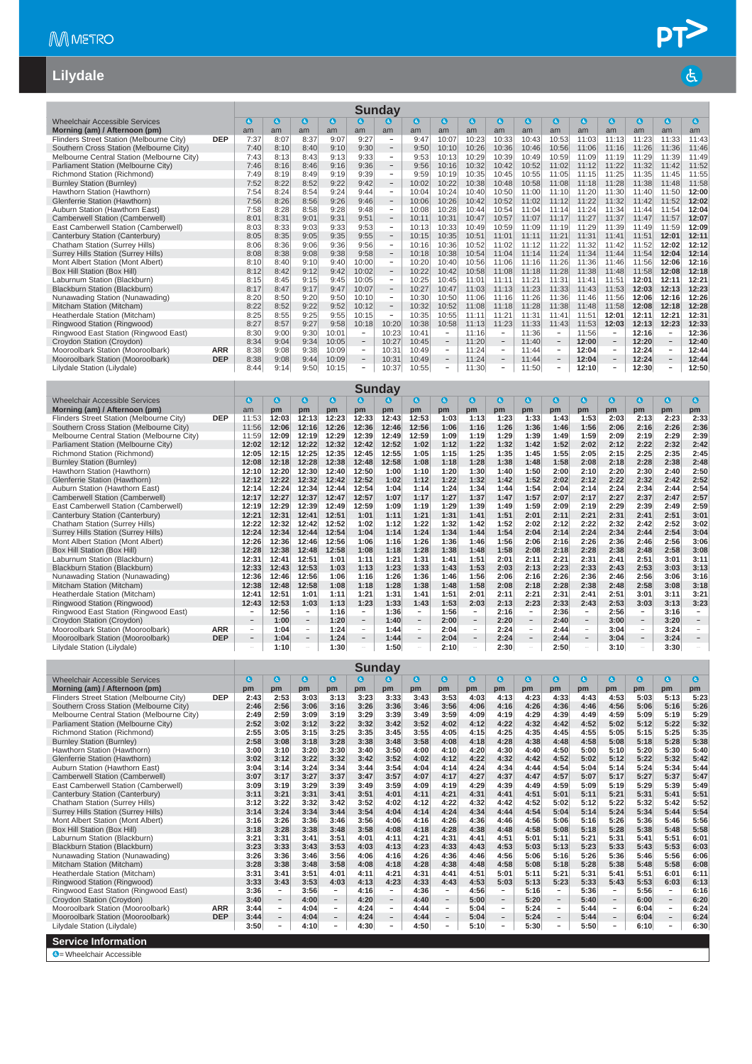# Lilydale

**Sunday**

| Wheelchair Accessible Services | | ♿ | ♿ | ♿ | ♿ | ♿ | ♿ | ♿ | ♿ | ♿ | ♿ | ♿ | ♿ | ♿ | ♿ | ♿ | ♿ | ♿ |
|---|---|---|---|---|---|---|---|---|---|---|---|---|---|---|---|---|---|---|
| Morning (am) / Afternoon (pm) | | am | am | am | am | am | am | am | am | am | am | am | am | am | am | am | am | am |
| Flinders Street Station (Melbourne City) | DEP | 7:37 | 8:07 | 8:37 | 9:07 | 9:27 | – | 9:47 | 10:07 | 10:23 | 10:33 | 10:43 | 10:53 | 11:03 | 11:13 | 11:23 | 11:33 | 11:43 |
| Southern Cross Station (Melbourne City) | | 7:40 | 8:10 | 8:40 | 9:10 | 9:30 | – | 9:50 | 10:10 | 10:26 | 10:36 | 10:46 | 10:56 | 11:06 | 11:16 | 11:26 | 11:36 | 11:46 |
| Melbourne Central Station (Melbourne City) | | 7:43 | 8:13 | 8:43 | 9:13 | 9:33 | – | 9:53 | 10:13 | 10:29 | 10:39 | 10:49 | 10:59 | 11:09 | 11:19 | 11:29 | 11:39 | 11:49 |
| Parliament Station (Melbourne City) | | 7:46 | 8:16 | 8:46 | 9:16 | 9:36 | – | 9:56 | 10:16 | 10:32 | 10:42 | 10:52 | 11:02 | 11:12 | 11:22 | 11:32 | 11:42 | 11:52 |
| Richmond Station (Richmond) | | 7:49 | 8:19 | 8:49 | 9:19 | 9:39 | – | 9:59 | 10:19 | 10:35 | 10:45 | 10:55 | 11:05 | 11:15 | 11:25 | 11:35 | 11:45 | 11:55 |
| Burnley Station (Burnley) | | 7:52 | 8:22 | 8:52 | 9:22 | 9:42 | – | 10:02 | 10:22 | 10:38 | 10:48 | 10:58 | 11:08 | 11:18 | 11:28 | 11:38 | 11:48 | 11:58 |
| Hawthorn Station (Hawthorn) | | 7:54 | 8:24 | 8:54 | 9:24 | 9:44 | – | 10:04 | 10:24 | 10:40 | 10:50 | 11:00 | 11:10 | 11:20 | 11:30 | 11:40 | 11:50 | 12:00 |
| Glenferrie Station (Hawthorn) | | 7:56 | 8:26 | 8:56 | 9:26 | 9:46 | – | 10:06 | 10:26 | 10:42 | 10:52 | 11:02 | 11:12 | 11:22 | 11:32 | 11:42 | 11:52 | 12:02 |
| Auburn Station (Hawthorn East) | | 7:58 | 8:28 | 8:58 | 9:28 | 9:48 | – | 10:08 | 10:28 | 10:44 | 10:54 | 11:04 | 11:14 | 11:24 | 11:34 | 11:44 | 11:54 | 12:04 |
| Camberwell Station (Camberwell) | | 8:01 | 8:31 | 9:01 | 9:31 | 9:51 | – | 10:11 | 10:31 | 10:47 | 10:57 | 11:07 | 11:17 | 11:27 | 11:37 | 11:47 | 11:57 | 12:07 |
| East Camberwell Station (Camberwell) | | 8:03 | 8:33 | 9:03 | 9:33 | 9:53 | – | 10:13 | 10:33 | 10:49 | 10:59 | 11:09 | 11:19 | 11:29 | 11:39 | 11:49 | 11:59 | 12:09 |
| Canterbury Station (Canterbury) | | 8:05 | 8:35 | 9:05 | 9:35 | 9:55 | – | 10:15 | 10:35 | 10:51 | 11:01 | 11:11 | 11:21 | 11:31 | 11:41 | 11:51 | 12:01 | 12:11 |
| Chatham Station (Surrey Hills) | | 8:06 | 8:36 | 9:06 | 9:36 | 9:56 | – | 10:16 | 10:36 | 10:52 | 11:02 | 11:12 | 11:22 | 11:32 | 11:42 | 11:52 | 12:02 | 12:12 |
| Surrey Hills Station (Surrey Hills) | | 8:08 | 8:38 | 9:08 | 9:38 | 9:58 | – | 10:18 | 10:38 | 10:54 | 11:04 | 11:14 | 11:24 | 11:34 | 11:44 | 11:54 | 12:04 | 12:14 |
| Mont Albert Station (Mont Albert) | | 8:10 | 8:40 | 9:10 | 9:40 | 10:00 | – | 10:20 | 10:40 | 10:56 | 11:06 | 11:16 | 11:26 | 11:36 | 11:46 | 11:56 | 12:06 | 12:16 |
| Box Hill Station (Box Hill) | | 8:12 | 8:42 | 9:12 | 9:42 | 10:02 | – | 10:22 | 10:42 | 10:58 | 11:08 | 11:18 | 11:28 | 11:38 | 11:48 | 11:58 | 12:08 | 12:18 |
| Laburnum Station (Blackburn) | | 8:15 | 8:45 | 9:15 | 9:45 | 10:05 | – | 10:25 | 10:45 | 11:01 | 11:11 | 11:21 | 11:31 | 11:41 | 11:51 | 12:01 | 12:11 | 12:21 |
| Blackburn Station (Blackburn) | | 8:17 | 8:47 | 9:17 | 9:47 | 10:07 | – | 10:27 | 10:47 | 11:03 | 11:13 | 11:23 | 11:33 | 11:43 | 11:53 | 12:03 | 12:13 | 12:23 |
| Nunawading Station (Nunawading) | | 8:20 | 8:50 | 9:20 | 9:50 | 10:10 | – | 10:30 | 10:50 | 11:06 | 11:16 | 11:26 | 11:36 | 11:46 | 11:56 | 12:06 | 12:16 | 12:26 |
| Mitcham Station (Mitcham) | | 8:22 | 8:52 | 9:22 | 9:52 | 10:12 | – | 10:32 | 10:52 | 11:08 | 11:18 | 11:28 | 11:38 | 11:48 | 11:58 | 12:08 | 12:18 | 12:28 |
| Heatherdale Station (Mitcham) | | 8:25 | 8:55 | 9:25 | 9:55 | 10:15 | – | 10:35 | 10:55 | 11:11 | 11:21 | 11:31 | 11:41 | 11:51 | 12:01 | 12:11 | 12:21 | 12:31 |
| Ringwood Station (Ringwood) | | 8:27 | 8:57 | 9:27 | 9:58 | 10:18 | 10:20 | 10:38 | 10:58 | 11:13 | 11:23 | 11:33 | 11:43 | 11:53 | 12:03 | 12:13 | 12:23 | 12:33 |
| Ringwood East Station (Ringwood East) | | 8:30 | 9:00 | 9:30 | 10:01 | – | 10:23 | 10:41 | – | 11:16 | – | 11:36 | – | 11:56 | – | 12:16 | – | 12:36 |
| Croydon Station (Croydon) | | 8:34 | 9:04 | 9:34 | 10:05 | – | 10:27 | 10:45 | – | 11:20 | – | 11:40 | – | 12:00 | – | 12:20 | – | 12:40 |
| Mooroolbark Station (Mooroolbark) | ARR | 8:38 | 9:08 | 9:38 | 10:09 | – | 10:31 | 10:49 | – | 11:24 | – | 11:44 | – | 12:04 | – | 12:24 | – | 12:44 |
| Mooroolbark Station (Mooroolbark) | DEP | 8:38 | 9:08 | 9:44 | 10:09 | – | 10:31 | 10:49 | – | 11:24 | – | 11:44 | – | 12:04 | – | 12:24 | – | 12:44 |
| Lilydale Station (Lilydale) | | 8:44 | 9:14 | 9:50 | 10:15 | – | 10:37 | 10:55 | – | 11:30 | – | 11:50 | – | 12:10 | – | 12:30 | – | 12:50 |

**Sunday**

| Wheelchair Accessible Services | | ♿ | ♿ | ♿ | ♿ | ♿ | ♿ | ♿ | ♿ | ♿ | ♿ | ♿ | ♿ | ♿ | ♿ | ♿ | ♿ | ♿ |
|---|---|---|---|---|---|---|---|---|---|---|---|---|---|---|---|---|---|---|
| Morning (am) / Afternoon (pm) | | am | pm | pm | pm | pm | pm | pm | pm | pm | pm | pm | pm | pm | pm | pm | pm | pm |
| Flinders Street Station (Melbourne City) | DEP | 11:53 | 12:03 | 12:13 | 12:23 | 12:33 | 12:43 | 12:53 | 1:03 | 1:13 | 1:23 | 1:33 | 1:43 | 1:53 | 2:03 | 2:13 | 2:23 | 2:33 |
| Southern Cross Station (Melbourne City) | | 11:56 | 12:06 | 12:16 | 12:26 | 12:36 | 12:46 | 12:56 | 1:06 | 1:16 | 1:26 | 1:36 | 1:46 | 1:56 | 2:06 | 2:16 | 2:26 | 2:36 |
| Melbourne Central Station (Melbourne City) | | 11:59 | 12:09 | 12:19 | 12:29 | 12:39 | 12:49 | 12:59 | 1:09 | 1:19 | 1:29 | 1:39 | 1:49 | 1:59 | 2:09 | 2:19 | 2:29 | 2:39 |
| Parliament Station (Melbourne City) | | 12:02 | 12:12 | 12:22 | 12:32 | 12:42 | 12:52 | 1:02 | 1:12 | 1:22 | 1:32 | 1:42 | 1:52 | 2:02 | 2:12 | 2:22 | 2:32 | 2:42 |
| Richmond Station (Richmond) | | 12:05 | 12:15 | 12:25 | 12:35 | 12:45 | 12:55 | 1:05 | 1:15 | 1:25 | 1:35 | 1:45 | 1:55 | 2:05 | 2:15 | 2:25 | 2:35 | 2:45 |
| Burnley Station (Burnley) | | 12:08 | 12:18 | 12:28 | 12:38 | 12:48 | 12:58 | 1:08 | 1:18 | 1:28 | 1:38 | 1:48 | 1:58 | 2:08 | 2:18 | 2:28 | 2:38 | 2:48 |
| Hawthorn Station (Hawthorn) | | 12:10 | 12:20 | 12:30 | 12:40 | 12:50 | 1:00 | 1:10 | 1:20 | 1:30 | 1:40 | 1:50 | 2:00 | 2:10 | 2:20 | 2:30 | 2:40 | 2:50 |
| Glenferrie Station (Hawthorn) | | 12:12 | 12:22 | 12:32 | 12:42 | 12:52 | 1:02 | 1:12 | 1:22 | 1:32 | 1:42 | 1:52 | 2:02 | 2:12 | 2:22 | 2:32 | 2:42 | 2:52 |
| Auburn Station (Hawthorn East) | | 12:14 | 12:24 | 12:34 | 12:44 | 12:54 | 1:04 | 1:14 | 1:24 | 1:34 | 1:44 | 1:54 | 2:04 | 2:14 | 2:24 | 2:34 | 2:44 | 2:54 |
| Camberwell Station (Camberwell) | | 12:17 | 12:27 | 12:37 | 12:47 | 12:57 | 1:07 | 1:17 | 1:27 | 1:37 | 1:47 | 1:57 | 2:07 | 2:17 | 2:27 | 2:37 | 2:47 | 2:57 |
| East Camberwell Station (Camberwell) | | 12:19 | 12:29 | 12:39 | 12:49 | 12:59 | 1:09 | 1:19 | 1:29 | 1:39 | 1:49 | 1:59 | 2:09 | 2:19 | 2:29 | 2:39 | 2:49 | 2:59 |
| Canterbury Station (Canterbury) | | 12:21 | 12:31 | 12:41 | 12:51 | 1:01 | 1:11 | 1:21 | 1:31 | 1:41 | 1:51 | 2:01 | 2:11 | 2:21 | 2:31 | 2:41 | 2:51 | 3:01 |
| Chatham Station (Surrey Hills) | | 12:22 | 12:32 | 12:42 | 12:52 | 1:02 | 1:12 | 1:22 | 1:32 | 1:42 | 1:52 | 2:02 | 2:12 | 2:22 | 2:32 | 2:42 | 2:52 | 3:02 |
| Surrey Hills Station (Surrey Hills) | | 12:24 | 12:34 | 12:44 | 12:54 | 1:04 | 1:14 | 1:24 | 1:34 | 1:44 | 1:54 | 2:04 | 2:14 | 2:24 | 2:34 | 2:44 | 2:54 | 3:04 |
| Mont Albert Station (Mont Albert) | | 12:26 | 12:36 | 12:46 | 12:56 | 1:06 | 1:16 | 1:26 | 1:36 | 1:46 | 1:56 | 2:06 | 2:16 | 2:26 | 2:36 | 2:46 | 2:56 | 3:06 |
| Box Hill Station (Box Hill) | | 12:28 | 12:38 | 12:48 | 12:58 | 1:08 | 1:18 | 1:28 | 1:38 | 1:48 | 1:58 | 2:08 | 2:18 | 2:28 | 2:38 | 2:48 | 2:58 | 3:08 |
| Laburnum Station (Blackburn) | | 12:31 | 12:41 | 12:51 | 1:01 | 1:11 | 1:21 | 1:31 | 1:41 | 1:51 | 2:01 | 2:11 | 2:21 | 2:31 | 2:41 | 2:51 | 3:01 | 3:11 |
| Blackburn Station (Blackburn) | | 12:33 | 12:43 | 12:53 | 1:03 | 1:13 | 1:23 | 1:33 | 1:43 | 1:53 | 2:03 | 2:13 | 2:23 | 2:33 | 2:43 | 2:53 | 3:03 | 3:13 |
| Nunawading Station (Nunawading) | | 12:36 | 12:46 | 12:56 | 1:06 | 1:16 | 1:26 | 1:36 | 1:46 | 1:56 | 2:06 | 2:16 | 2:26 | 2:36 | 2:46 | 2:56 | 3:06 | 3:16 |
| Mitcham Station (Mitcham) | | 12:38 | 12:48 | 12:58 | 1:08 | 1:18 | 1:28 | 1:38 | 1:48 | 1:58 | 2:08 | 2:18 | 2:28 | 2:38 | 2:48 | 2:58 | 3:08 | 3:18 |
| Heatherdale Station (Mitcham) | | 12:41 | 12:51 | 1:01 | 1:11 | 1:21 | 1:31 | 1:41 | 1:51 | 2:01 | 2:11 | 2:21 | 2:31 | 2:41 | 2:51 | 3:01 | 3:11 | 3:21 |
| Ringwood Station (Ringwood) | | 12:43 | 12:53 | 1:03 | 1:13 | 1:23 | 1:33 | 1:43 | 1:53 | 2:03 | 2:13 | 2:23 | 2:33 | 2:43 | 2:53 | 3:03 | 3:13 | 3:23 |
| Ringwood East Station (Ringwood East) | | – | 12:56 | – | 1:16 | – | 1:36 | – | 1:56 | – | 2:16 | – | 2:36 | – | 2:56 | – | 3:16 | – |
| Croydon Station (Croydon) | | – | 1:00 | – | 1:20 | – | 1:40 | – | 2:00 | – | 2:20 | – | 2:40 | – | 3:00 | – | 3:20 | – |
| Mooroolbark Station (Mooroolbark) | ARR | – | 1:04 | – | 1:24 | – | 1:44 | – | 2:04 | – | 2:24 | – | 2:44 | – | 3:04 | – | 3:24 | – |
| Mooroolbark Station (Mooroolbark) | DEP | – | 1:04 | – | 1:24 | – | 1:44 | – | 2:04 | – | 2:24 | – | 2:44 | – | 3:04 | – | 3:24 | – |
| Lilydale Station (Lilydale) | | – | 1:10 | – | 1:30 | – | 1:50 | – | 2:10 | – | 2:30 | – | 2:50 | – | 3:10 | – | 3:30 | – |

**Sunday**

| Wheelchair Accessible Services | | ♿ | ♿ | ♿ | ♿ | ♿ | ♿ | ♿ | ♿ | ♿ | ♿ | ♿ | ♿ | ♿ | ♿ | ♿ | ♿ | ♿ |
|---|---|---|---|---|---|---|---|---|---|---|---|---|---|---|---|---|---|---|
| Morning (am) / Afternoon (pm) | | pm | pm | pm | pm | pm | pm | pm | pm | pm | pm | pm | pm | pm | pm | pm | pm | pm |
| Flinders Street Station (Melbourne City) | DEP | 2:43 | 2:53 | 3:03 | 3:13 | 3:23 | 3:33 | 3:43 | 3:53 | 4:03 | 4:13 | 4:23 | 4:33 | 4:43 | 4:53 | 5:03 | 5:13 | 5:23 |
| Southern Cross Station (Melbourne City) | | 2:46 | 2:56 | 3:06 | 3:16 | 3:26 | 3:36 | 3:46 | 3:56 | 4:06 | 4:16 | 4:26 | 4:36 | 4:46 | 4:56 | 5:06 | 5:16 | 5:26 |
| Melbourne Central Station (Melbourne City) | | 2:49 | 2:59 | 3:09 | 3:19 | 3:29 | 3:39 | 3:49 | 3:59 | 4:09 | 4:19 | 4:29 | 4:39 | 4:49 | 4:59 | 5:09 | 5:19 | 5:29 |
| Parliament Station (Melbourne City) | | 2:52 | 3:02 | 3:12 | 3:22 | 3:32 | 3:42 | 3:52 | 4:02 | 4:12 | 4:22 | 4:32 | 4:42 | 4:52 | 5:02 | 5:12 | 5:22 | 5:32 |
| Richmond Station (Richmond) | | 2:55 | 3:05 | 3:15 | 3:25 | 3:35 | 3:45 | 3:55 | 4:05 | 4:15 | 4:25 | 4:35 | 4:45 | 4:55 | 5:05 | 5:15 | 5:25 | 5:35 |
| Burnley Station (Burnley) | | 2:58 | 3:08 | 3:18 | 3:28 | 3:38 | 3:48 | 3:58 | 4:08 | 4:18 | 4:28 | 4:38 | 4:48 | 4:58 | 5:08 | 5:18 | 5:28 | 5:38 |
| Hawthorn Station (Hawthorn) | | 3:00 | 3:10 | 3:20 | 3:30 | 3:40 | 3:50 | 4:00 | 4:10 | 4:20 | 4:30 | 4:40 | 4:50 | 5:00 | 5:10 | 5:20 | 5:30 | 5:40 |
| Glenferrie Station (Hawthorn) | | 3:02 | 3:12 | 3:22 | 3:32 | 3:42 | 3:52 | 4:02 | 4:12 | 4:22 | 4:32 | 4:42 | 4:52 | 5:02 | 5:12 | 5:22 | 5:32 | 5:42 |
| Auburn Station (Hawthorn East) | | 3:04 | 3:14 | 3:24 | 3:34 | 3:44 | 3:54 | 4:04 | 4:14 | 4:24 | 4:34 | 4:44 | 4:54 | 5:04 | 5:14 | 5:24 | 5:34 | 5:44 |
| Camberwell Station (Camberwell) | | 3:07 | 3:17 | 3:27 | 3:37 | 3:47 | 3:57 | 4:07 | 4:17 | 4:27 | 4:37 | 4:47 | 4:57 | 5:07 | 5:17 | 5:27 | 5:37 | 5:47 |
| East Camberwell Station (Camberwell) | | 3:09 | 3:19 | 3:29 | 3:39 | 3:49 | 3:59 | 4:09 | 4:19 | 4:29 | 4:39 | 4:49 | 4:59 | 5:09 | 5:19 | 5:29 | 5:39 | 5:49 |
| Canterbury Station (Canterbury) | | 3:11 | 3:21 | 3:31 | 3:41 | 3:51 | 4:01 | 4:11 | 4:21 | 4:31 | 4:41 | 4:51 | 5:01 | 5:11 | 5:21 | 5:31 | 5:41 | 5:51 |
| Chatham Station (Surrey Hills) | | 3:12 | 3:22 | 3:32 | 3:42 | 3:52 | 4:02 | 4:12 | 4:22 | 4:32 | 4:42 | 4:52 | 5:02 | 5:12 | 5:22 | 5:32 | 5:42 | 5:52 |
| Surrey Hills Station (Surrey Hills) | | 3:14 | 3:24 | 3:34 | 3:44 | 3:54 | 4:04 | 4:14 | 4:24 | 4:34 | 4:44 | 4:54 | 5:04 | 5:14 | 5:24 | 5:34 | 5:44 | 5:54 |
| Mont Albert Station (Mont Albert) | | 3:16 | 3:26 | 3:36 | 3:46 | 3:56 | 4:06 | 4:16 | 4:26 | 4:36 | 4:46 | 4:56 | 5:06 | 5:16 | 5:26 | 5:36 | 5:46 | 5:56 |
| Box Hill Station (Box Hill) | | 3:18 | 3:28 | 3:38 | 3:48 | 3:58 | 4:08 | 4:18 | 4:28 | 4:38 | 4:48 | 4:58 | 5:08 | 5:18 | 5:28 | 5:38 | 5:48 | 5:58 |
| Laburnum Station (Blackburn) | | 3:21 | 3:31 | 3:41 | 3:51 | 4:01 | 4:11 | 4:21 | 4:31 | 4:41 | 4:51 | 5:01 | 5:11 | 5:21 | 5:31 | 5:41 | 5:51 | 6:01 |
| Blackburn Station (Blackburn) | | 3:23 | 3:33 | 3:43 | 3:53 | 4:03 | 4:13 | 4:23 | 4:33 | 4:43 | 4:53 | 5:03 | 5:13 | 5:23 | 5:33 | 5:43 | 5:53 | 6:03 |
| Nunawading Station (Nunawading) | | 3:26 | 3:36 | 3:46 | 3:56 | 4:06 | 4:16 | 4:26 | 4:36 | 4:46 | 4:56 | 5:06 | 5:16 | 5:26 | 5:36 | 5:46 | 5:56 | 6:06 |
| Mitcham Station (Mitcham) | | 3:28 | 3:38 | 3:48 | 3:58 | 4:08 | 4:18 | 4:28 | 4:38 | 4:48 | 4:58 | 5:08 | 5:18 | 5:28 | 5:38 | 5:48 | 5:58 | 6:08 |
| Heatherdale Station (Mitcham) | | 3:31 | 3:41 | 3:51 | 4:01 | 4:11 | 4:21 | 4:31 | 4:41 | 4:51 | 5:01 | 5:11 | 5:21 | 5:31 | 5:41 | 5:51 | 6:01 | 6:11 |
| Ringwood Station (Ringwood) | | 3:33 | 3:43 | 3:53 | 4:03 | 4:13 | 4:23 | 4:33 | 4:43 | 4:53 | 5:03 | 5:13 | 5:23 | 5:33 | 5:43 | 5:53 | 6:03 | 6:13 |
| Ringwood East Station (Ringwood East) | | 3:36 | – | 3:56 | – | 4:16 | – | 4:36 | – | 4:56 | – | 5:16 | – | 5:36 | – | 5:56 | – | 6:16 |
| Croydon Station (Croydon) | | 3:40 | – | 4:00 | – | 4:20 | – | 4:40 | – | 5:00 | – | 5:20 | – | 5:40 | – | 6:00 | – | 6:20 |
| Mooroolbark Station (Mooroolbark) | ARR | 3:44 | – | 4:04 | – | 4:24 | – | 4:44 | – | 5:04 | – | 5:24 | – | 5:44 | – | 6:04 | – | 6:24 |
| Mooroolbark Station (Mooroolbark) | DEP | 3:44 | – | 4:04 | – | 4:24 | – | 4:44 | – | 5:04 | – | 5:24 | – | 5:44 | – | 6:04 | – | 6:24 |
| Lilydale Station (Lilydale) | | 3:50 | – | 4:10 | – | 4:30 | – | 4:50 | – | 5:10 | – | 5:30 | – | 5:50 | – | 6:10 | – | 6:30 |

## Service Information

♿= Wheelchair Accessible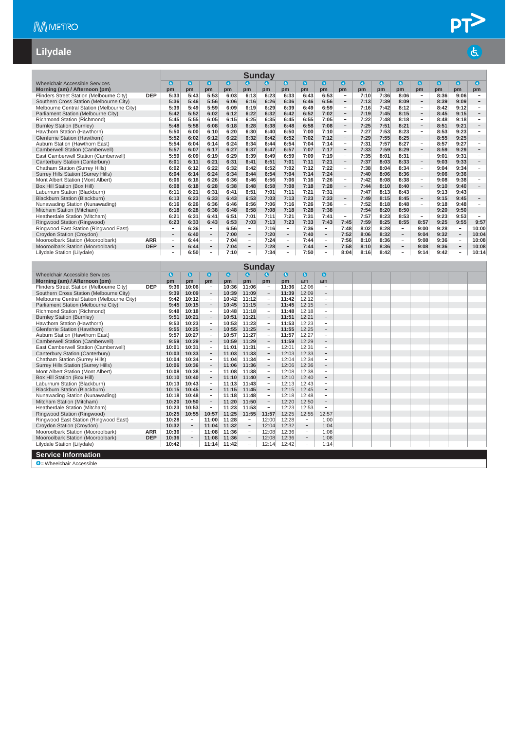# Lilydale

## Sunday

| Wheelchair Accessible Services | | ♿ | ♿ | ♿ | ♿ | ♿ | ♿ | ♿ | ♿ | ♿ | ♿ | ♿ | ♿ | ♿ | ♿ | ♿ | ♿ |
|---|---|---|---|---|---|---|---|---|---|---|---|---|---|---|---|---|---|
| Morning (am) / Afternoon (pm) | | pm | pm | pm | pm | pm | pm | pm | pm | pm | pm | pm | pm | pm | pm | pm | pm |
| Flinders Street Station (Melbourne City) | DEP | 5:33 | 5:43 | 5:53 | 6:03 | 6:13 | 6:23 | 6:33 | 6:43 | 6:53 | – | 7:10 | 7:36 | 8:06 | – | 8:36 | 9:06 | – |
| Southern Cross Station (Melbourne City) | | 5:36 | 5:46 | 5:56 | 6:06 | 6:16 | 6:26 | 6:36 | 6:46 | 6:56 | – | 7:13 | 7:39 | 8:09 | – | 8:39 | 9:09 | – |
| Melbourne Central Station (Melbourne City) | | 5:39 | 5:49 | 5:59 | 6:09 | 6:19 | 6:29 | 6:39 | 6:49 | 6:59 | – | 7:16 | 7:42 | 8:12 | – | 8:42 | 9:12 | – |
| Parliament Station (Melbourne City) | | 5:42 | 5:52 | 6:02 | 6:12 | 6:22 | 6:32 | 6:42 | 6:52 | 7:02 | – | 7:19 | 7:45 | 8:15 | – | 8:45 | 9:15 | – |
| Richmond Station (Richmond) | | 5:45 | 5:55 | 6:05 | 6:15 | 6:25 | 6:35 | 6:45 | 6:55 | 7:05 | – | 7:22 | 7:48 | 8:18 | – | 8:48 | 9:18 | – |
| Burnley Station (Burnley) | | 5:48 | 5:58 | 6:08 | 6:18 | 6:28 | 6:38 | 6:48 | 6:58 | 7:08 | – | 7:25 | 7:51 | 8:21 | – | 8:51 | 9:21 | – |
| Hawthorn Station (Hawthorn) | | 5:50 | 6:00 | 6:10 | 6:20 | 6:30 | 6:40 | 6:50 | 7:00 | 7:10 | – | 7:27 | 7:53 | 8:23 | – | 8:53 | 9:23 | – |
| Glenferrie Station (Hawthorn) | | 5:52 | 6:02 | 6:12 | 6:22 | 6:32 | 6:42 | 6:52 | 7:02 | 7:12 | – | 7:29 | 7:55 | 8:25 | – | 8:55 | 9:25 | – |
| Auburn Station (Hawthorn East) | | 5:54 | 6:04 | 6:14 | 6:24 | 6:34 | 6:44 | 6:54 | 7:04 | 7:14 | – | 7:31 | 7:57 | 8:27 | – | 8:57 | 9:27 | – |
| Camberwell Station (Camberwell) | | 5:57 | 6:07 | 6:17 | 6:27 | 6:37 | 6:47 | 6:57 | 7:07 | 7:17 | – | 7:33 | 7:59 | 8:29 | – | 8:59 | 9:29 | – |
| East Camberwell Station (Camberwell) | | 5:59 | 6:09 | 6:19 | 6:29 | 6:39 | 6:49 | 6:59 | 7:09 | 7:19 | – | 7:35 | 8:01 | 8:31 | – | 9:01 | 9:31 | – |
| Canterbury Station (Canterbury) | | 6:01 | 6:11 | 6:21 | 6:31 | 6:41 | 6:51 | 7:01 | 7:11 | 7:21 | – | 7:37 | 8:03 | 8:33 | – | 9:03 | 9:33 | – |
| Chatham Station (Surrey Hills) | | 6:02 | 6:12 | 6:22 | 6:32 | 6:42 | 6:52 | 7:02 | 7:12 | 7:22 | – | 7:38 | 8:04 | 8:34 | – | 9:04 | 9:34 | – |
| Surrey Hills Station (Surrey Hills) | | 6:04 | 6:14 | 6:24 | 6:34 | 6:44 | 6:54 | 7:04 | 7:14 | 7:24 | – | 7:40 | 8:06 | 8:36 | – | 9:06 | 9:36 | – |
| Mont Albert Station (Mont Albert) | | 6:06 | 6:16 | 6:26 | 6:36 | 6:46 | 6:56 | 7:06 | 7:16 | 7:26 | – | 7:42 | 8:08 | 8:38 | – | 9:08 | 9:38 | – |
| Box Hill Station (Box Hill) | | 6:08 | 6:18 | 6:28 | 6:38 | 6:48 | 6:58 | 7:08 | 7:18 | 7:28 | – | 7:44 | 8:10 | 8:40 | – | 9:10 | 9:40 | – |
| Laburnum Station (Blackburn) | | 6:11 | 6:21 | 6:31 | 6:41 | 6:51 | 7:01 | 7:11 | 7:21 | 7:31 | – | 7:47 | 8:13 | 8:43 | – | 9:13 | 9:43 | – |
| Blackburn Station (Blackburn) | | 6:13 | 6:23 | 6:33 | 6:43 | 6:53 | 7:03 | 7:13 | 7:23 | 7:33 | – | 7:49 | 8:15 | 8:45 | – | 9:15 | 9:45 | – |
| Nunawading Station (Nunawading) | | 6:16 | 6:26 | 6:36 | 6:46 | 6:56 | 7:06 | 7:16 | 7:26 | 7:36 | – | 7:52 | 8:18 | 8:48 | – | 9:18 | 9:48 | – |
| Mitcham Station (Mitcham) | | 6:18 | 6:28 | 6:38 | 6:48 | 6:58 | 7:08 | 7:18 | 7:28 | 7:38 | – | 7:54 | 8:20 | 8:50 | – | 9:20 | 9:50 | – |
| Heatherdale Station (Mitcham) | | 6:21 | 6:31 | 6:41 | 6:51 | 7:01 | 7:11 | 7:21 | 7:31 | 7:41 | – | 7:57 | 8:23 | 8:53 | – | 9:23 | 9:53 | – |
| Ringwood Station (Ringwood) | | 6:23 | 6:33 | 6:43 | 6:53 | 7:03 | 7:13 | 7:23 | 7:33 | 7:43 | 7:45 | 7:59 | 8:25 | 8:55 | 8:57 | 9:25 | 9:55 | 9:57 |
| Ringwood East Station (Ringwood East) | | – | 6:36 | – | 6:56 | – | 7:16 | – | 7:36 | – | 7:48 | 8:02 | 8:28 | – | 9:00 | 9:28 | – | 10:00 |
| Croydon Station (Croydon) | | – | 6:40 | – | 7:00 | – | 7:20 | – | 7:40 | – | 7:52 | 8:06 | 8:32 | – | 9:04 | 9:32 | – | 10:04 |
| Mooroolbark Station (Mooroolbark) | ARR | – | 6:44 | – | 7:04 | – | 7:24 | – | 7:44 | – | 7:56 | 8:10 | 8:36 | – | 9:08 | 9:36 | – | 10:08 |
| Mooroolbark Station (Mooroolbark) | DEP | – | 6:44 | – | 7:04 | – | 7:28 | – | 7:44 | – | 7:58 | 8:10 | 8:36 | – | 9:08 | 9:36 | – | 10:08 |
| Lilydale Station (Lilydale) | | – | 6:50 | – | 7:10 | – | 7:34 | – | 7:50 | – | 8:04 | 8:16 | 8:42 | – | 9:14 | 9:42 | – | 10:14 |

## Sunday

| Wheelchair Accessible Services | | ♿ | ♿ | ♿ | ♿ | ♿ | ♿ | ♿ | ♿ | ♿ |
|---|---|---|---|---|---|---|---|---|---|---|
| Morning (am) / Afternoon (pm) | | pm | pm | pm | pm | pm | pm | pm | am | am |
| Flinders Street Station (Melbourne City) | DEP | 9:36 | 10:06 | – | 10:36 | 11:06 | – | 11:36 | 12:06 | – |
| Southern Cross Station (Melbourne City) | | 9:39 | 10:09 | – | 10:39 | 11:09 | – | 11:39 | 12:09 | – |
| Melbourne Central Station (Melbourne City) | | 9:42 | 10:12 | – | 10:42 | 11:12 | – | 11:42 | 12:12 | – |
| Parliament Station (Melbourne City) | | 9:45 | 10:15 | – | 10:45 | 11:15 | – | 11:45 | 12:15 | – |
| Richmond Station (Richmond) | | 9:48 | 10:18 | – | 10:48 | 11:18 | – | 11:48 | 12:18 | – |
| Burnley Station (Burnley) | | 9:51 | 10:21 | – | 10:51 | 11:21 | – | 11:51 | 12:21 | – |
| Hawthorn Station (Hawthorn) | | 9:53 | 10:23 | – | 10:53 | 11:23 | – | 11:53 | 12:23 | – |
| Glenferrie Station (Hawthorn) | | 9:55 | 10:25 | – | 10:55 | 11:25 | – | 11:55 | 12:25 | – |
| Auburn Station (Hawthorn East) | | 9:57 | 10:27 | – | 10:57 | 11:27 | – | 11:57 | 12:27 | – |
| Camberwell Station (Camberwell) | | 9:59 | 10:29 | – | 10:59 | 11:29 | – | 11:59 | 12:29 | – |
| East Camberwell Station (Camberwell) | | 10:01 | 10:31 | – | 11:01 | 11:31 | – | 12:01 | 12:31 | – |
| Canterbury Station (Canterbury) | | 10:03 | 10:33 | – | 11:03 | 11:33 | – | 12:03 | 12:33 | – |
| Chatham Station (Surrey Hills) | | 10:04 | 10:34 | – | 11:04 | 11:34 | – | 12:04 | 12:34 | – |
| Surrey Hills Station (Surrey Hills) | | 10:06 | 10:36 | – | 11:06 | 11:36 | – | 12:06 | 12:36 | – |
| Mont Albert Station (Mont Albert) | | 10:08 | 10:38 | – | 11:08 | 11:38 | – | 12:08 | 12:38 | – |
| Box Hill Station (Box Hill) | | 10:10 | 10:40 | – | 11:10 | 11:40 | – | 12:10 | 12:40 | – |
| Laburnum Station (Blackburn) | | 10:13 | 10:43 | – | 11:13 | 11:43 | – | 12:13 | 12:43 | – |
| Blackburn Station (Blackburn) | | 10:15 | 10:45 | – | 11:15 | 11:45 | – | 12:15 | 12:45 | – |
| Nunawading Station (Nunawading) | | 10:18 | 10:48 | – | 11:18 | 11:48 | – | 12:18 | 12:48 | – |
| Mitcham Station (Mitcham) | | 10:20 | 10:50 | – | 11:20 | 11:50 | – | 12:20 | 12:50 | – |
| Heatherdale Station (Mitcham) | | 10:23 | 10:53 | – | 11:23 | 11:53 | – | 12:23 | 12:53 | – |
| Ringwood Station (Ringwood) | | 10:25 | 10:55 | 10:57 | 11:25 | 11:55 | 11:57 | 12:25 | 12:55 | 12:57 |
| Ringwood East Station (Ringwood East) | | 10:28 | – | 11:00 | 11:28 | – | 12:00 | 12:28 | – | 1:00 |
| Croydon Station (Croydon) | | 10:32 | – | 11:04 | 11:32 | – | 12:04 | 12:32 | – | 1:04 |
| Mooroolbark Station (Mooroolbark) | ARR | 10:36 | – | 11:08 | 11:36 | – | 12:08 | 12:36 | – | 1:08 |
| Mooroolbark Station (Mooroolbark) | DEP | 10:36 | – | 11:08 | 11:36 | – | 12:08 | 12:36 | – | 1:08 |
| Lilydale Station (Lilydale) | | 10:42 | – | 11:14 | 11:42 | – | 12:14 | 12:42 | – | 1:14 |

## Service Information

♿ = Wheelchair Accessible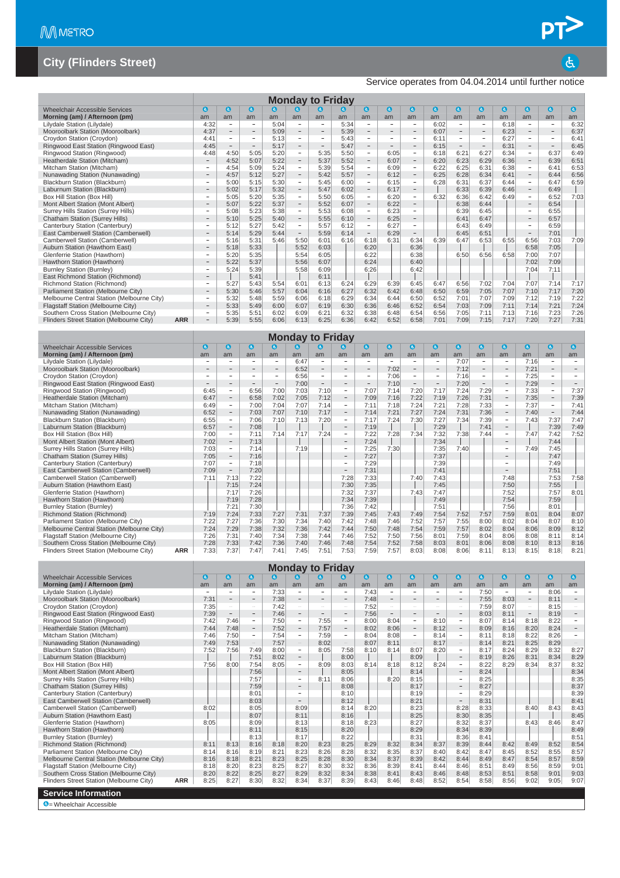# City (Flinders Street)

Service operates from 04.04.2014 until further notice

## Monday to Friday

| Wheelchair Accessible Services | | ♿ | ♿ | ♿ | ♿ | ♿ | ♿ | ♿ | ♿ | ♿ | ♿ | ♿ | ♿ | ♿ | ♿ | ♿ | ♿ | ♿ |
|---|---|---|---|---|---|---|---|---|---|---|---|---|---|---|---|---|---|---|
| **Morning (am) / Afternoon (pm)** | | am | am | am | am | am | am | am | am | am | am | am | am | am | am | am | am | am |
| Lilydale Station (Lilydale) | | 4:32 | – | – | 5:04 | – | – | 5:34 | – | – | – | 6:02 | – | – | 6:18 | – | – | 6:32 |
| Mooroolbark Station (Mooroolbark) | | 4:37 | – | – | 5:09 | – | – | 5:39 | – | – | – | 6:07 | – | – | 6:23 | – | – | 6:37 |
| Croydon Station (Croydon) | | 4:41 | – | – | 5:13 | – | – | 5:43 | – | – | – | 6:11 | – | – | 6:27 | – | – | 6:41 |
| Ringwood East Station (Ringwood East) | | 4:45 | – | – | 5:17 | – | – | 5:47 | – | – | – | 6:15 | – | – | 6:31 | – | – | 6:45 |
| Ringwood Station (Ringwood) | | 4:48 | 4:50 | 5:05 | 5:20 | – | 5:35 | 5:50 | – | 6:05 | – | 6:18 | 6:21 | 6:27 | 6:34 | – | 6:37 | 6:49 |
| Heatherdale Station (Mitcham) | | – | 4:52 | 5:07 | 5:22 | – | 5:37 | 5:52 | – | 6:07 | – | 6:20 | 6:23 | 6:29 | 6:36 | – | 6:39 | 6:51 |
| Mitcham Station (Mitcham) | | – | 4:54 | 5:09 | 5:24 | – | 5:39 | 5:54 | – | 6:09 | – | 6:22 | 6:25 | 6:31 | 6:38 | – | 6:41 | 6:53 |
| Nunawading Station (Nunawading) | | – | 4:57 | 5:12 | 5:27 | – | 5:42 | 5:57 | – | 6:12 | – | 6:25 | 6:28 | 6:34 | 6:41 | – | 6:44 | 6:56 |
| Blackburn Station (Blackburn) | | – | 5:00 | 5:15 | 5:30 | – | 5:45 | 6:00 | – | 6:15 | – | 6:28 | 6:31 | 6:37 | 6:44 | – | 6:47 | 6:59 |
| Laburnum Station (Blackburn) | | – | 5:02 | 5:17 | 5:32 | – | 5:47 | 6:02 | – | 6:17 | – | \| | 6:33 | 6:39 | 6:46 | – | 6:49 | |
| Box Hill Station (Box Hill) | | – | 5:05 | 5:20 | 5:35 | – | 5:50 | 6:05 | – | 6:20 | – | 6:32 | 6:36 | 6:42 | 6:49 | – | 6:52 | 7:03 |
| Mont Albert Station (Mont Albert) | | – | 5:07 | 5:22 | 5:37 | – | 5:52 | 6:07 | – | 6:22 | – | | 6:38 | 6:44 | | – | 6:54 | |
| Surrey Hills Station (Surrey Hills) | | – | 5:08 | 5:23 | 5:38 | – | 5:53 | 6:08 | – | 6:23 | – | | 6:39 | 6:45 | | – | 6:55 | |
| Chatham Station (Surrey Hills) | | – | 5:10 | 5:25 | 5:40 | – | 5:55 | 6:10 | – | 6:25 | – | | 6:41 | 6:47 | | – | 6:57 | |
| Canterbury Station (Canterbury) | | – | 5:12 | 5:27 | 5:42 | – | 5:57 | 6:12 | – | 6:27 | – | | 6:43 | 6:49 | | – | 6:59 | |
| East Camberwell Station (Camberwell) | | – | 5:14 | 5:29 | 5:44 | – | 5:59 | 6:14 | – | 6:29 | – | | 6:45 | 6:51 | | – | 7:01 | |
| Camberwell Station (Camberwell) | | – | 5:16 | 5:31 | 5:46 | 5:50 | 6:01 | 6:16 | 6:18 | 6:31 | 6:34 | 6:39 | 6:47 | 6:53 | 6:55 | 6:56 | 7:03 | 7:09 |
| Auburn Station (Hawthorn East) | | – | 5:18 | 5:33 | | 5:52 | 6:03 | | 6:20 | | 6:36 | | \| | | \| | 6:58 | 7:05 | |
| Glenferrie Station (Hawthorn) | | – | 5:20 | 5:35 | | 5:54 | 6:05 | | 6:22 | | 6:38 | | 6:50 | 6:56 | 6:58 | 7:00 | 7:07 | |
| Hawthorn Station (Hawthorn) | | – | 5:22 | 5:37 | | 5:56 | 6:07 | | 6:24 | | 6:40 | | | | | 7:02 | 7:09 | |
| Burnley Station (Burnley) | | – | 5:24 | 5:39 | | 5:58 | 6:09 | | 6:26 | | 6:42 | | | | | 7:04 | 7:11 | |
| East Richmond Station (Richmond) | | – | \| | 5:41 | | \| | 6:11 | | \| | | \| | | | | | \| | \| | |
| Richmond Station (Richmond) | | – | 5:27 | 5:43 | 5:54 | 6:01 | 6:13 | 6:24 | 6:29 | 6:39 | 6:45 | 6:47 | 6:56 | 7:02 | 7:04 | 7:07 | 7:14 | 7:17 |
| Parliament Station (Melbourne City) | | – | 5:30 | 5:46 | 5:57 | 6:04 | 6:16 | 6:27 | 6:32 | 6:42 | 6:48 | 6:50 | 6:59 | 7:05 | 7:07 | 7:10 | 7:17 | 7:20 |
| Melbourne Central Station (Melbourne City) | | – | 5:32 | 5:48 | 5:59 | 6:06 | 6:18 | 6:29 | 6:34 | 6:44 | 6:50 | 6:52 | 7:01 | 7:07 | 7:09 | 7:12 | 7:19 | 7:22 |
| Flagstaff Station (Melbourne City) | | – | 5:33 | 5:49 | 6:00 | 6:07 | 6:19 | 6:30 | 6:36 | 6:46 | 6:52 | 6:54 | 7:03 | 7:09 | 7:11 | 7:14 | 7:21 | 7:24 |
| Southern Cross Station (Melbourne City) | | – | 5:35 | 5:51 | 6:02 | 6:09 | 6:21 | 6:32 | 6:38 | 6:48 | 6:54 | 6:56 | 7:05 | 7:11 | 7:13 | 7:16 | 7:23 | 7:26 |
| Flinders Street Station (Melbourne City) | **ARR** | – | 5:39 | 5:55 | 6:06 | 6:13 | 6:25 | 6:36 | 6:42 | 6:52 | 6:58 | 7:01 | 7:09 | 7:15 | 7:17 | 7:20 | 7:27 | 7:31 |

## Monday to Friday

| Wheelchair Accessible Services | | ♿ | ♿ | ♿ | ♿ | ♿ | ♿ | ♿ | ♿ | ♿ | ♿ | ♿ | ♿ | ♿ | ♿ | ♿ | ♿ | ♿ |
|---|---|---|---|---|---|---|---|---|---|---|---|---|---|---|---|---|---|---|
| **Morning (am) / Afternoon (pm)** | | am | am | am | am | am | am | am | am | am | am | am | am | am | am | am | am | am |
| Lilydale Station (Lilydale) | | – | – | – | – | 6:47 | – | – | – | – | – | – | 7:07 | – | – | 7:16 | – | – |
| Mooroolbark Station (Mooroolbark) | | – | – | – | – | 6:52 | – | – | – | 7:02 | – | – | 7:12 | – | – | 7:21 | – | – |
| Croydon Station (Croydon) | | – | – | – | – | 6:56 | – | – | – | 7:06 | – | – | 7:16 | – | – | 7:25 | – | – |
| Ringwood East Station (Ringwood East) | | – | – | – | – | 7:00 | – | – | – | 7:10 | – | – | 7:20 | – | – | 7:29 | – | – |
| Ringwood Station (Ringwood) | | 6:45 | – | 6:56 | 7:00 | 7:03 | 7:10 | – | 7:07 | 7:14 | 7:20 | 7:17 | 7:24 | 7:29 | – | 7:33 | – | 7:37 |
| Heatherdale Station (Mitcham) | | 6:47 | – | 6:58 | 7:02 | 7:05 | 7:12 | – | 7:09 | 7:16 | 7:22 | 7:19 | 7:26 | 7:31 | – | 7:35 | – | 7:39 |
| Mitcham Station (Mitcham) | | 6:49 | – | 7:00 | 7:04 | 7:07 | 7:14 | – | 7:11 | 7:18 | 7:24 | 7:21 | 7:28 | 7:33 | – | 7:37 | – | 7:41 |
| Nunawading Station (Nunawading) | | 6:52 | – | 7:03 | 7:07 | 7:10 | 7:17 | – | 7:14 | 7:21 | 7:27 | 7:24 | 7:31 | 7:36 | – | 7:40 | – | 7:44 |
| Blackburn Station (Blackburn) | | 6:55 | – | 7:06 | 7:10 | 7:13 | 7:20 | – | 7:17 | 7:24 | 7:30 | 7:27 | 7:34 | 7:39 | – | 7:43 | 7:37 | 7:47 |
| Laburnum Station (Blackburn) | | 6:57 | – | 7:08 | \| | \| | \| | – | 7:19 | \| | \| | 7:29 | \| | 7:41 | – | \| | 7:39 | 7:49 |
| Box Hill Station (Box Hill) | | 7:00 | – | 7:11 | 7:14 | 7:17 | 7:24 | – | 7:22 | 7:28 | 7:34 | 7:32 | 7:38 | 7:44 | – | 7:47 | 7:42 | 7:52 |
| Mont Albert Station (Mont Albert) | | 7:02 | – | 7:13 | | \| | | – | 7:24 | \| | | 7:34 | \| | | – | \| | 7:44 | |
| Surrey Hills Station (Surrey Hills) | | 7:03 | – | 7:14 | | 7:19 | | – | 7:25 | 7:30 | | 7:35 | 7:40 | | – | 7:49 | 7:45 | |
| Chatham Station (Surrey Hills) | | 7:05 | – | 7:16 | | | | – | 7:27 | | | 7:37 | | | – | | 7:47 | |
| Canterbury Station (Canterbury) | | 7:07 | – | 7:18 | | | | – | 7:29 | | | 7:39 | | | – | | 7:49 | |
| East Camberwell Station (Camberwell) | | 7:09 | – | 7:20 | | | | – | 7:31 | | | 7:41 | | | – | | 7:51 | |
| Camberwell Station (Camberwell) | | 7:11 | 7:13 | 7:22 | | | | 7:28 | 7:33 | | 7:40 | 7:43 | | | 7:48 | | 7:53 | 7:58 |
| Auburn Station (Hawthorn East) | | | 7:15 | 7:24 | | | | 7:30 | 7:35 | | \| | 7:45 | | | 7:50 | | 7:55 | \| |
| Glenferrie Station (Hawthorn) | | | 7:17 | 7:26 | | | | 7:32 | 7:37 | | 7:43 | 7:47 | | | 7:52 | | 7:57 | 8:01 |
| Hawthorn Station (Hawthorn) | | | 7:19 | 7:28 | | | | 7:34 | 7:39 | | | 7:49 | | | 7:54 | | 7:59 | |
| Burnley Station (Burnley) | | | 7:21 | 7:30 | | | | 7:36 | 7:42 | | | 7:51 | | | 7:56 | | 8:01 | |
| Richmond Station (Richmond) | | 7:19 | 7:24 | 7:33 | 7:27 | 7:31 | 7:37 | 7:39 | 7:45 | 7:43 | 7:49 | 7:54 | 7:52 | 7:57 | 7:59 | 8:01 | 8:04 | 8:07 |
| Parliament Station (Melbourne City) | | 7:22 | 7:27 | 7:36 | 7:30 | 7:34 | 7:40 | 7:42 | 7:48 | 7:46 | 7:52 | 7:57 | 7:55 | 8:00 | 8:02 | 8:04 | 8:07 | 8:10 |
| Melbourne Central Station (Melbourne City) | | 7:24 | 7:29 | 7:38 | 7:32 | 7:36 | 7:42 | 7:44 | 7:50 | 7:48 | 7:54 | 7:59 | 7:57 | 8:02 | 8:04 | 8:06 | 8:09 | 8:12 |
| Flagstaff Station (Melbourne City) | | 7:26 | 7:31 | 7:40 | 7:34 | 7:38 | 7:44 | 7:46 | 7:52 | 7:50 | 7:56 | 8:01 | 7:59 | 8:04 | 8:06 | 8:08 | 8:11 | 8:14 |
| Southern Cross Station (Melbourne City) | | 7:28 | 7:33 | 7:42 | 7:36 | 7:40 | 7:46 | 7:48 | 7:54 | 7:52 | 7:58 | 8:03 | 8:01 | 8:06 | 8:08 | 8:10 | 8:13 | 8:16 |
| Flinders Street Station (Melbourne City) | **ARR** | 7:33 | 7:37 | 7:47 | 7:41 | 7:45 | 7:51 | 7:53 | 7:59 | 7:57 | 8:03 | 8:08 | 8:06 | 8:11 | 8:13 | 8:15 | 8:18 | 8:21 |

## Monday to Friday

| Wheelchair Accessible Services | | ♿ | ♿ | ♿ | ♿ | ♿ | ♿ | ♿ | ♿ | ♿ | ♿ | ♿ | ♿ | ♿ | ♿ | ♿ | ♿ | ♿ |
|---|---|---|---|---|---|---|---|---|---|---|---|---|---|---|---|---|---|---|
| **Morning (am) / Afternoon (pm)** | | am | am | am | am | am | am | am | am | am | am | am | am | am | am | am | am | am |
| Lilydale Station (Lilydale) | | – | – | – | 7:33 | – | – | – | 7:43 | – | – | – | – | 7:50 | – | – | 8:06 | – |
| Mooroolbark Station (Mooroolbark) | | 7:31 | – | – | 7:38 | – | – | – | 7:48 | – | – | – | – | 7:55 | 8:03 | – | 8:11 | – |
| Croydon Station (Croydon) | | 7:35 | | | 7:42 | | | | 7:52 | | | | | 7:59 | 8:07 | | 8:15 | |
| Ringwood East Station (Ringwood East) | | 7:39 | – | – | 7:46 | – | – | – | 7:56 | – | – | – | – | 8:03 | 8:11 | – | 8:19 | – |
| Ringwood Station (Ringwood) | | 7:42 | 7:46 | – | 7:50 | – | 7:55 | – | 8:00 | 8:04 | – | 8:10 | – | 8:07 | 8:14 | 8:18 | 8:22 | – |
| Heatherdale Station (Mitcham) | | 7:44 | 7:48 | – | 7:52 | – | 7:57 | – | 8:02 | 8:06 | – | 8:12 | – | 8:09 | 8:16 | 8:20 | 8:24 | – |
| Mitcham Station (Mitcham) | | 7:46 | 7:50 | – | 7:54 | – | 7:59 | – | 8:04 | 8:08 | – | 8:14 | – | 8:11 | 8:18 | 8:22 | 8:26 | – |
| Nunawading Station (Nunawading) | | 7:49 | 7:53 | | 7:57 | | 8:02 | | 8:07 | 8:11 | | 8:17 | | 8:14 | 8:21 | 8:25 | 8:29 | |
| Blackburn Station (Blackburn) | | 7:52 | 7:56 | 7:49 | 8:00 | – | 8:05 | 7:58 | 8:10 | 8:14 | 8:07 | 8:20 | – | 8:17 | 8:24 | 8:29 | 8:32 | 8:27 |
| Laburnum Station (Blackburn) | | \| | \| | 7:51 | 8:02 | – | \| | 8:00 | \| | \| | 8:09 | \| | – | 8:19 | 8:26 | 8:31 | 8:34 | 8:29 |
| Box Hill Station (Box Hill) | | 7:56 | 8:00 | 7:54 | 8:05 | – | 8:09 | 8:03 | 8:14 | 8:18 | 8:12 | 8:24 | – | 8:22 | 8:29 | 8:34 | 8:37 | 8:32 |
| Mont Albert Station (Mont Albert) | | | | 7:56 | | – | \| | 8:05 | | \| | 8:14 | | – | 8:24 | | | | 8:34 |
| Surrey Hills Station (Surrey Hills) | | | | 7:57 | | – | 8:11 | 8:06 | | 8:20 | 8:15 | | – | 8:25 | | | | 8:35 |
| Chatham Station (Surrey Hills) | | | | 7:59 | | – | | 8:08 | | | 8:17 | | – | 8:27 | | | | 8:37 |
| Canterbury Station (Canterbury) | | | | 8:01 | | – | | 8:10 | | | 8:19 | | – | 8:29 | | | | 8:39 |
| East Camberwell Station (Camberwell) | | | | 8:03 | | – | | 8:12 | | | 8:21 | | – | 8:31 | | | | 8:41 |
| Camberwell Station (Camberwell) | | 8:02 | | 8:05 | | 8:09 | | 8:14 | 8:20 | | 8:23 | | 8:28 | 8:33 | | 8:40 | 8:43 | 8:43 |
| Auburn Station (Hawthorn East) | | \| | | 8:07 | | 8:11 | | 8:16 | \| | | 8:25 | | 8:30 | 8:35 | | \| | \| | 8:45 |
| Glenferrie Station (Hawthorn) | | 8:05 | | 8:09 | | 8:13 | | 8:18 | 8:23 | | 8:27 | | 8:32 | 8:37 | | 8:43 | 8:46 | 8:47 |
| Hawthorn Station (Hawthorn) | | | | 8:11 | | 8:15 | | 8:20 | | | 8:29 | | 8:34 | 8:39 | | | | 8:49 |
| Burnley Station (Burnley) | | | | 8:13 | | 8:17 | | 8:22 | | | 8:31 | | 8:36 | 8:41 | | | | 8:51 |
| Richmond Station (Richmond) | | 8:11 | 8:13 | 8:16 | 8:18 | 8:20 | 8:23 | 8:25 | 8:29 | 8:32 | 8:34 | 8:37 | 8:39 | 8:44 | 8:42 | 8:49 | 8:52 | 8:54 |
| Parliament Station (Melbourne City) | | 8:14 | 8:16 | 8:19 | 8:21 | 8:23 | 8:26 | 8:28 | 8:32 | 8:35 | 8:37 | 8:40 | 8:42 | 8:47 | 8:45 | 8:52 | 8:55 | 8:57 |
| Melbourne Central Station (Melbourne City) | | 8:16 | 8:18 | 8:21 | 8:23 | 8:25 | 8:28 | 8:30 | 8:34 | 8:37 | 8:39 | 8:42 | 8:44 | 8:49 | 8:47 | 8:54 | 8:57 | 8:59 |
| Flagstaff Station (Melbourne City) | | 8:18 | 8:20 | 8:23 | 8:25 | 8:27 | 8:30 | 8:32 | 8:36 | 8:39 | 8:41 | 8:44 | 8:46 | 8:51 | 8:49 | 8:56 | 8:59 | 9:01 |
| Southern Cross Station (Melbourne City) | | 8:20 | 8:22 | 8:25 | 8:27 | 8:29 | 8:32 | 8:34 | 8:38 | 8:41 | 8:43 | 8:46 | 8:48 | 8:53 | 8:51 | 8:58 | 9:01 | 9:03 |
| Flinders Street Station (Melbourne City) | **ARR** | 8:25 | 8:27 | 8:30 | 8:32 | 8:34 | 8:37 | 8:39 | 8:43 | 8:46 | 8:48 | 8:52 | 8:54 | 8:58 | 8:56 | 9:02 | 9:05 | 9:07 |

## Service Information

♿ = Wheelchair Accessible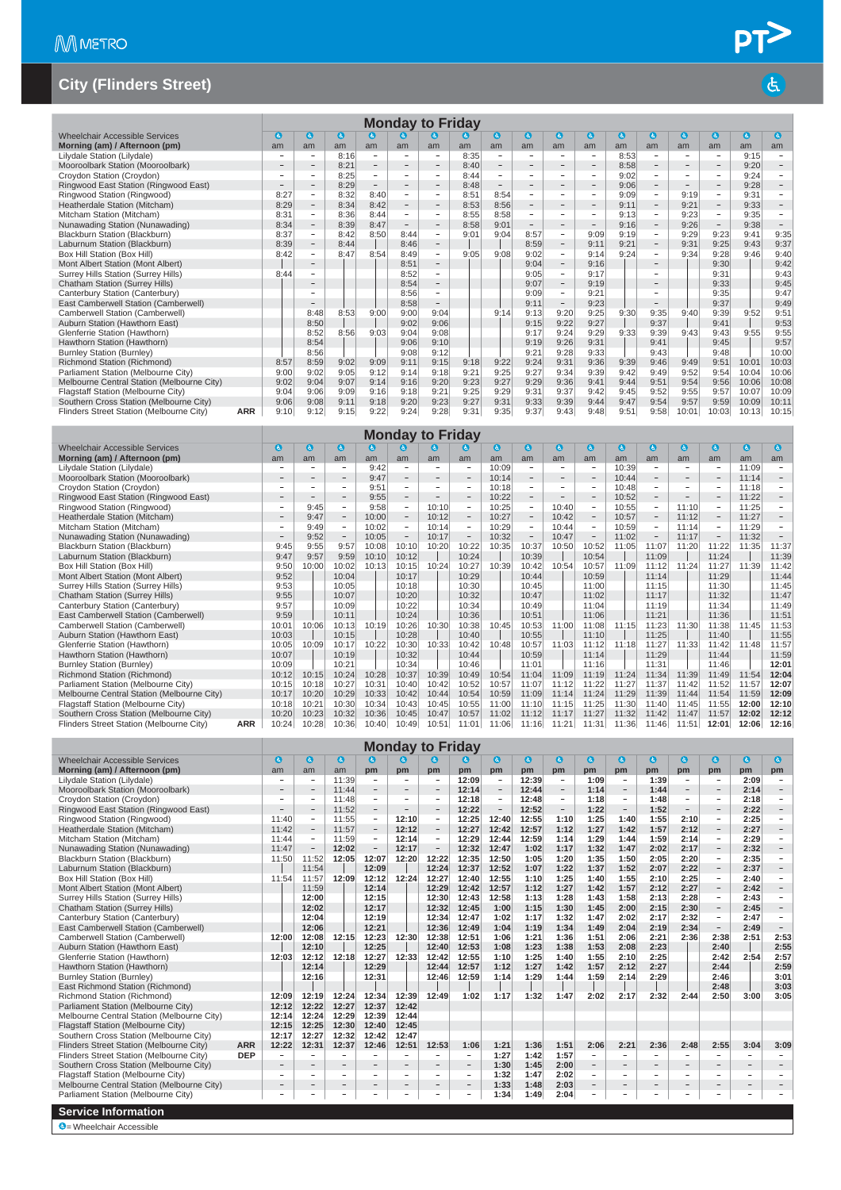## City (Flinders Street)

### Monday to Friday

| Wheelchair Accessible Services | ♿ | ♿ | ♿ | ♿ | ♿ | ♿ | ♿ | ♿ | ♿ | ♿ | ♿ | ♿ | ♿ | ♿ | ♿ | ♿ | ♿ |
|---|---|---|---|---|---|---|---|---|---|---|---|---|---|---|---|---|---|
| Morning (am) / Afternoon (pm) | am | am | am | am | am | am | am | am | am | am | am | am | am | am | am | am | am |
| Lilydale Station (Lilydale) | – | – | 8:16 | – | – | – | 8:35 | – | – | – | – | 8:53 | – | – | – | 9:15 | – |
| Mooroolbark Station (Mooroolbark) | – | – | 8:21 | – | – | – | 8:40 | – | – | – | – | 8:58 | – | – | – | 9:20 | – |
| Croydon Station (Croydon) | – | – | 8:25 | – | – | – | 8:44 | – | – | – | – | 9:02 | – | – | – | 9:24 | – |
| Ringwood East Station (Ringwood East) | – | – | 8:29 | – | – | – | 8:48 | – | – | – | – | 9:06 | – | – | – | 9:28 | – |
| Ringwood Station (Ringwood) | 8:27 | – | 8:32 | 8:40 | – | – | 8:51 | 8:54 | – | – | – | 9:09 | – | 9:19 | – | 9:31 | – |
| Heatherdale Station (Mitcham) | 8:29 | – | 8:34 | 8:42 | – | – | 8:53 | 8:56 | – | – | – | 9:11 | – | 9:21 | – | 9:33 | – |
| Mitcham Station (Mitcham) | 8:31 | – | 8:36 | 8:44 | – | – | 8:55 | 8:58 | – | – | – | 9:13 | – | 9:23 | – | 9:35 | – |
| Nunawading Station (Nunawading) | 8:34 | – | 8:39 | 8:47 | – | – | 8:58 | 9:01 | – | – | – | 9:16 | – | 9:26 | – | 9:38 | – |
| Blackburn Station (Blackburn) | 8:37 | – | 8:42 | 8:50 | 8:44 | – | 9:01 | 9:04 | 8:57 | – | 9:09 | 9:19 | – | 9:29 | 9:23 | 9:41 | 9:35 |
| Laburnum Station (Blackburn) | 8:39 | – | 8:44 | | 8:46 | – | | | 8:59 | – | 9:11 | 9:21 | – | 9:31 | 9:25 | 9:43 | 9:37 |
| Box Hill Station (Box Hill) | 8:42 | – | 8:47 | 8:54 | 8:49 | – | 9:05 | 9:08 | 9:02 | – | 9:14 | 9:24 | – | 9:34 | 9:28 | 9:46 | 9:40 |
| Mont Albert Station (Mont Albert) | | – | | | 8:51 | – | | | 9:04 | – | 9:16 | | – | | 9:30 | | 9:42 |
| Surrey Hills Station (Surrey Hills) | 8:44 | – | | | 8:52 | – | | | 9:05 | – | 9:17 | | – | | 9:31 | | 9:43 |
| Chatham Station (Surrey Hills) | | – | | | 8:54 | – | | | 9:07 | – | 9:19 | | – | | 9:33 | | 9:45 |
| Canterbury Station (Canterbury) | | – | | | 8:56 | – | | | 9:09 | – | 9:21 | | – | | 9:35 | | 9:47 |
| East Camberwell Station (Camberwell) | | – | | | 8:58 | – | | | 9:11 | – | 9:23 | | – | | 9:37 | | 9:49 |
| Camberwell Station (Camberwell) | | 8:48 | 8:53 | 9:00 | 9:00 | 9:04 | | 9:14 | 9:13 | 9:20 | 9:25 | 9:30 | 9:35 | 9:40 | 9:39 | 9:52 | 9:51 |
| Auburn Station (Hawthorn East) | | 8:50 | | | 9:02 | 9:06 | | | 9:15 | 9:22 | 9:27 | | 9:37 | | 9:41 | | 9:53 |
| Glenferrie Station (Hawthorn) | | 8:52 | 8:56 | 9:03 | 9:04 | 9:08 | | | 9:17 | 9:24 | 9:29 | 9:33 | 9:39 | 9:43 | 9:43 | 9:55 | 9:55 |
| Hawthorn Station (Hawthorn) | | 8:54 | | | 9:06 | 9:10 | | | 9:19 | 9:26 | 9:31 | | 9:41 | | 9:45 | | 9:57 |
| Burnley Station (Burnley) | | 8:56 | | | 9:08 | 9:12 | | | 9:21 | 9:28 | 9:33 | | 9:43 | | 9:48 | | 10:00 |
| Richmond Station (Richmond) | 8:57 | 8:59 | 9:02 | 9:09 | 9:11 | 9:15 | 9:18 | 9:22 | 9:24 | 9:31 | 9:36 | 9:39 | 9:46 | 9:49 | 9:51 | 10:01 | 10:03 |
| Parliament Station (Melbourne City) | 9:00 | 9:02 | 9:05 | 9:12 | 9:14 | 9:18 | 9:21 | 9:25 | 9:27 | 9:34 | 9:39 | 9:42 | 9:49 | 9:52 | 9:54 | 10:04 | 10:06 |
| Melbourne Central Station (Melbourne City) | 9:02 | 9:04 | 9:07 | 9:14 | 9:16 | 9:20 | 9:23 | 9:27 | 9:29 | 9:36 | 9:41 | 9:44 | 9:51 | 9:54 | 9:56 | 10:06 | 10:08 |
| Flagstaff Station (Melbourne City) | 9:04 | 9:06 | 9:09 | 9:16 | 9:18 | 9:21 | 9:25 | 9:29 | 9:31 | 9:37 | 9:42 | 9:45 | 9:52 | 9:55 | 9:57 | 10:07 | 10:09 |
| Southern Cross Station (Melbourne City) | 9:06 | 9:08 | 9:11 | 9:18 | 9:20 | 9:23 | 9:27 | 9:31 | 9:33 | 9:39 | 9:44 | 9:47 | 9:54 | 9:57 | 9:59 | 10:09 | 10:11 |
| Flinders Street Station (Melbourne City) ARR | 9:10 | 9:12 | 9:15 | 9:22 | 9:24 | 9:28 | 9:31 | 9:35 | 9:37 | 9:43 | 9:48 | 9:51 | 9:58 | 10:01 | 10:03 | 10:13 | 10:15 |

### Monday to Friday

| Wheelchair Accessible Services | ♿ | ♿ | ♿ | ♿ | ♿ | ♿ | ♿ | ♿ | ♿ | ♿ | ♿ | ♿ | ♿ | ♿ | ♿ | ♿ | ♿ |
|---|---|---|---|---|---|---|---|---|---|---|---|---|---|---|---|---|---|
| Morning (am) / Afternoon (pm) | am | am | am | am | am | am | am | am | am | am | am | am | am | am | am | am | am |
| Lilydale Station (Lilydale) | – | – | – | 9:42 | – | – | – | 10:09 | – | – | – | 10:39 | – | – | – | 11:09 | – |
| Mooroolbark Station (Mooroolbark) | – | – | – | 9:47 | – | – | – | 10:14 | – | – | – | 10:44 | – | – | – | 11:14 | – |
| Croydon Station (Croydon) | – | – | – | 9:51 | – | – | – | 10:18 | – | – | – | 10:48 | – | – | – | 11:18 | – |
| Ringwood East Station (Ringwood East) | – | – | – | 9:55 | – | – | – | 10:22 | – | – | – | 10:52 | – | – | – | 11:22 | – |
| Ringwood Station (Ringwood) | – | 9:45 | – | 9:58 | – | 10:10 | – | 10:25 | – | 10:40 | – | 10:55 | – | 11:10 | – | 11:25 | – |
| Heatherdale Station (Mitcham) | – | 9:47 | – | 10:00 | – | 10:12 | – | 10:27 | – | 10:42 | – | 10:57 | – | 11:12 | – | 11:27 | – |
| Mitcham Station (Mitcham) | – | 9:49 | – | 10:02 | – | 10:14 | – | 10:29 | – | 10:44 | – | 10:59 | – | 11:14 | – | 11:29 | – |
| Nunawading Station (Nunawading) | – | 9:52 | – | 10:05 | – | 10:17 | – | 10:32 | – | 10:47 | – | 11:02 | – | 11:17 | – | 11:32 | – |
| Blackburn Station (Blackburn) | 9:45 | 9:55 | 9:57 | 10:08 | 10:10 | 10:20 | 10:22 | 10:35 | 10:37 | 10:50 | 10:52 | 11:05 | 11:07 | 11:20 | 11:22 | 11:35 | 11:37 |
| Laburnum Station (Blackburn) | 9:47 | 9:57 | 9:59 | 10:10 | 10:12 | | 10:24 | | 10:39 | | 10:54 | | 11:09 | | 11:24 | | 11:39 |
| Box Hill Station (Box Hill) | 9:50 | 10:00 | 10:02 | 10:13 | 10:15 | 10:24 | 10:27 | 10:39 | 10:42 | 10:54 | 10:57 | 11:09 | 11:12 | 11:24 | 11:27 | 11:39 | 11:42 |
| Mont Albert Station (Mont Albert) | 9:52 | | 10:04 | | 10:17 | | 10:29 | | 10:44 | | 10:59 | | 11:14 | | 11:29 | | 11:44 |
| Surrey Hills Station (Surrey Hills) | 9:53 | | 10:05 | | 10:18 | | 10:30 | | 10:45 | | 11:00 | | 11:15 | | 11:30 | | 11:45 |
| Chatham Station (Surrey Hills) | 9:55 | | 10:07 | | 10:20 | | 10:32 | | 10:47 | | 11:02 | | 11:17 | | 11:32 | | 11:47 |
| Canterbury Station (Canterbury) | 9:57 | | 10:09 | | 10:22 | | 10:34 | | 10:49 | | 11:04 | | 11:19 | | 11:34 | | 11:49 |
| East Camberwell Station (Camberwell) | 9:59 | | 10:11 | | 10:24 | | 10:36 | | 10:51 | | 11:06 | | 11:21 | | 11:36 | | 11:51 |
| Camberwell Station (Camberwell) | 10:01 | 10:06 | 10:13 | 10:19 | 10:26 | 10:30 | 10:38 | 10:45 | 10:53 | 11:00 | 11:08 | 11:15 | 11:23 | 11:30 | 11:38 | 11:45 | 11:53 |
| Auburn Station (Hawthorn East) | 10:03 | | 10:15 | | 10:28 | | 10:40 | | 10:55 | | 11:10 | | 11:25 | | 11:40 | | 11:55 |
| Glenferrie Station (Hawthorn) | 10:05 | 10:09 | 10:17 | 10:22 | 10:30 | 10:33 | 10:42 | 10:48 | 10:57 | 11:03 | 11:12 | 11:18 | 11:27 | 11:33 | 11:42 | 11:48 | 11:57 |
| Hawthorn Station (Hawthorn) | 10:07 | | 10:19 | | 10:32 | | 10:44 | | 10:59 | | 11:14 | | 11:29 | | 11:44 | | 11:59 |
| Burnley Station (Burnley) | 10:09 | | 10:21 | | 10:34 | | 10:46 | | 11:01 | | 11:16 | | 11:31 | | 11:46 | | 12:01 |
| Richmond Station (Richmond) | 10:12 | 10:15 | 10:24 | 10:28 | 10:37 | 10:39 | 10:49 | 10:54 | 11:04 | 11:09 | 11:19 | 11:24 | 11:34 | 11:39 | 11:49 | 11:54 | 12:04 |
| Parliament Station (Melbourne City) | 10:15 | 10:18 | 10:27 | 10:31 | 10:40 | 10:42 | 10:52 | 10:57 | 11:07 | 11:12 | 11:22 | 11:27 | 11:37 | 11:42 | 11:52 | 11:57 | 12:07 |
| Melbourne Central Station (Melbourne City) | 10:17 | 10:20 | 10:29 | 10:33 | 10:42 | 10:44 | 10:54 | 10:59 | 11:09 | 11:14 | 11:24 | 11:29 | 11:39 | 11:44 | 11:54 | 11:59 | 12:09 |
| Flagstaff Station (Melbourne City) | 10:18 | 10:21 | 10:30 | 10:34 | 10:43 | 10:45 | 10:55 | 11:00 | 11:10 | 11:15 | 11:25 | 11:30 | 11:40 | 11:45 | 11:55 | 12:00 | 12:10 |
| Southern Cross Station (Melbourne City) | 10:20 | 10:23 | 10:32 | 10:36 | 10:45 | 10:47 | 10:57 | 11:02 | 11:12 | 11:17 | 11:27 | 11:32 | 11:42 | 11:47 | 11:57 | 12:02 | 12:12 |
| Flinders Street Station (Melbourne City) ARR | 10:24 | 10:28 | 10:36 | 10:40 | 10:49 | 10:51 | 11:01 | 11:06 | 11:16 | 11:21 | 11:31 | 11:36 | 11:46 | 11:51 | 12:01 | 12:06 | 12:16 |

### Monday to Friday

| Wheelchair Accessible Services | ♿ | ♿ | ♿ | ♿ | ♿ | ♿ | ♿ | ♿ | ♿ | ♿ | ♿ | ♿ | ♿ | ♿ | ♿ | ♿ | ♿ |
|---|---|---|---|---|---|---|---|---|---|---|---|---|---|---|---|---|---|
| Morning (am) / Afternoon (pm) | am | am | am | pm | pm | pm | pm | pm | pm | pm | pm | pm | pm | pm | pm | pm | pm |
| Lilydale Station (Lilydale) | – | – | 11:39 | – | – | – | 12:09 | – | 12:39 | – | 1:09 | – | 1:39 | – | – | 2:09 | – |
| Mooroolbark Station (Mooroolbark) | – | – | 11:44 | – | – | – | 12:14 | – | 12:44 | – | 1:14 | – | 1:44 | – | – | 2:14 | – |
| Croydon Station (Croydon) | – | – | 11:48 | – | – | – | 12:18 | – | 12:48 | – | 1:18 | – | 1:48 | – | – | 2:18 | – |
| Ringwood East Station (Ringwood East) | – | – | 11:52 | – | – | – | 12:22 | – | 12:52 | – | 1:22 | – | 1:52 | – | – | 2:22 | – |
| Ringwood Station (Ringwood) | 11:40 | – | 11:55 | – | 12:10 | – | 12:25 | 12:40 | 12:55 | 1:10 | 1:25 | 1:40 | 1:55 | 2:10 | – | 2:25 | – |
| Heatherdale Station (Mitcham) | 11:42 | – | 11:57 | – | 12:12 | – | 12:27 | 12:42 | 12:57 | 1:12 | 1:27 | 1:42 | 1:57 | 2:12 | – | 2:27 | – |
| Mitcham Station (Mitcham) | 11:44 | – | 11:59 | – | 12:14 | – | 12:29 | 12:44 | 12:59 | 1:14 | 1:29 | 1:44 | 1:59 | 2:14 | – | 2:29 | – |
| Nunawading Station (Nunawading) | 11:47 | – | 12:02 | – | 12:17 | – | 12:32 | 12:47 | 1:02 | 1:17 | 1:32 | 1:47 | 2:02 | 2:17 | – | 2:32 | – |
| Blackburn Station (Blackburn) | 11:50 | 11:52 | 12:05 | 12:07 | 12:20 | 12:22 | 12:35 | 12:50 | 1:05 | 1:20 | 1:35 | 1:50 | 2:05 | 2:20 | – | 2:35 | – |
| Laburnum Station (Blackburn) | | 11:54 | | 12:09 | | 12:24 | 12:37 | 12:52 | 1:07 | 1:22 | 1:37 | 1:52 | 2:07 | 2:22 | – | 2:37 | – |
| Box Hill Station (Box Hill) | 11:54 | 11:57 | 12:09 | 12:12 | 12:24 | 12:27 | 12:40 | 12:55 | 1:10 | 1:25 | 1:40 | 1:55 | 2:10 | 2:25 | – | 2:40 | – |
| Mont Albert Station (Mont Albert) | | 11:59 | | 12:14 | | 12:29 | 12:42 | 12:57 | 1:12 | 1:27 | 1:42 | 1:57 | 2:12 | 2:27 | – | 2:42 | – |
| Surrey Hills Station (Surrey Hills) | | 12:00 | | 12:15 | | 12:30 | 12:43 | 12:58 | 1:13 | 1:28 | 1:43 | 1:58 | 2:13 | 2:28 | – | 2:43 | – |
| Chatham Station (Surrey Hills) | | 12:02 | | 12:17 | | 12:32 | 12:45 | 1:00 | 1:15 | 1:30 | 1:45 | 2:00 | 2:15 | 2:30 | – | 2:45 | – |
| Canterbury Station (Canterbury) | | 12:04 | | 12:19 | | 12:34 | 12:47 | 1:02 | 1:17 | 1:32 | 1:47 | 2:02 | 2:17 | 2:32 | – | 2:47 | – |
| East Camberwell Station (Camberwell) | | 12:06 | | 12:21 | | 12:36 | 12:49 | 1:04 | 1:19 | 1:34 | 1:49 | 2:04 | 2:19 | 2:34 | – | 2:49 | – |
| Camberwell Station (Camberwell) | 12:00 | 12:08 | 12:15 | 12:23 | 12:30 | 12:38 | 12:51 | 1:06 | 1:21 | 1:36 | 1:51 | 2:06 | 2:21 | 2:36 | 2:38 | 2:51 | 2:53 |
| Auburn Station (Hawthorn East) | | 12:10 | | 12:25 | | 12:40 | 12:53 | 1:08 | 1:23 | 1:38 | 1:53 | 2:08 | 2:23 | | 2:40 | | 2:55 |
| Glenferrie Station (Hawthorn) | 12:03 | 12:12 | 12:18 | 12:27 | 12:33 | 12:42 | 12:55 | 1:10 | 1:25 | 1:40 | 1:55 | 2:10 | 2:25 | | 2:42 | 2:54 | 2:57 |
| Hawthorn Station (Hawthorn) | | 12:14 | | 12:29 | | 12:44 | 12:57 | 1:12 | 1:27 | 1:42 | 1:57 | 2:12 | 2:27 | | 2:44 | | 2:59 |
| Burnley Station (Burnley) | | 12:16 | | 12:31 | | 12:46 | 12:59 | 1:14 | 1:29 | 1:44 | 1:59 | 2:14 | 2:29 | | 2:46 | | 3:01 |
| East Richmond Station (Richmond) | | | | | | | | | | | | | | | 2:48 | | 3:03 |
| Richmond Station (Richmond) | 12:09 | 12:19 | 12:24 | 12:34 | 12:39 | 12:49 | 1:02 | 1:17 | 1:32 | 1:47 | 2:02 | 2:17 | 2:32 | 2:44 | 2:50 | 3:00 | 3:05 |
| Parliament Station (Melbourne City) | 12:12 | 12:22 | 12:27 | 12:37 | 12:42 | | | | | | | | | | | | |
| Melbourne Central Station (Melbourne City) | 12:14 | 12:24 | 12:29 | 12:39 | 12:44 | | | | | | | | | | | | |
| Flagstaff Station (Melbourne City) | 12:15 | 12:25 | 12:30 | 12:40 | 12:45 | | | | | | | | | | | | |
| Southern Cross Station (Melbourne City) | 12:17 | 12:27 | 12:32 | 12:42 | 12:47 | | | | | | | | | | | | |
| Flinders Street Station (Melbourne City) ARR | 12:22 | 12:31 | 12:37 | 12:46 | 12:51 | 12:53 | 1:06 | 1:21 | 1:36 | 1:51 | 2:06 | 2:21 | 2:36 | 2:48 | 2:55 | 3:04 | 3:09 |
| Flinders Street Station (Melbourne City) DEP | – | – | – | – | – | – | – | 1:27 | 1:42 | 1:57 | – | – | – | – | – | – | – |
| Southern Cross Station (Melbourne City) | – | – | – | – | – | – | – | 1:30 | 1:45 | 2:00 | – | – | – | – | – | – | – |
| Flagstaff Station (Melbourne City) | – | – | – | – | – | – | – | 1:32 | 1:47 | 2:02 | – | – | – | – | – | – | – |
| Melbourne Central Station (Melbourne City) | – | – | – | – | – | – | – | 1:33 | 1:48 | 2:03 | – | – | – | – | – | – | – |
| Parliament Station (Melbourne City) | – | – | – | – | – | – | – | 1:34 | 1:49 | 2:04 | – | – | – | – | – | – | – |

### Service Information

♿ = Wheelchair Accessible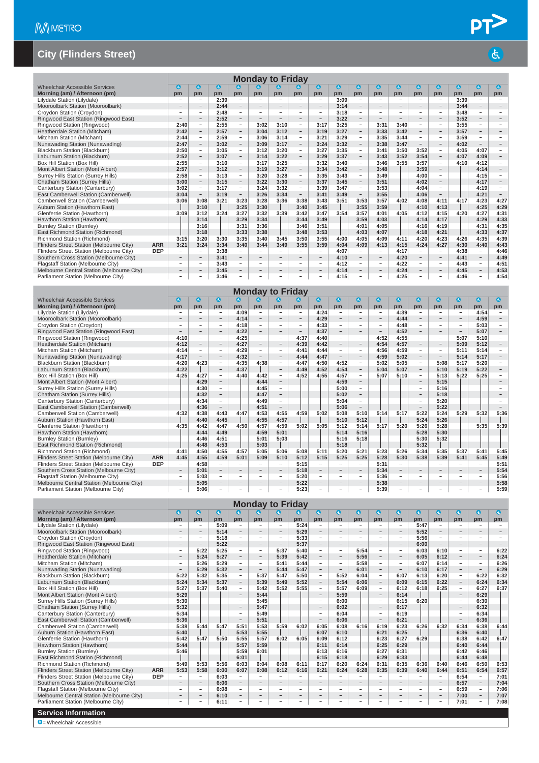# City (Flinders Street)

## Monday to Friday

| Wheelchair Accessible Services | | ♿ | ♿ | ♿ | ♿ | ♿ | ♿ | ♿ | ♿ | ♿ | ♿ | ♿ | ♿ | ♿ | ♿ | ♿ | ♿ | ♿ |
|---|---|---|---|---|---|---|---|---|---|---|---|---|---|---|---|---|---|---|
| **Morning (am) / Afternoon (pm)** | | pm | pm | pm | pm | pm | pm | pm | pm | pm | pm | pm | pm | pm | pm | pm | pm | pm |
| Lilydale Station (Lilydale) | | – | – | 2:39 | – | – | – | – | – | 3:09 | – | – | – | – | – | 3:39 | – | – |
| Mooroolbark Station (Mooroolbark) | | – | – | 2:44 | – | – | – | – | – | 3:14 | – | – | – | – | – | 3:44 | – | – |
| Croydon Station (Croydon) | | – | – | 2:48 | – | – | – | – | – | 3:18 | – | – | – | – | – | 3:48 | – | – |
| Ringwood East Station (Ringwood East) | | – | – | 2:52 | – | – | – | – | – | 3:22 | – | – | – | – | – | 3:52 | – | – |
| Ringwood Station (Ringwood) | | 2:40 | – | 2:55 | – | 3:02 | 3:10 | – | 3:17 | 3:25 | – | 3:31 | 3:40 | – | – | 3:55 | – | – |
| Heatherdale Station (Mitcham) | | 2:42 | – | 2:57 | – | 3:04 | 3:12 | – | 3:19 | 3:27 | – | 3:33 | 3:42 | – | – | 3:57 | – | – |
| Mitcham Station (Mitcham) | | 2:44 | – | 2:59 | – | 3:06 | 3:14 | – | 3:21 | 3:29 | – | 3:35 | 3:44 | – | – | 3:59 | – | – |
| Nunawading Station (Nunawading) | | 2:47 | – | 3:02 | – | 3:09 | 3:17 | – | 3:24 | 3:32 | – | 3:38 | 3:47 | – | – | 4:02 | – | – |
| Blackburn Station (Blackburn) | | 2:50 | – | 3:05 | – | 3:12 | 3:20 | – | 3:27 | 3:35 | – | 3:41 | 3:50 | 3:52 | – | 4:05 | 4:07 | – |
| Laburnum Station (Blackburn) | | 2:52 | – | 3:07 | – | 3:14 | 3:22 | – | 3:29 | 3:37 | – | 3:43 | 3:52 | 3:54 | – | 4:07 | 4:09 | – |
| Box Hill Station (Box Hill) | | 2:55 | – | 3:10 | – | 3:17 | 3:25 | – | 3:32 | 3:40 | – | 3:46 | 3:55 | 3:57 | – | 4:10 | 4:12 | – |
| Mont Albert Station (Mont Albert) | | 2:57 | – | 3:12 | – | 3:19 | 3:27 | – | 3:34 | 3:42 | – | 3:48 | | 3:59 | – | | 4:14 | – |
| Surrey Hills Station (Surrey Hills) | | 2:58 | – | 3:13 | – | 3:20 | 3:28 | – | 3:35 | 3:43 | – | 3:49 | | 4:00 | – | | 4:15 | – |
| Chatham Station (Surrey Hills) | | 3:00 | – | 3:15 | – | 3:22 | 3:30 | – | 3:37 | 3:45 | – | 3:51 | | 4:02 | – | | 4:17 | – |
| Canterbury Station (Canterbury) | | 3:02 | – | 3:17 | – | 3:24 | 3:32 | – | 3:39 | 3:47 | – | 3:53 | | 4:04 | – | | 4:19 | – |
| East Camberwell Station (Camberwell) | | 3:04 | – | 3:19 | – | 3:26 | 3:34 | – | 3:41 | 3:49 | – | 3:55 | | 4:06 | – | | 4:21 | – |
| Camberwell Station (Camberwell) | | 3:06 | 3:08 | 3:21 | 3:23 | 3:28 | 3:36 | 3:38 | 3:43 | 3:51 | 3:53 | 3:57 | 4:02 | 4:08 | 4:11 | 4:17 | 4:23 | 4:27 |
| Auburn Station (Hawthorn East) | | | 3:10 | | 3:25 | 3:30 | | 3:40 | 3:45 | | 3:55 | 3:59 | | 4:10 | 4:13 | | 4:25 | 4:29 |
| Glenferrie Station (Hawthorn) | | 3:09 | 3:12 | 3:24 | 3:27 | 3:32 | 3:39 | 3:42 | 3:47 | 3:54 | 3:57 | 4:01 | 4:05 | 4:12 | 4:15 | 4:20 | 4:27 | 4:31 |
| Hawthorn Station (Hawthorn) | | | 3:14 | | 3:29 | 3:34 | | 3:44 | 3:49 | | 3:59 | 4:03 | | 4:14 | 4:17 | | 4:29 | 4:33 |
| Burnley Station (Burnley) | | | 3:16 | | 3:31 | 3:36 | | 3:46 | 3:51 | | 4:01 | 4:05 | | 4:16 | 4:19 | | 4:31 | 4:35 |
| East Richmond Station (Richmond) | | | 3:18 | | 3:33 | 3:38 | | 3:48 | 3:53 | | 4:03 | 4:07 | | 4:18 | 4:21 | | 4:33 | 4:37 |
| Richmond Station (Richmond) | | 3:15 | 3:20 | 3:30 | 3:35 | 3:40 | 3:45 | 3:50 | 3:55 | 4:00 | 4:05 | 4:09 | 4:11 | 4:20 | 4:23 | 4:26 | 4:35 | 4:39 |
| Flinders Street Station (Melbourne City) | ARR | 3:21 | 3:24 | 3:34 | 3:40 | 3:44 | 3:49 | 3:55 | 3:59 | 4:04 | 4:09 | 4:13 | 4:15 | 4:24 | 4:27 | 4:30 | 4:40 | 4:43 |
| Flinders Street Station (Melbourne City) | DEP | – | – | 3:38 | – | – | – | – | – | 4:07 | – | – | 4:17 | – | – | 4:38 | – | 4:46 |
| Southern Cross Station (Melbourne City) | | – | – | 3:41 | – | – | – | – | – | 4:10 | – | – | 4:20 | – | – | 4:41 | – | 4:49 |
| Flagstaff Station (Melbourne City) | | – | – | 3:43 | – | – | – | – | – | 4:12 | – | – | 4:22 | – | – | 4:43 | – | 4:51 |
| Melbourne Central Station (Melbourne City) | | – | – | 3:45 | – | – | – | – | – | 4:14 | – | – | 4:24 | – | – | 4:45 | – | 4:53 |
| Parliament Station (Melbourne City) | | – | – | 3:46 | – | – | – | – | – | 4:15 | – | – | 4:25 | – | – | 4:46 | – | 4:54 |

## Monday to Friday

| Wheelchair Accessible Services | | ♿ | ♿ | ♿ | ♿ | ♿ | ♿ | ♿ | ♿ | ♿ | ♿ | ♿ | ♿ | ♿ | ♿ | ♿ | ♿ | ♿ |
|---|---|---|---|---|---|---|---|---|---|---|---|---|---|---|---|---|---|---|
| **Morning (am) / Afternoon (pm)** | | pm | pm | pm | pm | pm | pm | pm | pm | pm | pm | pm | pm | pm | pm | pm | pm | pm |
| Lilydale Station (Lilydale) | | – | – | – | 4:09 | – | – | – | 4:24 | – | – | – | 4:39 | – | – | – | 4:54 | – |
| Mooroolbark Station (Mooroolbark) | | – | – | – | 4:14 | – | – | – | 4:29 | – | – | – | 4:44 | – | – | – | 4:59 | – |
| Croydon Station (Croydon) | | – | – | – | 4:18 | – | – | – | 4:33 | – | – | – | 4:48 | – | – | – | 5:03 | – |
| Ringwood East Station (Ringwood East) | | – | – | – | 4:22 | – | – | – | 4:37 | – | – | – | 4:52 | – | – | – | 5:07 | – |
| Ringwood Station (Ringwood) | | 4:10 | – | – | 4:25 | – | – | 4:37 | 4:40 | – | – | 4:52 | 4:55 | – | – | 5:07 | 5:10 | – |
| Heatherdale Station (Mitcham) | | 4:12 | – | – | 4:27 | – | – | 4:39 | 4:42 | – | – | 4:54 | 4:57 | – | – | 5:09 | 5:12 | – |
| Mitcham Station (Mitcham) | | 4:14 | – | – | 4:29 | – | – | 4:41 | 4:44 | – | – | 4:56 | 4:59 | – | – | 5:11 | 5:14 | – |
| Nunawading Station (Nunawading) | | 4:17 | – | – | 4:32 | – | – | 4:44 | 4:47 | – | – | 4:59 | 5:02 | – | – | 5:14 | 5:17 | – |
| Blackburn Station (Blackburn) | | 4:20 | 4:23 | – | 4:35 | 4:38 | – | 4:47 | 4:50 | 4:52 | – | 5:02 | 5:05 | – | 5:08 | 5:17 | 5:20 | – |
| Laburnum Station (Blackburn) | | 4:22 | | – | 4:37 | | – | 4:49 | 4:52 | 4:54 | – | 5:04 | 5:07 | – | 5:10 | 5:19 | 5:22 | – |
| Box Hill Station (Box Hill) | | 4:25 | 4:27 | – | 4:40 | 4:42 | – | 4:52 | 4:55 | 4:57 | – | 5:07 | 5:10 | – | 5:13 | 5:22 | 5:25 | – |
| Mont Albert Station (Mont Albert) | | | 4:29 | – | | 4:44 | – | | | 4:59 | – | | | – | 5:15 | | | – |
| Surrey Hills Station (Surrey Hills) | | | 4:30 | – | | 4:45 | – | | | 5:00 | – | | | – | 5:16 | | | – |
| Chatham Station (Surrey Hills) | | | 4:32 | – | | 4:47 | – | | | 5:02 | – | | | – | 5:18 | | | – |
| Canterbury Station (Canterbury) | | | 4:34 | – | | 4:49 | – | | | 5:04 | – | | | – | 5:20 | | | – |
| East Camberwell Station (Camberwell) | | | 4:36 | – | | 4:51 | – | | | 5:06 | – | | | – | 5:22 | | | – |
| Camberwell Station (Camberwell) | | 4:32 | 4:38 | 4:43 | 4:47 | 4:53 | 4:55 | 4:59 | 5:02 | 5:08 | 5:10 | 5:14 | 5:17 | 5:22 | 5:24 | 5:29 | 5:32 | 5:36 |
| Auburn Station (Hawthorn East) | | | 4:40 | 4:45 | | 4:55 | 4:57 | | | 5:10 | 5:12 | | | 5:24 | 5:26 | | | |
| Glenferrie Station (Hawthorn) | | 4:35 | 4:42 | 4:47 | 4:50 | 4:57 | 4:59 | 5:02 | 5:05 | 5:12 | 5:14 | 5:17 | 5:20 | 5:26 | 5:28 | | 5:35 | 5:39 |
| Hawthorn Station (Hawthorn) | | | 4:44 | 4:49 | | 4:59 | 5:01 | | | 5:14 | 5:16 | | | 5:28 | 5:30 | | | |
| Burnley Station (Burnley) | | | 4:46 | 4:51 | | 5:01 | 5:03 | | | 5:16 | 5:18 | | | 5:30 | 5:32 | | | |
| East Richmond Station (Richmond) | | | 4:48 | 4:53 | | 5:03 | | | | 5:18 | | | | 5:32 | | | | |
| Richmond Station (Richmond) | | 4:41 | 4:50 | 4:55 | 4:57 | 5:05 | 5:06 | 5:08 | 5:11 | 5:20 | 5:21 | 5:23 | 5:26 | 5:34 | 5:35 | 5:37 | 5:41 | 5:45 |
| Flinders Street Station (Melbourne City) | ARR | 4:45 | 4:55 | 4:59 | 5:01 | 5:09 | 5:10 | 5:12 | 5:15 | 5:25 | 5:25 | 5:28 | 5:30 | 5:38 | 5:39 | 5:41 | 5:45 | 5:49 |
| Flinders Street Station (Melbourne City) | DEP | | 4:58 | | | | | 5:15 | | | | 5:31 | | | | | | 5:51 |
| Southern Cross Station (Melbourne City) | | – | 5:01 | – | – | – | – | 5:18 | – | – | – | 5:34 | – | – | – | – | – | 5:54 |
| Flagstaff Station (Melbourne City) | | – | 5:03 | – | – | – | – | 5:20 | – | – | – | 5:36 | – | – | – | – | – | 5:56 |
| Melbourne Central Station (Melbourne City) | | – | 5:05 | – | – | – | – | 5:22 | – | – | – | 5:38 | – | – | – | – | – | 5:58 |
| Parliament Station (Melbourne City) | | – | 5:06 | – | – | – | – | 5:23 | – | – | – | 5:39 | – | – | – | – | – | 5:59 |

## Monday to Friday

| Wheelchair Accessible Services | | ♿ | ♿ | ♿ | ♿ | ♿ | ♿ | ♿ | ♿ | ♿ | ♿ | ♿ | ♿ | ♿ | ♿ | ♿ | ♿ | ♿ |
|---|---|---|---|---|---|---|---|---|---|---|---|---|---|---|---|---|---|---|
| **Morning (am) / Afternoon (pm)** | | pm | pm | pm | pm | pm | pm | pm | pm | pm | pm | pm | pm | pm | pm | pm | pm | pm |
| Lilydale Station (Lilydale) | | – | – | 5:09 | – | – | – | 5:24 | – | – | – | – | – | 5:47 | – | – | – | – |
| Mooroolbark Station (Mooroolbark) | | – | – | 5:14 | – | – | – | 5:29 | – | – | – | – | – | 5:52 | – | – | – | – |
| Croydon Station (Croydon) | | – | – | 5:18 | – | – | – | 5:33 | – | – | – | – | – | 5:56 | – | – | – | – |
| Ringwood East Station (Ringwood East) | | – | – | 5:22 | – | – | – | 5:37 | – | – | – | – | – | 6:00 | – | – | – | – |
| Ringwood Station (Ringwood) | | – | 5:22 | 5:25 | – | – | 5:37 | 5:40 | – | – | 5:54 | – | – | 6:03 | 6:10 | – | – | 6:22 |
| Heatherdale Station (Mitcham) | | – | 5:24 | 5:27 | – | – | 5:39 | 5:42 | – | – | 5:56 | – | – | 6:05 | 6:12 | – | – | 6:24 |
| Mitcham Station (Mitcham) | | – | 5:26 | 5:29 | – | – | 5:41 | 5:44 | – | – | 5:58 | – | – | 6:07 | 6:14 | – | – | 6:26 |
| Nunawading Station (Nunawading) | | – | 5:29 | 5:32 | – | – | 5:44 | 5:47 | – | – | 6:01 | – | – | 6:10 | 6:17 | – | – | 6:29 |
| Blackburn Station (Blackburn) | | 5:22 | 5:32 | 5:35 | – | 5:37 | 5:47 | 5:50 | – | 5:52 | 6:04 | – | 6:07 | 6:13 | 6:20 | – | 6:22 | 6:32 |
| Laburnum Station (Blackburn) | | 5:24 | 5:34 | 5:37 | – | 5:39 | 5:49 | 5:52 | – | 5:54 | 6:06 | – | 6:09 | 6:15 | 6:22 | – | 6:24 | 6:34 |
| Box Hill Station (Box Hill) | | 5:27 | 5:37 | 5:40 | – | 5:42 | 5:52 | 5:55 | – | 5:57 | 6:09 | – | 6:12 | 6:18 | 6:25 | – | 6:27 | 6:37 |
| Mont Albert Station (Mont Albert) | | 5:29 | | | – | 5:44 | | | – | 5:59 | | – | 6:14 | | | – | 6:29 | |
| Surrey Hills Station (Surrey Hills) | | 5:30 | | | – | 5:45 | | | – | 6:00 | | – | 6:15 | 6:20 | | – | 6:30 | |
| Chatham Station (Surrey Hills) | | 5:32 | | | – | 5:47 | | | – | 6:02 | | – | 6:17 | | | – | 6:32 | |
| Canterbury Station (Canterbury) | | 5:34 | | | – | 5:49 | | | – | 6:04 | | – | 6:19 | | | – | 6:34 | |
| East Camberwell Station (Camberwell) | | 5:36 | | | – | 5:51 | | | – | 6:06 | | – | 6:21 | | | – | 6:36 | |
| Camberwell Station (Camberwell) | | 5:38 | 5:44 | 5:47 | 5:51 | 5:53 | 5:59 | 6:02 | 6:05 | 6:08 | 6:16 | 6:19 | 6:23 | 6:26 | 6:32 | 6:34 | 6:38 | 6:44 |
| Auburn Station (Hawthorn East) | | 5:40 | | | 5:53 | 5:55 | | | 6:07 | 6:10 | | 6:21 | 6:25 | | | 6:36 | 6:40 | |
| Glenferrie Station (Hawthorn) | | 5:42 | 5:47 | 5:50 | 5:55 | 5:57 | 6:02 | 6:05 | 6:09 | 6:12 | | 6:23 | 6:27 | 6:29 | | 6:38 | 6:42 | 6:47 |
| Hawthorn Station (Hawthorn) | | 5:44 | | | 5:57 | 5:59 | | | 6:11 | 6:14 | | 6:25 | 6:29 | | | 6:40 | 6:44 | |
| Burnley Station (Burnley) | | 5:46 | | | 5:59 | 6:01 | | | 6:13 | 6:16 | | 6:27 | 6:31 | | | 6:42 | 6:46 | |
| East Richmond Station (Richmond) | | | | | 6:01 | | | | 6:15 | 6:18 | | 6:29 | 6:33 | | | 6:44 | 6:48 | |
| Richmond Station (Richmond) | | 5:49 | 5:53 | 5:56 | 6:03 | 6:04 | 6:08 | 6:11 | 6:17 | 6:20 | 6:24 | 6:31 | 6:35 | 6:36 | 6:40 | 6:46 | 6:50 | 6:53 |
| Flinders Street Station (Melbourne City) | ARR | 5:53 | 5:58 | 6:00 | 6:07 | 6:08 | 6:12 | 6:16 | 6:21 | 6:24 | 6:28 | 6:35 | 6:39 | 6:40 | 6:44 | 6:51 | 6:54 | 6:57 |
| Flinders Street Station (Melbourne City) | DEP | – | – | 6:03 | – | – | – | – | – | – | – | – | – | – | – | 6:54 | – | 7:01 |
| Southern Cross Station (Melbourne City) | | – | – | 6:06 | – | – | – | – | – | – | – | – | – | – | – | 6:57 | – | 7:04 |
| Flagstaff Station (Melbourne City) | | – | – | 6:08 | – | – | – | – | – | – | – | – | – | – | – | 6:59 | – | 7:06 |
| Melbourne Central Station (Melbourne City) | | – | – | 6:10 | – | – | – | – | – | – | – | – | – | – | – | 7:00 | – | 7:07 |
| Parliament Station (Melbourne City) | | – | – | 6:11 | – | – | – | – | – | – | – | – | – | – | – | 7:01 | – | 7:08 |

**Service Information**

♿ = Wheelchair Accessible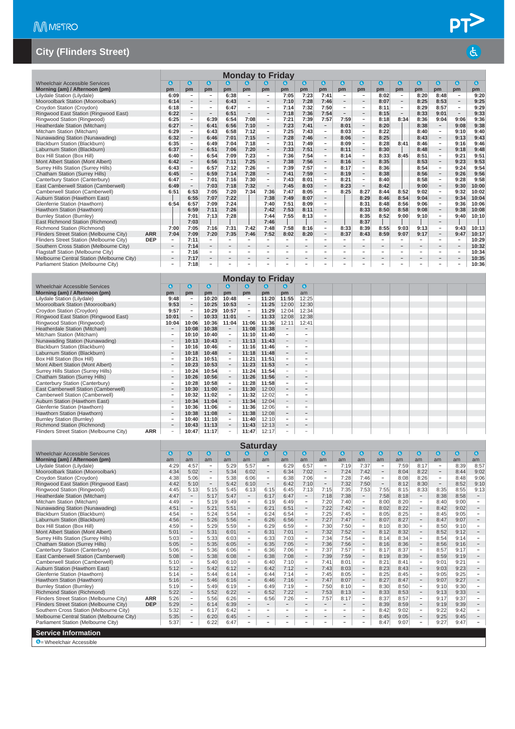# City (Flinders Street)

## Monday to Friday

| Wheelchair Accessible Services | | ♿ | ♿ | ♿ | ♿ | ♿ | ♿ | ♿ | ♿ | ♿ | ♿ | ♿ | ♿ | ♿ | ♿ | ♿ | ♿ | ♿ |
|---|---|---|---|---|---|---|---|---|---|---|---|---|---|---|---|---|---|---|
| **Morning (am) / Afternoon (pm)** | | pm | pm | pm | pm | pm | pm | pm | pm | pm | pm | pm | pm | pm | pm | pm | pm | pm |
| Lilydale Station (Lilydale) | | 6:09 | – | – | 6:38 | – | – | 7:05 | 7:23 | 7:41 | – | – | 8:02 | – | 8:20 | 8:48 | – | 9:20 |
| Mooroolbark Station (Mooroolbark) | | 6:14 | – | – | 6:43 | – | – | 7:10 | 7:28 | 7:46 | – | – | 8:07 | – | 8:25 | 8:53 | – | 9:25 |
| Croydon Station (Croydon) | | 6:18 | – | – | 6:47 | – | – | 7:14 | 7:32 | 7:50 | – | – | 8:11 | – | 8:29 | 8:57 | – | 9:29 |
| Ringwood East Station (Ringwood East) | | 6:22 | – | – | 6:51 | – | – | 7:18 | 7:36 | 7:54 | – | – | 8:15 | – | 8:33 | 9:01 | – | 9:33 |
| Ringwood Station (Ringwood) | | 6:25 | – | 6:39 | 6:54 | 7:08 | – | 7:21 | 7:39 | 7:57 | 7:59 | – | 8:18 | 8:34 | 8:36 | 9:04 | 9:06 | 9:36 |
| Heatherdale Station (Mitcham) | | 6:27 | – | 6:41 | 6:56 | 7:10 | – | 7:23 | 7:41 | – | 8:01 | – | 8:20 | | 8:38 | – | 9:08 | 9:38 |
| Mitcham Station (Mitcham) | | 6:29 | – | 6:43 | 6:58 | 7:12 | – | 7:25 | 7:43 | – | 8:03 | – | 8:22 | | 8:40 | – | 9:10 | 9:40 |
| Nunawading Station (Nunawading) | | 6:32 | – | 6:46 | 7:01 | 7:15 | – | 7:28 | 7:46 | – | 8:06 | – | 8:25 | | 8:43 | – | 9:13 | 9:43 |
| Blackburn Station (Blackburn) | | 6:35 | – | 6:49 | 7:04 | 7:18 | – | 7:31 | 7:49 | – | 8:09 | – | 8:28 | 8:41 | 8:46 | – | 9:16 | 9:46 |
| Laburnum Station (Blackburn) | | 6:37 | – | 6:51 | 7:06 | 7:20 | – | 7:33 | 7:51 | – | 8:11 | – | 8:30 | | 8:48 | – | 9:18 | 9:48 |
| Box Hill Station (Box Hill) | | 6:40 | – | 6:54 | 7:09 | 7:23 | – | 7:36 | 7:54 | – | 8:14 | – | 8:33 | 8:45 | 8:51 | – | 9:21 | 9:51 |
| Mont Albert Station (Mont Albert) | | 6:42 | – | 6:56 | 7:11 | 7:25 | – | 7:38 | 7:56 | – | 8:16 | – | 8:35 | | 8:53 | – | 9:23 | 9:53 |
| Surrey Hills Station (Surrey Hills) | | 6:43 | – | 6:57 | 7:12 | 7:26 | – | 7:39 | 7:57 | – | 8:17 | – | 8:36 | | 8:54 | – | 9:24 | 9:54 |
| Chatham Station (Surrey Hills) | | 6:45 | – | 6:59 | 7:14 | 7:28 | – | 7:41 | 7:59 | – | 8:19 | – | 8:38 | | 8:56 | – | 9:26 | 9:56 |
| Canterbury Station (Canterbury) | | 6:47 | – | 7:01 | 7:16 | 7:30 | – | 7:43 | 8:01 | – | 8:21 | – | 8:40 | | 8:58 | – | 9:28 | 9:58 |
| East Camberwell Station (Camberwell) | | 6:49 | – | 7:03 | 7:18 | 7:32 | – | 7:45 | 8:03 | – | 8:23 | – | 8:42 | | 9:00 | – | 9:30 | 10:00 |
| Camberwell Station (Camberwell) | | 6:51 | 6:53 | 7:05 | 7:20 | 7:34 | 7:36 | 7:47 | 8:05 | – | 8:25 | 8:27 | 8:44 | 8:52 | 9:02 | – | 9:32 | 10:02 |
| Auburn Station (Hawthorn East) | | | 6:55 | 7:07 | 7:22 | | 7:38 | 7:49 | 8:07 | – | | 8:29 | 8:46 | 8:54 | 9:04 | – | 9:34 | 10:04 |
| Glenferrie Station (Hawthorn) | | 6:54 | 6:57 | 7:09 | 7:24 | | 7:40 | 7:51 | 8:09 | – | | 8:31 | 8:48 | 8:56 | 9:06 | – | 9:36 | 10:06 |
| Hawthorn Station (Hawthorn) | | | 6:59 | 7:11 | 7:26 | | 7:42 | 7:53 | 8:11 | – | | 8:33 | 8:50 | 8:58 | 9:08 | – | 9:38 | 10:08 |
| Burnley Station (Burnley) | | | 7:01 | 7:13 | 7:28 | | 7:44 | 7:55 | 8:13 | – | | 8:35 | 8:52 | 9:00 | 9:10 | – | 9:40 | 10:10 |
| East Richmond Station (Richmond) | | | 7:03 | | | | 7:46 | | | – | | 8:37 | | | | – | | |
| Richmond Station (Richmond) | | 7:00 | 7:05 | 7:16 | 7:31 | 7:42 | 7:48 | 7:58 | 8:16 | – | 8:33 | 8:39 | 8:55 | 9:03 | 9:13 | – | 9:43 | 10:13 |
| Flinders Street Station (Melbourne City) | ARR | 7:04 | 7:09 | 7:20 | 7:35 | 7:46 | 7:52 | 8:02 | 8:20 | – | 8:37 | 8:43 | 8:59 | 9:07 | 9:17 | – | 9:47 | 10:17 |
| Flinders Street Station (Melbourne City) | DEP | – | 7:11 | – | – | – | – | – | – | – | – | – | – | – | – | – | – | 10:29 |
| Southern Cross Station (Melbourne City) | | – | 7:14 | – | – | – | – | – | – | – | – | – | – | – | – | – | – | 10:32 |
| Flagstaff Station (Melbourne City) | | – | 7:16 | – | – | – | – | – | – | – | – | – | – | – | – | – | – | 10:34 |
| Melbourne Central Station (Melbourne City) | | – | 7:17 | – | – | – | – | – | – | – | – | – | – | – | – | – | – | 10:35 |
| Parliament Station (Melbourne City) | | – | 7:18 | – | – | – | – | – | – | – | – | – | – | – | – | – | – | 10:36 |

## Monday to Friday

| Wheelchair Accessible Services | | ♿ | ♿ | ♿ | ♿ | ♿ | ♿ | ♿ | ♿ |
|---|---|---|---|---|---|---|---|---|---|
| **Morning (am) / Afternoon (pm)** | | pm | pm | pm | pm | pm | pm | pm | am |
| Lilydale Station (Lilydale) | | 9:48 | – | 10:20 | 10:48 | – | 11:20 | 11:55 | 12:25 |
| Mooroolbark Station (Mooroolbark) | | 9:53 | – | 10:25 | 10:53 | – | 11:25 | 12:00 | 12:30 |
| Croydon Station (Croydon) | | 9:57 | – | 10:29 | 10:57 | – | 11:29 | 12:04 | 12:34 |
| Ringwood East Station (Ringwood East) | | 10:01 | – | 10:33 | 11:01 | – | 11:33 | 12:08 | 12:38 |
| Ringwood Station (Ringwood) | | 10:04 | 10:06 | 10:36 | 11:04 | 11:06 | 11:36 | 12:11 | 12:41 |
| Heatherdale Station (Mitcham) | | – | 10:08 | 10:38 | – | 11:08 | 11:38 | – | – |
| Mitcham Station (Mitcham) | | – | 10:10 | 10:40 | – | 11:10 | 11:40 | – | – |
| Nunawading Station (Nunawading) | | – | 10:13 | 10:43 | – | 11:13 | 11:43 | – | – |
| Blackburn Station (Blackburn) | | – | 10:16 | 10:46 | – | 11:16 | 11:46 | – | – |
| Laburnum Station (Blackburn) | | – | 10:18 | 10:48 | – | 11:18 | 11:48 | – | – |
| Box Hill Station (Box Hill) | | – | 10:21 | 10:51 | – | 11:21 | 11:51 | – | – |
| Mont Albert Station (Mont Albert) | | – | 10:23 | 10:53 | – | 11:23 | 11:53 | – | – |
| Surrey Hills Station (Surrey Hills) | | – | 10:24 | 10:54 | – | 11:24 | 11:54 | – | – |
| Chatham Station (Surrey Hills) | | – | 10:26 | 10:56 | – | 11:26 | 11:56 | – | – |
| Canterbury Station (Canterbury) | | – | 10:28 | 10:58 | – | 11:28 | 11:58 | – | – |
| East Camberwell Station (Camberwell) | | – | 10:30 | 11:00 | – | 11:30 | 12:00 | – | – |
| Camberwell Station (Camberwell) | | – | 10:32 | 11:02 | – | 11:32 | 12:02 | – | – |
| Auburn Station (Hawthorn East) | | – | 10:34 | 11:04 | – | 11:34 | 12:04 | – | – |
| Glenferrie Station (Hawthorn) | | – | 10:36 | 11:06 | – | 11:36 | 12:06 | – | – |
| Hawthorn Station (Hawthorn) | | – | 10:38 | 11:08 | – | 11:38 | 12:08 | – | – |
| Burnley Station (Burnley) | | – | 10:40 | 11:10 | – | 11:40 | 12:10 | – | – |
| Richmond Station (Richmond) | | – | 10:43 | 11:13 | – | 11:43 | 12:13 | – | – |
| Flinders Street Station (Melbourne City) | ARR | – | 10:47 | 11:17 | – | 11:47 | 12:17 | – | – |

## Saturday

| Wheelchair Accessible Services | | ♿ | ♿ | ♿ | ♿ | ♿ | ♿ | ♿ | ♿ | ♿ | ♿ | ♿ | ♿ | ♿ | ♿ | ♿ | ♿ | ♿ |
|---|---|---|---|---|---|---|---|---|---|---|---|---|---|---|---|---|---|---|
| **Morning (am) / Afternoon (pm)** | | am | am | am | am | am | am | am | am | am | am | am | am | am | am | am | am | am |
| Lilydale Station (Lilydale) | | 4:29 | 4:57 | – | 5:29 | 5:57 | – | 6:29 | 6:57 | – | 7:19 | 7:37 | – | 7:59 | 8:17 | – | 8:39 | 8:57 |
| Mooroolbark Station (Mooroolbark) | | 4:34 | 5:02 | – | 5:34 | 6:02 | – | 6:34 | 7:02 | – | 7:24 | 7:42 | – | 8:04 | 8:22 | – | 8:44 | 9:02 |
| Croydon Station (Croydon) | | 4:38 | 5:06 | – | 5:38 | 6:06 | – | 6:38 | 7:06 | – | 7:28 | 7:46 | – | 8:08 | 8:26 | – | 8:48 | 9:06 |
| Ringwood East Station (Ringwood East) | | 4:42 | 5:10 | – | 5:42 | 6:10 | – | 6:42 | 7:10 | – | 7:32 | 7:50 | – | 8:12 | 8:30 | – | 8:52 | 9:10 |
| Ringwood Station (Ringwood) | | 4:45 | 5:13 | 5:15 | 5:45 | 6:13 | 6:15 | 6:45 | 7:13 | 7:15 | 7:35 | 7:53 | 7:55 | 8:15 | 8:33 | 8:35 | 8:55 | 9:13 |
| Heatherdale Station (Mitcham) | | 4:47 | – | 5:17 | 5:47 | – | 6:17 | 6:47 | – | 7:18 | 7:38 | – | 7:58 | 8:18 | – | 8:38 | 8:58 | – |
| Mitcham Station (Mitcham) | | 4:49 | – | 5:19 | 5:49 | – | 6:19 | 6:49 | – | 7:20 | 7:40 | – | 8:00 | 8:20 | – | 8:40 | 9:00 | – |
| Nunawading Station (Nunawading) | | 4:51 | – | 5:21 | 5:51 | – | 6:21 | 6:51 | – | 7:22 | 7:42 | – | 8:02 | 8:22 | – | 8:42 | 9:02 | – |
| Blackburn Station (Blackburn) | | 4:54 | – | 5:24 | 5:54 | – | 6:24 | 6:54 | – | 7:25 | 7:45 | – | 8:05 | 8:25 | – | 8:45 | 9:05 | – |
| Laburnum Station (Blackburn) | | 4:56 | – | 5:26 | 5:56 | – | 6:26 | 6:56 | – | 7:27 | 7:47 | – | 8:07 | 8:27 | – | 8:47 | 9:07 | – |
| Box Hill Station (Box Hill) | | 4:59 | – | 5:29 | 5:59 | – | 6:29 | 6:59 | – | 7:30 | 7:50 | – | 8:10 | 8:30 | – | 8:50 | 9:10 | – |
| Mont Albert Station (Mont Albert) | | 5:01 | – | 5:31 | 6:01 | – | 6:31 | 7:01 | – | 7:32 | 7:52 | – | 8:12 | 8:32 | – | 8:52 | 9:12 | – |
| Surrey Hills Station (Surrey Hills) | | 5:03 | – | 5:33 | 6:03 | – | 6:33 | 7:03 | – | 7:34 | 7:54 | – | 8:14 | 8:34 | – | 8:54 | 9:14 | – |
| Chatham Station (Surrey Hills) | | 5:05 | – | 5:35 | 6:05 | – | 6:35 | 7:05 | – | 7:36 | 7:56 | – | 8:16 | 8:36 | – | 8:56 | 9:16 | – |
| Canterbury Station (Canterbury) | | 5:06 | – | 5:36 | 6:06 | – | 6:36 | 7:06 | – | 7:37 | 7:57 | – | 8:17 | 8:37 | – | 8:57 | 9:17 | – |
| East Camberwell Station (Camberwell) | | 5:08 | – | 5:38 | 6:08 | – | 6:38 | 7:08 | – | 7:39 | 7:59 | – | 8:19 | 8:39 | – | 8:59 | 9:19 | – |
| Camberwell Station (Camberwell) | | 5:10 | – | 5:40 | 6:10 | – | 6:40 | 7:10 | – | 7:41 | 8:01 | – | 8:21 | 8:41 | – | 9:01 | 9:21 | – |
| Auburn Station (Hawthorn East) | | 5:12 | – | 5:42 | 6:12 | – | 6:42 | 7:12 | – | 7:43 | 8:03 | – | 8:23 | 8:43 | – | 9:03 | 9:23 | – |
| Glenferrie Station (Hawthorn) | | 5:14 | – | 5:44 | 6:14 | – | 6:44 | 7:14 | – | 7:45 | 8:05 | – | 8:25 | 8:45 | – | 9:05 | 9:25 | – |
| Hawthorn Station (Hawthorn) | | 5:16 | – | 5:46 | 6:16 | – | 6:46 | 7:16 | – | 7:47 | 8:07 | – | 8:27 | 8:47 | – | 9:07 | 9:27 | – |
| Burnley Station (Burnley) | | 5:19 | – | 5:49 | 6:19 | – | 6:49 | 7:19 | – | 7:50 | 8:10 | – | 8:30 | 8:50 | – | 9:10 | 9:30 | – |
| Richmond Station (Richmond) | | 5:22 | – | 5:52 | 6:22 | – | 6:52 | 7:22 | – | 7:53 | 8:13 | – | 8:33 | 8:53 | – | 9:13 | 9:33 | – |
| Flinders Street Station (Melbourne City) | ARR | 5:26 | – | 5:56 | 6:26 | – | 6:56 | 7:26 | – | 7:57 | 8:17 | – | 8:37 | 8:57 | – | 9:17 | 9:37 | – |
| Flinders Street Station (Melbourne City) | DEP | 5:29 | – | 6:14 | 6:39 | – | – | – | – | – | – | – | 8:39 | 8:59 | – | 9:19 | 9:39 | – |
| Southern Cross Station (Melbourne City) | | 5:32 | – | 6:17 | 6:42 | – | – | – | – | – | – | – | 8:42 | 9:02 | – | 9:22 | 9:42 | – |
| Melbourne Central Station (Melbourne City) | | 5:35 | – | 6:20 | 6:45 | – | – | – | – | – | – | – | 8:45 | 9:05 | – | 9:25 | 9:45 | – |
| Parliament Station (Melbourne City) | | 5:37 | – | 6:22 | 6:47 | – | – | – | – | – | – | – | 8:47 | 9:07 | – | 9:27 | 9:47 | – |

## Service Information

♿ = Wheelchair Accessible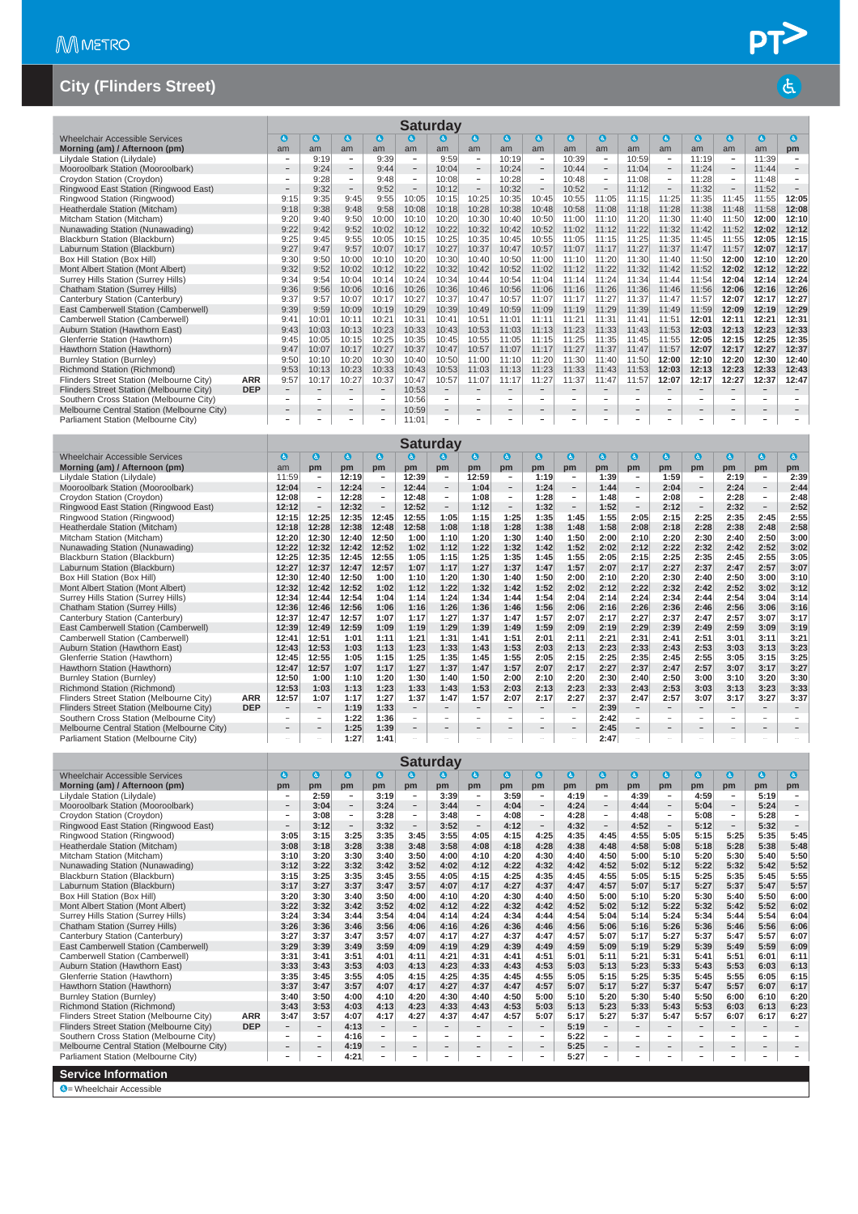# City (Flinders Street)

## Saturday

| Wheelchair Accessible Services | | ♿ | ♿ | ♿ | ♿ | ♿ | ♿ | ♿ | ♿ | ♿ | ♿ | ♿ | ♿ | ♿ | ♿ | ♿ | ♿ | ♿ |
|---|---|---|---|---|---|---|---|---|---|---|---|---|---|---|---|---|---|---|
| **Morning (am) / Afternoon (pm)** | | am | am | am | am | am | am | am | am | am | am | am | am | am | am | am | am | pm |
| Lilydale Station (Lilydale) | | – | 9:19 | – | 9:39 | – | 9:59 | – | 10:19 | – | 10:39 | – | 10:59 | – | 11:19 | – | 11:39 | – |
| Mooroolbark Station (Mooroolbark) | | – | 9:24 | – | 9:44 | – | 10:04 | – | 10:24 | – | 10:44 | – | 11:04 | – | 11:24 | – | 11:44 | – |
| Croydon Station (Croydon) | | – | 9:28 | – | 9:48 | – | 10:08 | – | 10:28 | – | 10:48 | – | 11:08 | – | 11:28 | – | 11:48 | – |
| Ringwood East Station (Ringwood East) | | – | 9:32 | – | 9:52 | – | 10:12 | – | 10:32 | – | 10:52 | – | 11:12 | – | 11:32 | – | 11:52 | – |
| Ringwood Station (Ringwood) | | 9:15 | 9:35 | 9:45 | 9:55 | 10:05 | 10:15 | 10:25 | 10:35 | 10:45 | 10:55 | 11:05 | 11:15 | 11:25 | 11:35 | 11:45 | 11:55 | **12:05** |
| Heatherdale Station (Mitcham) | | 9:18 | 9:38 | 9:48 | 9:58 | 10:08 | 10:18 | 10:28 | 10:38 | 10:48 | 10:58 | 11:08 | 11:18 | 11:28 | 11:38 | 11:48 | 11:58 | **12:08** |
| Mitcham Station (Mitcham) | | 9:20 | 9:40 | 9:50 | 10:00 | 10:10 | 10:20 | 10:30 | 10:40 | 10:50 | 11:00 | 11:10 | 11:20 | 11:30 | 11:40 | 11:50 | **12:00** | **12:10** |
| Nunawading Station (Nunawading) | | 9:22 | 9:42 | 9:52 | 10:02 | 10:12 | 10:22 | 10:32 | 10:42 | 10:52 | 11:02 | 11:12 | 11:22 | 11:32 | 11:42 | 11:52 | **12:02** | **12:12** |
| Blackburn Station (Blackburn) | | 9:25 | 9:45 | 9:55 | 10:05 | 10:15 | 10:25 | 10:35 | 10:45 | 10:55 | 11:05 | 11:15 | 11:25 | 11:35 | 11:45 | 11:55 | **12:05** | **12:15** |
| Laburnum Station (Blackburn) | | 9:27 | 9:47 | 9:57 | 10:07 | 10:17 | 10:27 | 10:37 | 10:47 | 10:57 | 11:07 | 11:17 | 11:27 | 11:37 | 11:47 | 11:57 | **12:07** | **12:17** |
| Box Hill Station (Box Hill) | | 9:30 | 9:50 | 10:00 | 10:10 | 10:20 | 10:30 | 10:40 | 10:50 | 11:00 | 11:10 | 11:20 | 11:30 | 11:40 | 11:50 | **12:00** | **12:10** | **12:20** |
| Mont Albert Station (Mont Albert) | | 9:32 | 9:52 | 10:02 | 10:12 | 10:22 | 10:32 | 10:42 | 10:52 | 11:02 | 11:12 | 11:22 | 11:32 | 11:42 | 11:52 | **12:02** | **12:12** | **12:22** |
| Surrey Hills Station (Surrey Hills) | | 9:34 | 9:54 | 10:04 | 10:14 | 10:24 | 10:34 | 10:44 | 10:54 | 11:04 | 11:14 | 11:24 | 11:34 | 11:44 | 11:54 | **12:04** | **12:14** | **12:24** |
| Chatham Station (Surrey Hills) | | 9:36 | 9:56 | 10:06 | 10:16 | 10:26 | 10:36 | 10:46 | 10:56 | 11:06 | 11:16 | 11:26 | 11:36 | 11:46 | 11:56 | **12:06** | **12:16** | **12:26** |
| Canterbury Station (Canterbury) | | 9:37 | 9:57 | 10:07 | 10:17 | 10:27 | 10:37 | 10:47 | 10:57 | 11:07 | 11:17 | 11:27 | 11:37 | 11:47 | 11:57 | **12:07** | **12:17** | **12:27** |
| East Camberwell Station (Camberwell) | | 9:39 | 9:59 | 10:09 | 10:19 | 10:29 | 10:39 | 10:49 | 10:59 | 11:09 | 11:19 | 11:29 | 11:39 | 11:49 | 11:59 | **12:09** | **12:19** | **12:29** |
| Camberwell Station (Camberwell) | | 9:41 | 10:01 | 10:11 | 10:21 | 10:31 | 10:41 | 10:51 | 11:01 | 11:11 | 11:21 | 11:31 | 11:41 | 11:51 | **12:01** | **12:11** | **12:21** | **12:31** |
| Auburn Station (Hawthorn East) | | 9:43 | 10:03 | 10:13 | 10:23 | 10:33 | 10:43 | 10:53 | 11:03 | 11:13 | 11:23 | 11:33 | 11:43 | 11:53 | **12:03** | **12:13** | **12:23** | **12:33** |
| Glenferrie Station (Hawthorn) | | 9:45 | 10:05 | 10:15 | 10:25 | 10:35 | 10:45 | 10:55 | 11:05 | 11:15 | 11:25 | 11:35 | 11:45 | 11:55 | **12:05** | **12:15** | **12:25** | **12:35** |
| Hawthorn Station (Hawthorn) | | 9:47 | 10:07 | 10:17 | 10:27 | 10:37 | 10:47 | 10:57 | 11:07 | 11:17 | 11:27 | 11:37 | 11:47 | 11:57 | **12:07** | **12:17** | **12:27** | **12:37** |
| Burnley Station (Burnley) | | 9:50 | 10:10 | 10:20 | 10:30 | 10:40 | 10:50 | 11:00 | 11:10 | 11:20 | 11:30 | 11:40 | 11:50 | **12:00** | **12:10** | **12:20** | **12:30** | **12:40** |
| Richmond Station (Richmond) | | 9:53 | 10:13 | 10:23 | 10:33 | 10:43 | 10:53 | 11:03 | 11:13 | 11:23 | 11:33 | 11:43 | 11:53 | **12:03** | **12:13** | **12:23** | **12:33** | **12:43** |
| Flinders Street Station (Melbourne City) | **ARR** | 9:57 | 10:17 | 10:27 | 10:37 | 10:47 | 10:57 | 11:07 | 11:17 | 11:27 | 11:37 | 11:47 | 11:57 | **12:07** | **12:17** | **12:27** | **12:37** | **12:47** |
| Flinders Street Station (Melbourne City) | **DEP** | – | – | – | – | 10:53 | – | – | – | – | – | – | – | – | – | – | – | – |
| Southern Cross Station (Melbourne City) | | – | – | – | – | 10:56 | – | – | – | – | – | – | – | – | – | – | – | – |
| Melbourne Central Station (Melbourne City) | | – | – | – | – | 10:59 | – | – | – | – | – | – | – | – | – | – | – | – |
| Parliament Station (Melbourne City) | | – | – | – | – | 11:01 | – | – | – | – | – | – | – | – | – | – | – | – |

## Saturday

| Wheelchair Accessible Services | | ♿ | ♿ | ♿ | ♿ | ♿ | ♿ | ♿ | ♿ | ♿ | ♿ | ♿ | ♿ | ♿ | ♿ | ♿ | ♿ | ♿ |
|---|---|---|---|---|---|---|---|---|---|---|---|---|---|---|---|---|---|---|
| **Morning (am) / Afternoon (pm)** | | am | pm | pm | pm | pm | pm | pm | pm | pm | pm | pm | pm | pm | pm | pm | pm | pm |
| Lilydale Station (Lilydale) | | 11:59 | – | **12:19** | – | **12:39** | – | **12:59** | – | **1:19** | – | **1:39** | – | **1:59** | – | **2:19** | – | **2:39** |
| Mooroolbark Station (Mooroolbark) | | **12:04** | – | **12:24** | – | **12:44** | – | **1:04** | – | **1:24** | – | **1:44** | – | **2:04** | – | **2:24** | – | **2:44** |
| Croydon Station (Croydon) | | **12:08** | – | **12:28** | – | **12:48** | – | **1:08** | – | **1:28** | – | **1:48** | – | **2:08** | – | **2:28** | – | **2:48** |
| Ringwood East Station (Ringwood East) | | **12:12** | – | **12:32** | – | **12:52** | – | **1:12** | – | **1:32** | – | **1:52** | – | **2:12** | – | **2:32** | – | **2:52** |
| Ringwood Station (Ringwood) | | **12:15** | **12:25** | **12:35** | **12:45** | **12:55** | **1:05** | **1:15** | **1:25** | **1:35** | **1:45** | **1:55** | **2:05** | **2:15** | **2:25** | **2:35** | **2:45** | **2:55** |
| Heatherdale Station (Mitcham) | | **12:18** | **12:28** | **12:38** | **12:48** | **12:58** | **1:08** | **1:18** | **1:28** | **1:38** | **1:48** | **1:58** | **2:08** | **2:18** | **2:28** | **2:38** | **2:48** | **2:58** |
| Mitcham Station (Mitcham) | | **12:20** | **12:30** | **12:40** | **12:50** | **1:00** | **1:10** | **1:20** | **1:30** | **1:40** | **1:50** | **2:00** | **2:10** | **2:20** | **2:30** | **2:40** | **2:50** | **3:00** |
| Nunawading Station (Nunawading) | | **12:22** | **12:32** | **12:42** | **12:52** | **1:02** | **1:12** | **1:22** | **1:32** | **1:42** | **1:52** | **2:02** | **2:12** | **2:22** | **2:32** | **2:42** | **2:52** | **3:02** |
| Blackburn Station (Blackburn) | | **12:25** | **12:35** | **12:45** | **12:55** | **1:05** | **1:15** | **1:25** | **1:35** | **1:45** | **1:55** | **2:05** | **2:15** | **2:25** | **2:35** | **2:45** | **2:55** | **3:05** |
| Laburnum Station (Blackburn) | | **12:27** | **12:37** | **12:47** | **12:57** | **1:07** | **1:17** | **1:27** | **1:37** | **1:47** | **1:57** | **2:07** | **2:17** | **2:27** | **2:37** | **2:47** | **2:57** | **3:07** |
| Box Hill Station (Box Hill) | | **12:30** | **12:40** | **12:50** | **1:00** | **1:10** | **1:20** | **1:30** | **1:40** | **1:50** | **2:00** | **2:10** | **2:20** | **2:30** | **2:40** | **2:50** | **3:00** | **3:10** |
| Mont Albert Station (Mont Albert) | | **12:32** | **12:42** | **12:52** | **1:02** | **1:12** | **1:22** | **1:32** | **1:42** | **1:52** | **2:02** | **2:12** | **2:22** | **2:32** | **2:42** | **2:52** | **3:02** | **3:12** |
| Surrey Hills Station (Surrey Hills) | | **12:34** | **12:44** | **12:54** | **1:04** | **1:14** | **1:24** | **1:34** | **1:44** | **1:54** | **2:04** | **2:14** | **2:24** | **2:34** | **2:44** | **2:54** | **3:04** | **3:14** |
| Chatham Station (Surrey Hills) | | **12:36** | **12:46** | **12:56** | **1:06** | **1:16** | **1:26** | **1:36** | **1:46** | **1:56** | **2:06** | **2:16** | **2:26** | **2:36** | **2:46** | **2:56** | **3:06** | **3:16** |
| Canterbury Station (Canterbury) | | **12:37** | **12:47** | **12:57** | **1:07** | **1:17** | **1:27** | **1:37** | **1:47** | **1:57** | **2:07** | **2:17** | **2:27** | **2:37** | **2:47** | **2:57** | **3:07** | **3:17** |
| East Camberwell Station (Camberwell) | | **12:39** | **12:49** | **12:59** | **1:09** | **1:19** | **1:29** | **1:39** | **1:49** | **1:59** | **2:09** | **2:19** | **2:29** | **2:39** | **2:49** | **2:59** | **3:09** | **3:19** |
| Camberwell Station (Camberwell) | | **12:41** | **12:51** | **1:01** | **1:11** | **1:21** | **1:31** | **1:41** | **1:51** | **2:01** | **2:11** | **2:21** | **2:31** | **2:41** | **2:51** | **3:01** | **3:11** | **3:21** |
| Auburn Station (Hawthorn East) | | **12:43** | **12:53** | **1:03** | **1:13** | **1:23** | **1:33** | **1:43** | **1:53** | **2:03** | **2:13** | **2:23** | **2:33** | **2:43** | **2:53** | **3:03** | **3:13** | **3:23** |
| Glenferrie Station (Hawthorn) | | **12:45** | **12:55** | **1:05** | **1:15** | **1:25** | **1:35** | **1:45** | **1:55** | **2:05** | **2:15** | **2:25** | **2:35** | **2:45** | **2:55** | **3:05** | **3:15** | **3:25** |
| Hawthorn Station (Hawthorn) | | **12:47** | **12:57** | **1:07** | **1:17** | **1:27** | **1:37** | **1:47** | **1:57** | **2:07** | **2:17** | **2:27** | **2:37** | **2:47** | **2:57** | **3:07** | **3:17** | **3:27** |
| Burnley Station (Burnley) | | **12:50** | **1:00** | **1:10** | **1:20** | **1:30** | **1:40** | **1:50** | **2:00** | **2:10** | **2:20** | **2:30** | **2:40** | **2:50** | **3:00** | **3:10** | **3:20** | **3:30** |
| Richmond Station (Richmond) | | **12:53** | **1:03** | **1:13** | **1:23** | **1:33** | **1:43** | **1:53** | **2:03** | **2:13** | **2:23** | **2:33** | **2:43** | **2:53** | **3:03** | **3:13** | **3:23** | **3:33** |
| Flinders Street Station (Melbourne City) | **ARR** | **12:57** | **1:07** | **1:17** | **1:27** | **1:37** | **1:47** | **1:57** | **2:07** | **2:17** | **2:27** | **2:37** | **2:47** | **2:57** | **3:07** | **3:17** | **3:27** | **3:37** |
| Flinders Street Station (Melbourne City) | **DEP** | – | – | **1:19** | **1:33** | – | – | – | – | – | – | **2:39** | – | – | – | – | – | – |
| Southern Cross Station (Melbourne City) | | – | – | **1:22** | **1:36** | – | – | – | – | – | – | **2:42** | – | – | – | – | – | – |
| Melbourne Central Station (Melbourne City) | | – | – | **1:25** | **1:39** | – | – | – | – | – | – | **2:45** | – | – | – | – | – | – |
| Parliament Station (Melbourne City) | | – | – | **1:27** | **1:41** | – | – | – | – | – | – | **2:47** | – | – | – | – | – | – |

## Saturday

| Wheelchair Accessible Services | | ♿ | ♿ | ♿ | ♿ | ♿ | ♿ | ♿ | ♿ | ♿ | ♿ | ♿ | ♿ | ♿ | ♿ | ♿ | ♿ | ♿ |
|---|---|---|---|---|---|---|---|---|---|---|---|---|---|---|---|---|---|---|
| **Morning (am) / Afternoon (pm)** | | pm | pm | pm | pm | pm | pm | pm | pm | pm | pm | pm | pm | pm | pm | pm | pm | pm |
| Lilydale Station (Lilydale) | | – | **2:59** | – | **3:19** | – | **3:39** | – | **3:59** | – | **4:19** | – | **4:39** | – | **4:59** | – | **5:19** | – |
| Mooroolbark Station (Mooroolbark) | | – | **3:04** | – | **3:24** | – | **3:44** | – | **4:04** | – | **4:24** | – | **4:44** | – | **5:04** | – | **5:24** | – |
| Croydon Station (Croydon) | | – | **3:08** | – | **3:28** | – | **3:48** | – | **4:08** | – | **4:28** | – | **4:48** | – | **5:08** | – | **5:28** | – |
| Ringwood East Station (Ringwood East) | | – | **3:12** | – | **3:32** | – | **3:52** | – | **4:12** | – | **4:32** | – | **4:52** | – | **5:12** | – | **5:32** | – |
| Ringwood Station (Ringwood) | | **3:05** | **3:15** | **3:25** | **3:35** | **3:45** | **3:55** | **4:05** | **4:15** | **4:25** | **4:35** | **4:45** | **4:55** | **5:05** | **5:15** | **5:25** | **5:35** | **5:45** |
| Heatherdale Station (Mitcham) | | **3:08** | **3:18** | **3:28** | **3:38** | **3:48** | **3:58** | **4:08** | **4:18** | **4:28** | **4:38** | **4:48** | **4:58** | **5:08** | **5:18** | **5:28** | **5:38** | **5:48** |
| Mitcham Station (Mitcham) | | **3:10** | **3:20** | **3:30** | **3:40** | **3:50** | **4:00** | **4:10** | **4:20** | **4:30** | **4:40** | **4:50** | **5:00** | **5:10** | **5:20** | **5:30** | **5:40** | **5:50** |
| Nunawading Station (Nunawading) | | **3:12** | **3:22** | **3:32** | **3:42** | **3:52** | **4:02** | **4:12** | **4:22** | **4:32** | **4:42** | **4:52** | **5:02** | **5:12** | **5:22** | **5:32** | **5:42** | **5:52** |
| Blackburn Station (Blackburn) | | **3:15** | **3:25** | **3:35** | **3:45** | **3:55** | **4:05** | **4:15** | **4:25** | **4:35** | **4:45** | **4:55** | **5:05** | **5:15** | **5:25** | **5:35** | **5:45** | **5:55** |
| Laburnum Station (Blackburn) | | **3:17** | **3:27** | **3:37** | **3:47** | **3:57** | **4:07** | **4:17** | **4:27** | **4:37** | **4:47** | **4:57** | **5:07** | **5:17** | **5:27** | **5:37** | **5:47** | **5:57** |
| Box Hill Station (Box Hill) | | **3:20** | **3:30** | **3:40** | **3:50** | **4:00** | **4:10** | **4:20** | **4:30** | **4:40** | **4:50** | **5:00** | **5:10** | **5:20** | **5:30** | **5:40** | **5:50** | **6:00** |
| Mont Albert Station (Mont Albert) | | **3:22** | **3:32** | **3:42** | **3:52** | **4:02** | **4:12** | **4:22** | **4:32** | **4:42** | **4:52** | **5:02** | **5:12** | **5:22** | **5:32** | **5:42** | **5:52** | **6:02** |
| Surrey Hills Station (Surrey Hills) | | **3:24** | **3:34** | **3:44** | **3:54** | **4:04** | **4:14** | **4:24** | **4:34** | **4:44** | **4:54** | **5:04** | **5:14** | **5:24** | **5:34** | **5:44** | **5:54** | **6:04** |
| Chatham Station (Surrey Hills) | | **3:26** | **3:36** | **3:46** | **3:56** | **4:06** | **4:16** | **4:26** | **4:36** | **4:46** | **4:56** | **5:06** | **5:16** | **5:26** | **5:36** | **5:46** | **5:56** | **6:06** |
| Canterbury Station (Canterbury) | | **3:27** | **3:37** | **3:47** | **3:57** | **4:07** | **4:17** | **4:27** | **4:37** | **4:47** | **4:57** | **5:07** | **5:17** | **5:27** | **5:37** | **5:47** | **5:57** | **6:07** |
| East Camberwell Station (Camberwell) | | **3:29** | **3:39** | **3:49** | **3:59** | **4:09** | **4:19** | **4:29** | **4:39** | **4:49** | **4:59** | **5:09** | **5:19** | **5:29** | **5:39** | **5:49** | **5:59** | **6:09** |
| Camberwell Station (Camberwell) | | **3:31** | **3:41** | **3:51** | **4:01** | **4:11** | **4:21** | **4:31** | **4:41** | **4:51** | **5:01** | **5:11** | **5:21** | **5:31** | **5:41** | **5:51** | **6:01** | **6:11** |
| Auburn Station (Hawthorn East) | | **3:33** | **3:43** | **3:53** | **4:03** | **4:13** | **4:23** | **4:33** | **4:43** | **4:53** | **5:03** | **5:13** | **5:23** | **5:33** | **5:43** | **5:53** | **6:03** | **6:13** |
| Glenferrie Station (Hawthorn) | | **3:35** | **3:45** | **3:55** | **4:05** | **4:15** | **4:25** | **4:35** | **4:45** | **4:55** | **5:05** | **5:15** | **5:25** | **5:35** | **5:45** | **5:55** | **6:05** | **6:15** |
| Hawthorn Station (Hawthorn) | | **3:37** | **3:47** | **3:57** | **4:07** | **4:17** | **4:27** | **4:37** | **4:47** | **4:57** | **5:07** | **5:17** | **5:27** | **5:37** | **5:47** | **5:57** | **6:07** | **6:17** |
| Burnley Station (Burnley) | | **3:40** | **3:50** | **4:00** | **4:10** | **4:20** | **4:30** | **4:40** | **4:50** | **5:00** | **5:10** | **5:20** | **5:30** | **5:40** | **5:50** | **6:00** | **6:10** | **6:20** |
| Richmond Station (Richmond) | | **3:43** | **3:53** | **4:03** | **4:13** | **4:23** | **4:33** | **4:43** | **4:53** | **5:03** | **5:13** | **5:23** | **5:33** | **5:43** | **5:53** | **6:03** | **6:13** | **6:23** |
| Flinders Street Station (Melbourne City) | **ARR** | **3:47** | **3:57** | **4:07** | **4:17** | **4:27** | **4:37** | **4:47** | **4:57** | **5:07** | **5:17** | **5:27** | **5:37** | **5:47** | **5:57** | **6:07** | **6:17** | **6:27** |
| Flinders Street Station (Melbourne City) | **DEP** | – | – | **4:13** | – | – | – | – | – | – | **5:19** | – | – | – | – | – | – | – |
| Southern Cross Station (Melbourne City) | | – | – | **4:16** | – | – | – | – | – | – | **5:22** | – | – | – | – | – | – | – |
| Melbourne Central Station (Melbourne City) | | – | – | **4:19** | – | – | – | – | – | – | **5:25** | – | – | – | – | – | – | – |
| Parliament Station (Melbourne City) | | – | – | **4:21** | – | – | – | – | – | – | **5:27** | – | – | – | – | – | – | – |

## Service Information

♿ = Wheelchair Accessible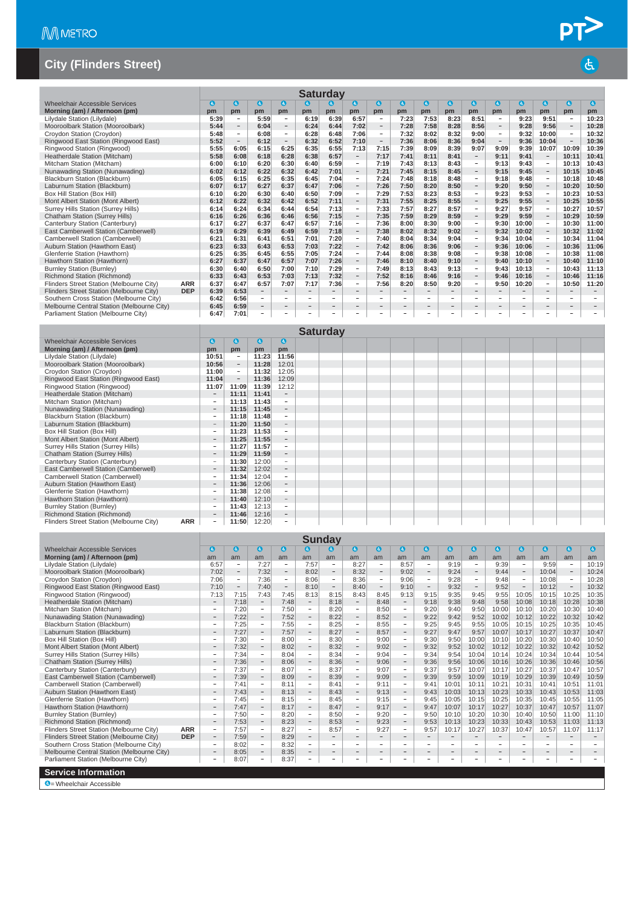# City (Flinders Street)

## Saturday

| Wheelchair Accessible Services | | ♿ | ♿ | ♿ | ♿ | ♿ | ♿ | ♿ | ♿ | ♿ | ♿ | ♿ | ♿ | ♿ | ♿ | ♿ | ♿ | ♿ |
|---|---|---|---|---|---|---|---|---|---|---|---|---|---|---|---|---|---|---|
| **Morning (am) / Afternoon (pm)** | | pm | pm | pm | pm | pm | pm | pm | pm | pm | pm | pm | pm | pm | pm | pm | pm | pm |
| Lilydale Station (Lilydale) | | 5:39 | – | 5:59 | – | 6:19 | 6:39 | 6:57 | – | 7:23 | 7:53 | 8:23 | 8:51 | – | 9:23 | 9:51 | – | 10:23 |
| Mooroolbark Station (Mooroolbark) | | 5:44 | – | 6:04 | – | 6:24 | 6:44 | 7:02 | – | 7:28 | 7:58 | 8:28 | 8:56 | – | 9:28 | 9:56 | – | 10:28 |
| Croydon Station (Croydon) | | 5:48 | – | 6:08 | – | 6:28 | 6:48 | 7:06 | – | 7:32 | 8:02 | 8:32 | 9:00 | – | 9:32 | 10:00 | – | 10:32 |
| Ringwood East Station (Ringwood East) | | 5:52 | – | 6:12 | – | 6:32 | 6:52 | 7:10 | – | 7:36 | 8:06 | 8:36 | 9:04 | – | 9:36 | 10:04 | – | 10:36 |
| Ringwood Station (Ringwood) | | 5:55 | 6:05 | 6:15 | 6:25 | 6:35 | 6:55 | 7:13 | 7:15 | 7:39 | 8:09 | 8:39 | 9:07 | 9:09 | 9:39 | 10:07 | 10:09 | 10:39 |
| Heatherdale Station (Mitcham) | | 5:58 | 6:08 | 6:18 | 6:28 | 6:38 | 6:57 | – | 7:17 | 7:41 | 8:11 | 8:41 | – | 9:11 | 9:41 | – | 10:11 | 10:41 |
| Mitcham Station (Mitcham) | | 6:00 | 6:10 | 6:20 | 6:30 | 6:40 | 6:59 | – | 7:19 | 7:43 | 8:13 | 8:43 | – | 9:13 | 9:43 | – | 10:13 | 10:43 |
| Nunawading Station (Nunawading) | | 6:02 | 6:12 | 6:22 | 6:32 | 6:42 | 7:01 | – | 7:21 | 7:45 | 8:15 | 8:45 | – | 9:15 | 9:45 | – | 10:15 | 10:45 |
| Blackburn Station (Blackburn) | | 6:05 | 6:15 | 6:25 | 6:35 | 6:45 | 7:04 | – | 7:24 | 7:48 | 8:18 | 8:48 | – | 9:18 | 9:48 | – | 10:18 | 10:48 |
| Laburnum Station (Blackburn) | | 6:07 | 6:17 | 6:27 | 6:37 | 6:47 | 7:06 | – | 7:26 | 7:50 | 8:20 | 8:50 | – | 9:20 | 9:50 | – | 10:20 | 10:50 |
| Box Hill Station (Box Hill) | | 6:10 | 6:20 | 6:30 | 6:40 | 6:50 | 7:09 | – | 7:29 | 7:53 | 8:23 | 8:53 | – | 9:23 | 9:53 | – | 10:23 | 10:53 |
| Mont Albert Station (Mont Albert) | | 6:12 | 6:22 | 6:32 | 6:42 | 6:52 | 7:11 | – | 7:31 | 7:55 | 8:25 | 8:55 | – | 9:25 | 9:55 | – | 10:25 | 10:55 |
| Surrey Hills Station (Surrey Hills) | | 6:14 | 6:24 | 6:34 | 6:44 | 6:54 | 7:13 | – | 7:33 | 7:57 | 8:27 | 8:57 | – | 9:27 | 9:57 | – | 10:27 | 10:57 |
| Chatham Station (Surrey Hills) | | 6:16 | 6:26 | 6:36 | 6:46 | 6:56 | 7:15 | – | 7:35 | 7:59 | 8:29 | 8:59 | – | 9:29 | 9:59 | – | 10:29 | 10:59 |
| Canterbury Station (Canterbury) | | 6:17 | 6:27 | 6:37 | 6:47 | 6:57 | 7:16 | – | 7:36 | 8:00 | 8:30 | 9:00 | – | 9:30 | 10:00 | – | 10:30 | 11:00 |
| East Camberwell Station (Camberwell) | | 6:19 | 6:29 | 6:39 | 6:49 | 6:59 | 7:18 | – | 7:38 | 8:02 | 8:32 | 9:02 | – | 9:32 | 10:02 | – | 10:32 | 11:02 |
| Camberwell Station (Camberwell) | | 6:21 | 6:31 | 6:41 | 6:51 | 7:01 | 7:20 | – | 7:40 | 8:04 | 8:34 | 9:04 | – | 9:34 | 10:04 | – | 10:34 | 11:04 |
| Auburn Station (Hawthorn East) | | 6:23 | 6:33 | 6:43 | 6:53 | 7:03 | 7:22 | – | 7:42 | 8:06 | 8:36 | 9:06 | – | 9:36 | 10:06 | – | 10:36 | 11:06 |
| Glenferrie Station (Hawthorn) | | 6:25 | 6:35 | 6:45 | 6:55 | 7:05 | 7:24 | – | 7:44 | 8:08 | 8:38 | 9:08 | – | 9:38 | 10:08 | – | 10:38 | 11:08 |
| Hawthorn Station (Hawthorn) | | 6:27 | 6:37 | 6:47 | 6:57 | 7:07 | 7:26 | – | 7:46 | 8:10 | 8:40 | 9:10 | – | 9:40 | 10:10 | – | 10:40 | 11:10 |
| Burnley Station (Burnley) | | 6:30 | 6:40 | 6:50 | 7:00 | 7:10 | 7:29 | – | 7:49 | 8:13 | 8:43 | 9:13 | – | 9:43 | 10:13 | – | 10:43 | 11:13 |
| Richmond Station (Richmond) | | 6:33 | 6:43 | 6:53 | 7:03 | 7:13 | 7:32 | – | 7:52 | 8:16 | 8:46 | 9:16 | – | 9:46 | 10:16 | – | 10:46 | 11:16 |
| Flinders Street Station (Melbourne City) | ARR | 6:37 | 6:47 | 6:57 | 7:07 | 7:17 | 7:36 | – | 7:56 | 8:20 | 8:50 | 9:20 | – | 9:50 | 10:20 | – | 10:50 | 11:20 |
| Flinders Street Station (Melbourne City) | DEP | 6:39 | 6:53 | – | – | – | – | – | – | – | – | – | – | – | – | – | – | – |
| Southern Cross Station (Melbourne City) | | 6:42 | 6:56 | – | – | – | – | – | – | – | – | – | – | – | – | – | – | – |
| Melbourne Central Station (Melbourne City) | | 6:45 | 6:59 | – | – | – | – | – | – | – | – | – | – | – | – | – | – | – |
| Parliament Station (Melbourne City) | | 6:47 | 7:01 | – | – | – | – | – | – | – | – | – | – | – | – | – | – | – |

## Saturday

| Wheelchair Accessible Services | | ♿ | ♿ | ♿ | ♿ |
|---|---|---|---|---|---|
| **Morning (am) / Afternoon (pm)** | | pm | pm | pm | pm |
| Lilydale Station (Lilydale) | | 10:51 | – | 11:23 | 11:56 |
| Mooroolbark Station (Mooroolbark) | | 10:56 | – | 11:28 | 12:01 |
| Croydon Station (Croydon) | | 11:00 | – | 11:32 | 12:05 |
| Ringwood East Station (Ringwood East) | | 11:04 | – | 11:36 | 12:09 |
| Ringwood Station (Ringwood) | | 11:07 | 11:09 | 11:39 | 12:12 |
| Heatherdale Station (Mitcham) | | – | 11:11 | 11:41 | – |
| Mitcham Station (Mitcham) | | – | 11:13 | 11:43 | – |
| Nunawading Station (Nunawading) | | – | 11:15 | 11:45 | – |
| Blackburn Station (Blackburn) | | – | 11:18 | 11:48 | – |
| Laburnum Station (Blackburn) | | – | 11:20 | 11:50 | – |
| Box Hill Station (Box Hill) | | – | 11:23 | 11:53 | – |
| Mont Albert Station (Mont Albert) | | – | 11:25 | 11:55 | – |
| Surrey Hills Station (Surrey Hills) | | – | 11:27 | 11:57 | – |
| Chatham Station (Surrey Hills) | | – | 11:29 | 11:59 | – |
| Canterbury Station (Canterbury) | | – | 11:30 | 12:00 | – |
| East Camberwell Station (Camberwell) | | – | 11:32 | 12:02 | – |
| Camberwell Station (Camberwell) | | – | 11:34 | 12:04 | – |
| Auburn Station (Hawthorn East) | | – | 11:36 | 12:06 | – |
| Glenferrie Station (Hawthorn) | | – | 11:38 | 12:08 | – |
| Hawthorn Station (Hawthorn) | | – | 11:40 | 12:10 | – |
| Burnley Station (Burnley) | | – | 11:43 | 12:13 | – |
| Richmond Station (Richmond) | | – | 11:46 | 12:16 | – |
| Flinders Street Station (Melbourne City) | ARR | – | 11:50 | 12:20 | – |

## Sunday

| Wheelchair Accessible Services | | ♿ | ♿ | ♿ | ♿ | ♿ | ♿ | ♿ | ♿ | ♿ | ♿ | ♿ | ♿ | ♿ | ♿ | ♿ | ♿ | ♿ |
|---|---|---|---|---|---|---|---|---|---|---|---|---|---|---|---|---|---|---|
| **Morning (am) / Afternoon (pm)** | | am | am | am | am | am | am | am | am | am | am | am | am | am | am | am | am | am |
| Lilydale Station (Lilydale) | | 6:57 | – | 7:27 | – | 7:57 | – | 8:27 | – | 8:57 | – | 9:19 | – | 9:39 | – | 9:59 | – | 10:19 |
| Mooroolbark Station (Mooroolbark) | | 7:02 | – | 7:32 | – | 8:02 | – | 8:32 | – | 9:02 | – | 9:24 | – | 9:44 | – | 10:04 | – | 10:24 |
| Croydon Station (Croydon) | | 7:06 | – | 7:36 | – | 8:06 | – | 8:36 | – | 9:06 | – | 9:28 | – | 9:48 | – | 10:08 | – | 10:28 |
| Ringwood East Station (Ringwood East) | | 7:10 | – | 7:40 | – | 8:10 | – | 8:40 | – | 9:10 | – | 9:32 | – | 9:52 | – | 10:12 | – | 10:32 |
| Ringwood Station (Ringwood) | | 7:13 | 7:15 | 7:43 | 7:45 | 8:13 | 8:15 | 8:43 | 8:45 | 9:13 | 9:15 | 9:35 | 9:45 | 9:55 | 10:05 | 10:15 | 10:25 | 10:35 |
| Heatherdale Station (Mitcham) | | – | 7:18 | – | 7:48 | – | 8:18 | – | 8:48 | – | 9:18 | 9:38 | 9:48 | 9:58 | 10:08 | 10:18 | 10:28 | 10:38 |
| Mitcham Station (Mitcham) | | – | 7:20 | – | 7:50 | – | 8:20 | – | 8:50 | – | 9:20 | 9:40 | 9:50 | 10:00 | 10:10 | 10:20 | 10:30 | 10:40 |
| Nunawading Station (Nunawading) | | – | 7:22 | – | 7:52 | – | 8:22 | – | 8:52 | – | 9:22 | 9:42 | 9:52 | 10:02 | 10:12 | 10:22 | 10:32 | 10:42 |
| Blackburn Station (Blackburn) | | – | 7:25 | – | 7:55 | – | 8:25 | – | 8:55 | – | 9:25 | 9:45 | 9:55 | 10:05 | 10:15 | 10:25 | 10:35 | 10:45 |
| Laburnum Station (Blackburn) | | – | 7:27 | – | 7:57 | – | 8:27 | – | 8:57 | – | 9:27 | 9:47 | 9:57 | 10:07 | 10:17 | 10:27 | 10:37 | 10:47 |
| Box Hill Station (Box Hill) | | – | 7:30 | – | 8:00 | – | 8:30 | – | 9:00 | – | 9:30 | 9:50 | 10:00 | 10:10 | 10:20 | 10:30 | 10:40 | 10:50 |
| Mont Albert Station (Mont Albert) | | – | 7:32 | – | 8:02 | – | 8:32 | – | 9:02 | – | 9:32 | 9:52 | 10:02 | 10:12 | 10:22 | 10:32 | 10:42 | 10:52 |
| Surrey Hills Station (Surrey Hills) | | – | 7:34 | – | 8:04 | – | 8:34 | – | 9:04 | – | 9:34 | 9:54 | 10:04 | 10:14 | 10:24 | 10:34 | 10:44 | 10:54 |
| Chatham Station (Surrey Hills) | | – | 7:36 | – | 8:06 | – | 8:36 | – | 9:06 | – | 9:36 | 9:56 | 10:06 | 10:16 | 10:26 | 10:36 | 10:46 | 10:56 |
| Canterbury Station (Canterbury) | | – | 7:37 | – | 8:07 | – | 8:37 | – | 9:07 | – | 9:37 | 9:57 | 10:07 | 10:17 | 10:27 | 10:37 | 10:47 | 10:57 |
| East Camberwell Station (Camberwell) | | – | 7:39 | – | 8:09 | – | 8:39 | – | 9:09 | – | 9:39 | 9:59 | 10:09 | 10:19 | 10:29 | 10:39 | 10:49 | 10:59 |
| Camberwell Station (Camberwell) | | – | 7:41 | – | 8:11 | – | 8:41 | – | 9:11 | – | 9:41 | 10:01 | 10:11 | 10:21 | 10:31 | 10:41 | 10:51 | 11:01 |
| Auburn Station (Hawthorn East) | | – | 7:43 | – | 8:13 | – | 8:43 | – | 9:13 | – | 9:43 | 10:03 | 10:13 | 10:23 | 10:33 | 10:43 | 10:53 | 11:03 |
| Glenferrie Station (Hawthorn) | | – | 7:45 | – | 8:15 | – | 8:45 | – | 9:15 | – | 9:45 | 10:05 | 10:15 | 10:25 | 10:35 | 10:45 | 10:55 | 11:05 |
| Hawthorn Station (Hawthorn) | | – | 7:47 | – | 8:17 | – | 8:47 | – | 9:17 | – | 9:47 | 10:07 | 10:17 | 10:27 | 10:37 | 10:47 | 10:57 | 11:07 |
| Burnley Station (Burnley) | | – | 7:50 | – | 8:20 | – | 8:50 | – | 9:20 | – | 9:50 | 10:10 | 10:20 | 10:30 | 10:40 | 10:50 | 11:00 | 11:10 |
| Richmond Station (Richmond) | | – | 7:53 | – | 8:23 | – | 8:53 | – | 9:23 | – | 9:53 | 10:13 | 10:23 | 10:33 | 10:43 | 10:53 | 11:03 | 11:13 |
| Flinders Street Station (Melbourne City) | ARR | – | 7:57 | – | 8:27 | – | 8:57 | – | 9:27 | – | 9:57 | 10:17 | 10:27 | 10:37 | 10:47 | 10:57 | 11:07 | 11:17 |
| Flinders Street Station (Melbourne City) | DEP | – | 7:59 | – | 8:29 | – | – | – | – | – | – | – | – | – | – | – | – | – |
| Southern Cross Station (Melbourne City) | | – | 8:02 | – | 8:32 | – | – | – | – | – | – | – | – | – | – | – | – | – |
| Melbourne Central Station (Melbourne City) | | – | 8:05 | – | 8:35 | – | – | – | – | – | – | – | – | – | – | – | – | – |
| Parliament Station (Melbourne City) | | – | 8:07 | – | 8:37 | – | – | – | – | – | – | – | – | – | – | – | – | – |

## Service Information

♿ = Wheelchair Accessible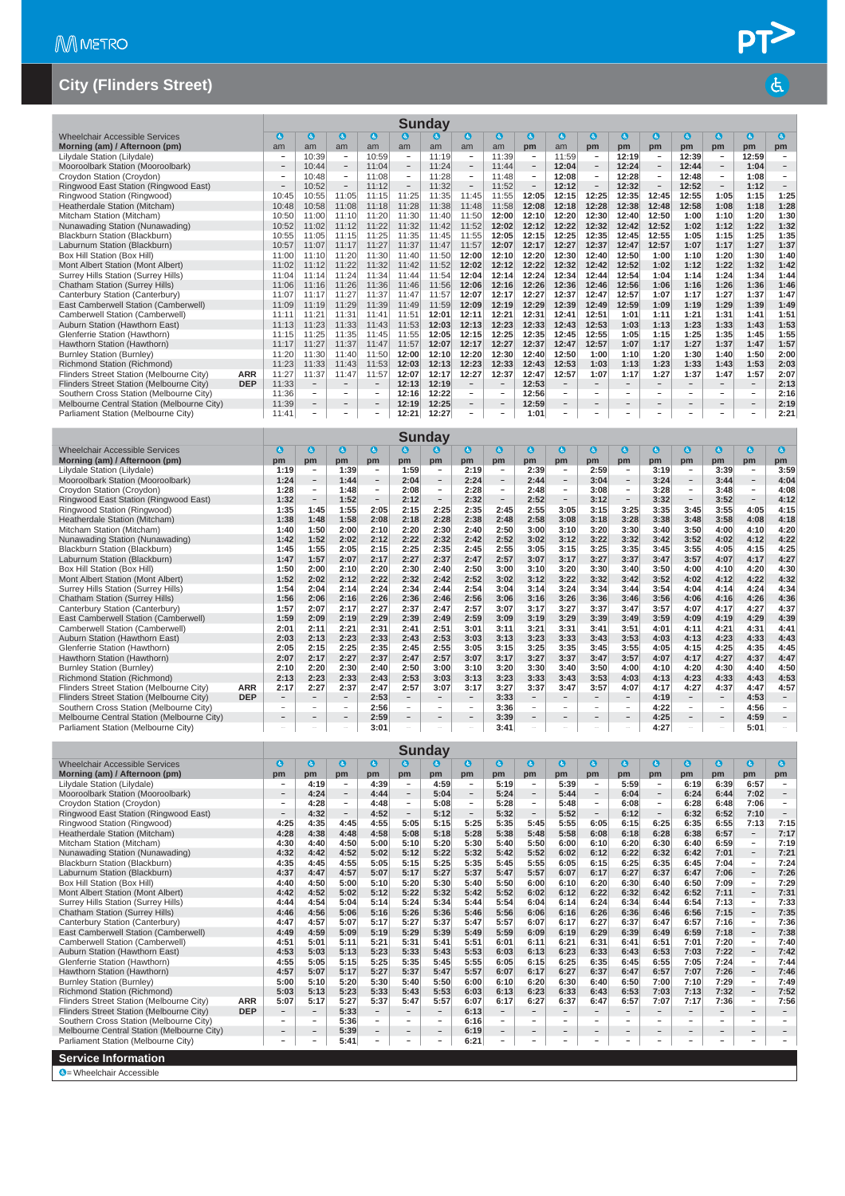## City (Flinders Street)

### Sunday

| Wheelchair Accessible Services | | ♿ | ♿ | ♿ | ♿ | ♿ | ♿ | ♿ | ♿ | ♿ | ♿ | ♿ | ♿ | ♿ | ♿ | ♿ | ♿ | ♿ |
|---|---|---|---|---|---|---|---|---|---|---|---|---|---|---|---|---|---|---|
| Morning (am) / Afternoon (pm) | | am | am | am | am | am | am | am | am | pm | am | pm | pm | pm | pm | pm | pm | pm |
| Lilydale Station (Lilydale) | | – | 10:39 | – | 10:59 | – | 11:19 | – | 11:39 | – | 11:59 | – | 12:19 | – | 12:39 | – | 12:59 | – |
| Mooroolbark Station (Mooroolbark) | | – | 10:44 | – | 11:04 | – | 11:24 | – | 11:44 | – | 12:04 | – | 12:24 | – | 12:44 | – | 1:04 | – |
| Croydon Station (Croydon) | | – | 10:48 | – | 11:08 | – | 11:28 | – | 11:48 | – | 12:08 | – | 12:28 | – | 12:48 | – | 1:08 | – |
| Ringwood East Station (Ringwood East) | | – | 10:52 | – | 11:12 | – | 11:32 | – | 11:52 | – | 12:12 | – | 12:32 | – | 12:52 | – | 1:12 | – |
| Ringwood Station (Ringwood) | | 10:45 | 10:55 | 11:05 | 11:15 | 11:25 | 11:35 | 11:45 | 11:55 | 12:05 | 12:15 | 12:25 | 12:35 | 12:45 | 12:55 | 1:05 | 1:15 | 1:25 |
| Heatherdale Station (Mitcham) | | 10:48 | 10:58 | 11:08 | 11:18 | 11:28 | 11:38 | 11:48 | 11:58 | 12:08 | 12:18 | 12:28 | 12:38 | 12:48 | 12:58 | 1:08 | 1:18 | 1:28 |
| Mitcham Station (Mitcham) | | 10:50 | 11:00 | 11:10 | 11:20 | 11:30 | 11:40 | 11:50 | 12:00 | 12:10 | 12:20 | 12:30 | 12:40 | 12:50 | 1:00 | 1:10 | 1:20 | 1:30 |
| Nunawading Station (Nunawading) | | 10:52 | 11:02 | 11:12 | 11:22 | 11:32 | 11:42 | 11:52 | 12:02 | 12:12 | 12:22 | 12:32 | 12:42 | 12:52 | 1:02 | 1:12 | 1:22 | 1:32 |
| Blackburn Station (Blackburn) | | 10:55 | 11:05 | 11:15 | 11:25 | 11:35 | 11:45 | 11:55 | 12:05 | 12:15 | 12:25 | 12:35 | 12:45 | 12:55 | 1:05 | 1:15 | 1:25 | 1:35 |
| Laburnum Station (Blackburn) | | 10:57 | 11:07 | 11:17 | 11:27 | 11:37 | 11:47 | 11:57 | 12:07 | 12:17 | 12:27 | 12:37 | 12:47 | 12:57 | 1:07 | 1:17 | 1:27 | 1:37 |
| Box Hill Station (Box Hill) | | 11:00 | 11:10 | 11:20 | 11:30 | 11:40 | 11:50 | 12:00 | 12:10 | 12:20 | 12:30 | 12:40 | 12:50 | 1:00 | 1:10 | 1:20 | 1:30 | 1:40 |
| Mont Albert Station (Mont Albert) | | 11:02 | 11:12 | 11:22 | 11:32 | 11:42 | 11:52 | 12:02 | 12:12 | 12:22 | 12:32 | 12:42 | 12:52 | 1:02 | 1:12 | 1:22 | 1:32 | 1:42 |
| Surrey Hills Station (Surrey Hills) | | 11:04 | 11:14 | 11:24 | 11:34 | 11:44 | 11:54 | 12:04 | 12:14 | 12:24 | 12:34 | 12:44 | 12:54 | 1:04 | 1:14 | 1:24 | 1:34 | 1:44 |
| Chatham Station (Surrey Hills) | | 11:06 | 11:16 | 11:26 | 11:36 | 11:46 | 11:56 | 12:06 | 12:16 | 12:26 | 12:36 | 12:46 | 12:56 | 1:06 | 1:16 | 1:26 | 1:36 | 1:46 |
| Canterbury Station (Canterbury) | | 11:07 | 11:17 | 11:27 | 11:37 | 11:47 | 11:57 | 12:07 | 12:17 | 12:27 | 12:37 | 12:47 | 12:57 | 1:07 | 1:17 | 1:27 | 1:37 | 1:47 |
| East Camberwell Station (Camberwell) | | 11:09 | 11:19 | 11:29 | 11:39 | 11:49 | 11:59 | 12:09 | 12:19 | 12:29 | 12:39 | 12:49 | 12:59 | 1:09 | 1:19 | 1:29 | 1:39 | 1:49 |
| Camberwell Station (Camberwell) | | 11:11 | 11:21 | 11:31 | 11:41 | 11:51 | 12:01 | 12:11 | 12:21 | 12:31 | 12:41 | 12:51 | 1:01 | 1:11 | 1:21 | 1:31 | 1:41 | 1:51 |
| Auburn Station (Hawthorn East) | | 11:13 | 11:23 | 11:33 | 11:43 | 11:53 | 12:03 | 12:13 | 12:23 | 12:33 | 12:43 | 12:53 | 1:03 | 1:13 | 1:23 | 1:33 | 1:43 | 1:53 |
| Glenferrie Station (Hawthorn) | | 11:15 | 11:25 | 11:35 | 11:45 | 11:55 | 12:05 | 12:15 | 12:25 | 12:35 | 12:45 | 12:55 | 1:05 | 1:15 | 1:25 | 1:35 | 1:45 | 1:55 |
| Hawthorn Station (Hawthorn) | | 11:17 | 11:27 | 11:37 | 11:47 | 11:57 | 12:07 | 12:17 | 12:27 | 12:37 | 12:47 | 12:57 | 1:07 | 1:17 | 1:27 | 1:37 | 1:47 | 1:57 |
| Burnley Station (Burnley) | | 11:20 | 11:30 | 11:40 | 11:50 | 12:00 | 12:10 | 12:20 | 12:30 | 12:40 | 12:50 | 1:00 | 1:10 | 1:20 | 1:30 | 1:40 | 1:50 | 2:00 |
| Richmond Station (Richmond) | | 11:23 | 11:33 | 11:43 | 11:53 | 12:03 | 12:13 | 12:23 | 12:33 | 12:43 | 12:53 | 1:03 | 1:13 | 1:23 | 1:33 | 1:43 | 1:53 | 2:03 |
| Flinders Street Station (Melbourne City) | ARR | 11:27 | 11:37 | 11:47 | 11:57 | 12:07 | 12:17 | 12:27 | 12:37 | 12:47 | 12:57 | 1:07 | 1:17 | 1:27 | 1:37 | 1:47 | 1:57 | 2:07 |
| Flinders Street Station (Melbourne City) | DEP | 11:33 | – | – | – | 12:13 | 12:19 | – | – | 12:53 | – | – | – | – | – | – | – | 2:13 |
| Southern Cross Station (Melbourne City) | | 11:36 | – | – | – | 12:16 | 12:22 | – | – | 12:56 | – | – | – | – | – | – | – | 2:16 |
| Melbourne Central Station (Melbourne City) | | 11:39 | – | – | – | 12:19 | 12:25 | – | – | 12:59 | – | – | – | – | – | – | – | 2:19 |
| Parliament Station (Melbourne City) | | 11:41 | – | – | – | 12:21 | 12:27 | – | – | 1:01 | – | – | – | – | – | – | – | 2:21 |

### Sunday

| Wheelchair Accessible Services | | ♿ | ♿ | ♿ | ♿ | ♿ | ♿ | ♿ | ♿ | ♿ | ♿ | ♿ | ♿ | ♿ | ♿ | ♿ | ♿ | ♿ |
|---|---|---|---|---|---|---|---|---|---|---|---|---|---|---|---|---|---|---|
| Morning (am) / Afternoon (pm) | | pm | pm | pm | pm | pm | pm | pm | pm | pm | pm | pm | pm | pm | pm | pm | pm | pm |
| Lilydale Station (Lilydale) | | 1:19 | – | 1:39 | – | 1:59 | – | 2:19 | – | 2:39 | – | 2:59 | – | 3:19 | – | 3:39 | – | 3:59 |
| Mooroolbark Station (Mooroolbark) | | 1:24 | – | 1:44 | – | 2:04 | – | 2:24 | – | 2:44 | – | 3:04 | – | 3:24 | – | 3:44 | – | 4:04 |
| Croydon Station (Croydon) | | 1:28 | – | 1:48 | – | 2:08 | – | 2:28 | – | 2:48 | – | 3:08 | – | 3:28 | – | 3:48 | – | 4:08 |
| Ringwood East Station (Ringwood East) | | 1:32 | – | 1:52 | – | 2:12 | – | 2:32 | – | 2:52 | – | 3:12 | – | 3:32 | – | 3:52 | – | 4:12 |
| Ringwood Station (Ringwood) | | 1:35 | 1:45 | 1:55 | 2:05 | 2:15 | 2:25 | 2:35 | 2:45 | 2:55 | 3:05 | 3:15 | 3:25 | 3:35 | 3:45 | 3:55 | 4:05 | 4:15 |
| Heatherdale Station (Mitcham) | | 1:38 | 1:48 | 1:58 | 2:08 | 2:18 | 2:28 | 2:38 | 2:48 | 2:58 | 3:08 | 3:18 | 3:28 | 3:38 | 3:48 | 3:58 | 4:08 | 4:18 |
| Mitcham Station (Mitcham) | | 1:40 | 1:50 | 2:00 | 2:10 | 2:20 | 2:30 | 2:40 | 2:50 | 3:00 | 3:10 | 3:20 | 3:30 | 3:40 | 3:50 | 4:00 | 4:10 | 4:20 |
| Nunawading Station (Nunawading) | | 1:42 | 1:52 | 2:02 | 2:12 | 2:22 | 2:32 | 2:42 | 2:52 | 3:02 | 3:12 | 3:22 | 3:32 | 3:42 | 3:52 | 4:02 | 4:12 | 4:22 |
| Blackburn Station (Blackburn) | | 1:45 | 1:55 | 2:05 | 2:15 | 2:25 | 2:35 | 2:45 | 2:55 | 3:05 | 3:15 | 3:25 | 3:35 | 3:45 | 3:55 | 4:05 | 4:15 | 4:25 |
| Laburnum Station (Blackburn) | | 1:47 | 1:57 | 2:07 | 2:17 | 2:27 | 2:37 | 2:47 | 2:57 | 3:07 | 3:17 | 3:27 | 3:37 | 3:47 | 3:57 | 4:07 | 4:17 | 4:27 |
| Box Hill Station (Box Hill) | | 1:50 | 2:00 | 2:10 | 2:20 | 2:30 | 2:40 | 2:50 | 3:00 | 3:10 | 3:20 | 3:30 | 3:40 | 3:50 | 4:00 | 4:10 | 4:20 | 4:30 |
| Mont Albert Station (Mont Albert) | | 1:52 | 2:02 | 2:12 | 2:22 | 2:32 | 2:42 | 2:52 | 3:02 | 3:12 | 3:22 | 3:32 | 3:42 | 3:52 | 4:02 | 4:12 | 4:22 | 4:32 |
| Surrey Hills Station (Surrey Hills) | | 1:54 | 2:04 | 2:14 | 2:24 | 2:34 | 2:44 | 2:54 | 3:04 | 3:14 | 3:24 | 3:34 | 3:44 | 3:54 | 4:04 | 4:14 | 4:24 | 4:34 |
| Chatham Station (Surrey Hills) | | 1:56 | 2:06 | 2:16 | 2:26 | 2:36 | 2:46 | 2:56 | 3:06 | 3:16 | 3:26 | 3:36 | 3:46 | 3:56 | 4:06 | 4:16 | 4:26 | 4:36 |
| Canterbury Station (Canterbury) | | 1:57 | 2:07 | 2:17 | 2:27 | 2:37 | 2:47 | 2:57 | 3:07 | 3:17 | 3:27 | 3:37 | 3:47 | 3:57 | 4:07 | 4:17 | 4:27 | 4:37 |
| East Camberwell Station (Camberwell) | | 1:59 | 2:09 | 2:19 | 2:29 | 2:39 | 2:49 | 2:59 | 3:09 | 3:19 | 3:29 | 3:39 | 3:49 | 3:59 | 4:09 | 4:19 | 4:29 | 4:39 |
| Camberwell Station (Camberwell) | | 2:01 | 2:11 | 2:21 | 2:31 | 2:41 | 2:51 | 3:01 | 3:11 | 3:21 | 3:31 | 3:41 | 3:51 | 4:01 | 4:11 | 4:21 | 4:31 | 4:41 |
| Auburn Station (Hawthorn East) | | 2:03 | 2:13 | 2:23 | 2:33 | 2:43 | 2:53 | 3:03 | 3:13 | 3:23 | 3:33 | 3:43 | 3:53 | 4:03 | 4:13 | 4:23 | 4:33 | 4:43 |
| Glenferrie Station (Hawthorn) | | 2:05 | 2:15 | 2:25 | 2:35 | 2:45 | 2:55 | 3:05 | 3:15 | 3:25 | 3:35 | 3:45 | 3:55 | 4:05 | 4:15 | 4:25 | 4:35 | 4:45 |
| Hawthorn Station (Hawthorn) | | 2:07 | 2:17 | 2:27 | 2:37 | 2:47 | 2:57 | 3:07 | 3:17 | 3:27 | 3:37 | 3:47 | 3:57 | 4:07 | 4:17 | 4:27 | 4:37 | 4:47 |
| Burnley Station (Burnley) | | 2:10 | 2:20 | 2:30 | 2:40 | 2:50 | 3:00 | 3:10 | 3:20 | 3:30 | 3:40 | 3:50 | 4:00 | 4:10 | 4:20 | 4:30 | 4:40 | 4:50 |
| Richmond Station (Richmond) | | 2:13 | 2:23 | 2:33 | 2:43 | 2:53 | 3:03 | 3:13 | 3:23 | 3:33 | 3:43 | 3:53 | 4:03 | 4:13 | 4:23 | 4:33 | 4:43 | 4:53 |
| Flinders Street Station (Melbourne City) | ARR | 2:17 | 2:27 | 2:37 | 2:47 | 2:57 | 3:07 | 3:17 | 3:27 | 3:37 | 3:47 | 3:57 | 4:07 | 4:17 | 4:27 | 4:37 | 4:47 | 4:57 |
| Flinders Street Station (Melbourne City) | DEP | – | – | – | 2:53 | – | – | – | 3:33 | – | – | – | – | 4:19 | – | – | 4:53 | – |
| Southern Cross Station (Melbourne City) | | – | – | – | 2:56 | – | – | – | 3:36 | – | – | – | – | 4:22 | – | – | 4:56 | – |
| Melbourne Central Station (Melbourne City) | | – | – | – | 2:59 | – | – | – | 3:39 | – | – | – | – | 4:25 | – | – | 4:59 | – |
| Parliament Station (Melbourne City) | | – | – | – | 3:01 | – | – | – | 3:41 | – | – | – | – | 4:27 | – | – | 5:01 | – |

### Sunday

| Wheelchair Accessible Services | | ♿ | ♿ | ♿ | ♿ | ♿ | ♿ | ♿ | ♿ | ♿ | ♿ | ♿ | ♿ | ♿ | ♿ | ♿ | ♿ | ♿ |
|---|---|---|---|---|---|---|---|---|---|---|---|---|---|---|---|---|---|---|
| Morning (am) / Afternoon (pm) | | pm | pm | pm | pm | pm | pm | pm | pm | pm | pm | pm | pm | pm | pm | pm | pm | pm |
| Lilydale Station (Lilydale) | | – | 4:19 | – | 4:39 | – | 4:59 | – | 5:19 | – | 5:39 | – | 5:59 | – | 6:19 | 6:39 | 6:57 | – |
| Mooroolbark Station (Mooroolbark) | | – | 4:24 | – | 4:44 | – | 5:04 | – | 5:24 | – | 5:44 | – | 6:04 | – | 6:24 | 6:44 | 7:02 | – |
| Croydon Station (Croydon) | | – | 4:28 | – | 4:48 | – | 5:08 | – | 5:28 | – | 5:48 | – | 6:08 | – | 6:28 | 6:48 | 7:06 | – |
| Ringwood East Station (Ringwood East) | | – | 4:32 | – | 4:52 | – | 5:12 | – | 5:32 | – | 5:52 | – | 6:12 | – | 6:32 | 6:52 | 7:10 | – |
| Ringwood Station (Ringwood) | | 4:25 | 4:35 | 4:45 | 4:55 | 5:05 | 5:15 | 5:25 | 5:35 | 5:45 | 5:55 | 6:05 | 6:15 | 6:25 | 6:35 | 6:55 | 7:13 | 7:15 |
| Heatherdale Station (Mitcham) | | 4:28 | 4:38 | 4:48 | 4:58 | 5:08 | 5:18 | 5:28 | 5:38 | 5:48 | 5:58 | 6:08 | 6:18 | 6:28 | 6:38 | 6:57 | – | 7:17 |
| Mitcham Station (Mitcham) | | 4:30 | 4:40 | 4:50 | 5:00 | 5:10 | 5:20 | 5:30 | 5:40 | 5:50 | 6:00 | 6:10 | 6:20 | 6:30 | 6:40 | 6:59 | – | 7:19 |
| Nunawading Station (Nunawading) | | 4:32 | 4:42 | 4:52 | 5:02 | 5:12 | 5:22 | 5:32 | 5:42 | 5:52 | 6:02 | 6:12 | 6:22 | 6:32 | 6:42 | 7:01 | – | 7:21 |
| Blackburn Station (Blackburn) | | 4:35 | 4:45 | 4:55 | 5:05 | 5:15 | 5:25 | 5:35 | 5:45 | 5:55 | 6:05 | 6:15 | 6:25 | 6:35 | 6:45 | 7:04 | – | 7:24 |
| Laburnum Station (Blackburn) | | 4:37 | 4:47 | 4:57 | 5:07 | 5:17 | 5:27 | 5:37 | 5:47 | 5:57 | 6:07 | 6:17 | 6:27 | 6:37 | 6:47 | 7:06 | – | 7:26 |
| Box Hill Station (Box Hill) | | 4:40 | 4:50 | 5:00 | 5:10 | 5:20 | 5:30 | 5:40 | 5:50 | 6:00 | 6:10 | 6:20 | 6:30 | 6:40 | 6:50 | 7:09 | – | 7:29 |
| Mont Albert Station (Mont Albert) | | 4:42 | 4:52 | 5:02 | 5:12 | 5:22 | 5:32 | 5:42 | 5:52 | 6:02 | 6:12 | 6:22 | 6:32 | 6:42 | 6:52 | 7:11 | – | 7:31 |
| Surrey Hills Station (Surrey Hills) | | 4:44 | 4:54 | 5:04 | 5:14 | 5:24 | 5:34 | 5:44 | 5:54 | 6:04 | 6:14 | 6:24 | 6:34 | 6:44 | 6:54 | 7:13 | – | 7:33 |
| Chatham Station (Surrey Hills) | | 4:46 | 4:56 | 5:06 | 5:16 | 5:26 | 5:36 | 5:46 | 5:56 | 6:06 | 6:16 | 6:26 | 6:36 | 6:46 | 6:56 | 7:15 | – | 7:35 |
| Canterbury Station (Canterbury) | | 4:47 | 4:57 | 5:07 | 5:17 | 5:27 | 5:37 | 5:47 | 5:57 | 6:07 | 6:17 | 6:27 | 6:37 | 6:47 | 6:57 | 7:16 | – | 7:36 |
| East Camberwell Station (Camberwell) | | 4:49 | 4:59 | 5:09 | 5:19 | 5:29 | 5:39 | 5:49 | 5:59 | 6:09 | 6:19 | 6:29 | 6:39 | 6:49 | 6:59 | 7:18 | – | 7:38 |
| Camberwell Station (Camberwell) | | 4:51 | 5:01 | 5:11 | 5:21 | 5:31 | 5:41 | 5:51 | 6:01 | 6:11 | 6:21 | 6:31 | 6:41 | 6:51 | 7:01 | 7:20 | – | 7:40 |
| Auburn Station (Hawthorn East) | | 4:53 | 5:03 | 5:13 | 5:23 | 5:33 | 5:43 | 5:53 | 6:03 | 6:13 | 6:23 | 6:33 | 6:43 | 6:53 | 7:03 | 7:22 | – | 7:42 |
| Glenferrie Station (Hawthorn) | | 4:55 | 5:05 | 5:15 | 5:25 | 5:35 | 5:45 | 5:55 | 6:05 | 6:15 | 6:25 | 6:35 | 6:45 | 6:55 | 7:05 | 7:24 | – | 7:44 |
| Hawthorn Station (Hawthorn) | | 4:57 | 5:07 | 5:17 | 5:27 | 5:37 | 5:47 | 5:57 | 6:07 | 6:17 | 6:27 | 6:37 | 6:47 | 6:57 | 7:07 | 7:26 | – | 7:46 |
| Burnley Station (Burnley) | | 5:00 | 5:10 | 5:20 | 5:30 | 5:40 | 5:50 | 6:00 | 6:10 | 6:20 | 6:30 | 6:40 | 6:50 | 7:00 | 7:10 | 7:29 | – | 7:49 |
| Richmond Station (Richmond) | | 5:03 | 5:13 | 5:23 | 5:33 | 5:43 | 5:53 | 6:03 | 6:13 | 6:23 | 6:33 | 6:43 | 6:53 | 7:03 | 7:13 | 7:32 | – | 7:52 |
| Flinders Street Station (Melbourne City) | ARR | 5:07 | 5:17 | 5:27 | 5:37 | 5:47 | 5:57 | 6:07 | 6:17 | 6:27 | 6:37 | 6:47 | 6:57 | 7:07 | 7:17 | 7:36 | – | 7:56 |
| Flinders Street Station (Melbourne City) | DEP | – | – | 5:33 | – | – | – | 6:13 | – | – | – | – | – | – | – | – | – | – |
| Southern Cross Station (Melbourne City) | | – | – | 5:36 | – | – | – | 6:16 | – | – | – | – | – | – | – | – | – | – |
| Melbourne Central Station (Melbourne City) | | – | – | 5:39 | – | – | – | 6:19 | – | – | – | – | – | – | – | – | – | – |
| Parliament Station (Melbourne City) | | – | – | 5:41 | – | – | – | 6:21 | – | – | – | – | – | – | – | – | – | – |

### Service Information

♿ = Wheelchair Accessible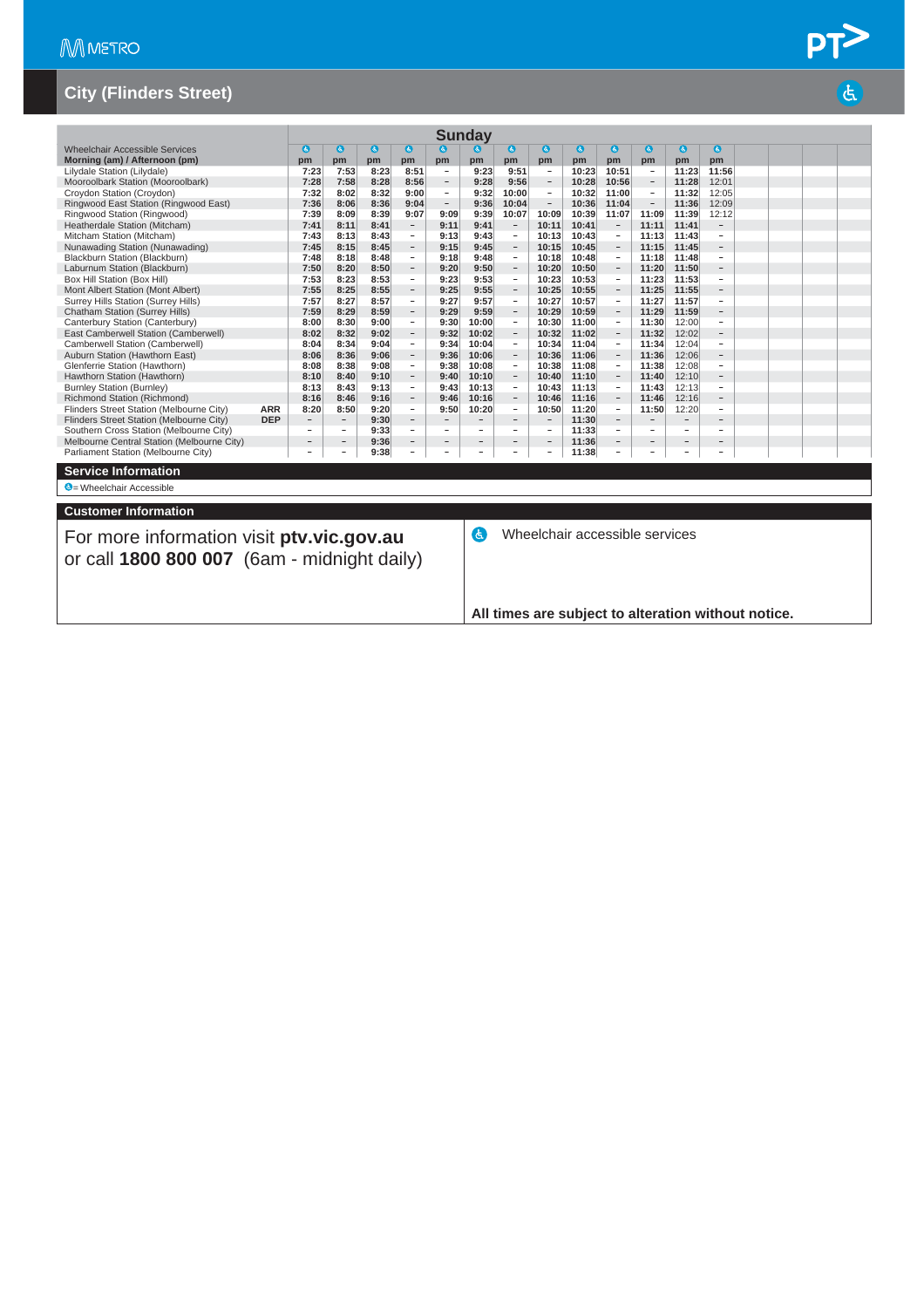METRO

## City (Flinders Street)

| Wheelchair Accessible Services<br>Morning (am) / Afternoon (pm) | | Sunday | | | | | | | | | | | |
|---|---|---|---|---|---|---|---|---|---|---|---|---|---|
| | | ♿ pm | ♿ pm | ♿ pm | ♿ pm | ♿ pm | ♿ pm | ♿ pm | ♿ pm | ♿ pm | ♿ pm | ♿ pm | ♿ pm |
| Lilydale Station (Lilydale) | | 7:23 | 7:53 | 8:23 | 8:51 | – | 9:23 | 9:51 | – | 10:23 | 10:51 | – | 11:23 | 11:56 |
| Mooroolbark Station (Mooroolbark) | | 7:28 | 7:58 | 8:28 | 8:56 | – | 9:28 | 9:56 | – | 10:28 | 10:56 | – | 11:28 | 12:01 |
| Croydon Station (Croydon) | | 7:32 | 8:02 | 8:32 | 9:00 | – | 9:32 | 10:00 | – | 10:32 | 11:00 | – | 11:32 | 12:05 |
| Ringwood East Station (Ringwood East) | | 7:36 | 8:06 | 8:36 | 9:04 | – | 9:36 | 10:04 | – | 10:36 | 11:04 | – | 11:36 | 12:09 |
| Ringwood Station (Ringwood) | | 7:39 | 8:09 | 8:39 | 9:07 | 9:09 | 9:39 | 10:07 | 10:09 | 10:39 | 11:07 | 11:09 | 11:39 | 12:12 |
| Heatherdale Station (Mitcham) | | 7:41 | 8:11 | 8:41 | – | 9:11 | 9:41 | – | 10:11 | 10:41 | – | 11:11 | 11:41 | – |
| Mitcham Station (Mitcham) | | 7:43 | 8:13 | 8:43 | – | 9:13 | 9:43 | – | 10:13 | 10:43 | – | 11:13 | 11:43 | – |
| Nunawading Station (Nunawading) | | 7:45 | 8:15 | 8:45 | – | 9:15 | 9:45 | – | 10:15 | 10:45 | – | 11:15 | 11:45 | – |
| Blackburn Station (Blackburn) | | 7:48 | 8:18 | 8:48 | – | 9:18 | 9:48 | – | 10:18 | 10:48 | – | 11:18 | 11:48 | – |
| Laburnum Station (Blackburn) | | 7:50 | 8:20 | 8:50 | – | 9:20 | 9:50 | – | 10:20 | 10:50 | – | 11:20 | 11:50 | – |
| Box Hill Station (Box Hill) | | 7:53 | 8:23 | 8:53 | – | 9:23 | 9:53 | – | 10:23 | 10:53 | – | 11:23 | 11:53 | – |
| Mont Albert Station (Mont Albert) | | 7:55 | 8:25 | 8:55 | – | 9:25 | 9:55 | – | 10:25 | 10:55 | – | 11:25 | 11:55 | – |
| Surrey Hills Station (Surrey Hills) | | 7:57 | 8:27 | 8:57 | – | 9:27 | 9:57 | – | 10:27 | 10:57 | – | 11:27 | 11:57 | – |
| Chatham Station (Surrey Hills) | | 7:59 | 8:29 | 8:59 | – | 9:29 | 9:59 | – | 10:29 | 10:59 | – | 11:29 | 11:59 | – |
| Canterbury Station (Canterbury) | | 8:00 | 8:30 | 9:00 | – | 9:30 | 10:00 | – | 10:30 | 11:00 | – | 11:30 | 12:00 | – |
| East Camberwell Station (Camberwell) | | 8:02 | 8:32 | 9:02 | – | 9:32 | 10:02 | – | 10:32 | 11:02 | – | 11:32 | 12:02 | – |
| Camberwell Station (Camberwell) | | 8:04 | 8:34 | 9:04 | – | 9:34 | 10:04 | – | 10:34 | 11:04 | – | 11:34 | 12:04 | – |
| Auburn Station (Hawthorn East) | | 8:06 | 8:36 | 9:06 | – | 9:36 | 10:06 | – | 10:36 | 11:06 | – | 11:36 | 12:06 | – |
| Glenferrie Station (Hawthorn) | | 8:08 | 8:38 | 9:08 | – | 9:38 | 10:08 | – | 10:38 | 11:08 | – | 11:38 | 12:08 | – |
| Hawthorn Station (Hawthorn) | | 8:10 | 8:40 | 9:10 | – | 9:40 | 10:10 | – | 10:40 | 11:10 | – | 11:40 | 12:10 | – |
| Burnley Station (Burnley) | | 8:13 | 8:43 | 9:13 | – | 9:43 | 10:13 | – | 10:43 | 11:13 | – | 11:43 | 12:13 | – |
| Richmond Station (Richmond) | | 8:16 | 8:46 | 9:16 | – | 9:46 | 10:16 | – | 10:46 | 11:16 | – | 11:46 | 12:16 | – |
| Flinders Street Station (Melbourne City) | ARR | 8:20 | 8:50 | 9:20 | – | 9:50 | 10:20 | – | 10:50 | 11:20 | – | 11:50 | 12:20 | – |
| Flinders Street Station (Melbourne City) | DEP | – | – | 9:30 | – | – | – | – | – | 11:30 | – | – | – | – |
| Southern Cross Station (Melbourne City) | | – | – | 9:33 | – | – | – | – | – | 11:33 | – | – | – | – |
| Melbourne Central Station (Melbourne City) | | – | – | 9:36 | – | – | – | – | – | 11:36 | – | – | – | – |
| Parliament Station (Melbourne City) | | – | – | 9:38 | – | – | – | – | – | 11:38 | – | – | – | – |

### Service Information

♿ = Wheelchair Accessible

### Customer Information

For more information visit **ptv.vic.gov.au**
or call **1800 800 007** (6am - midnight daily)

♿ Wheelchair accessible services

**All times are subject to alteration without notice.**